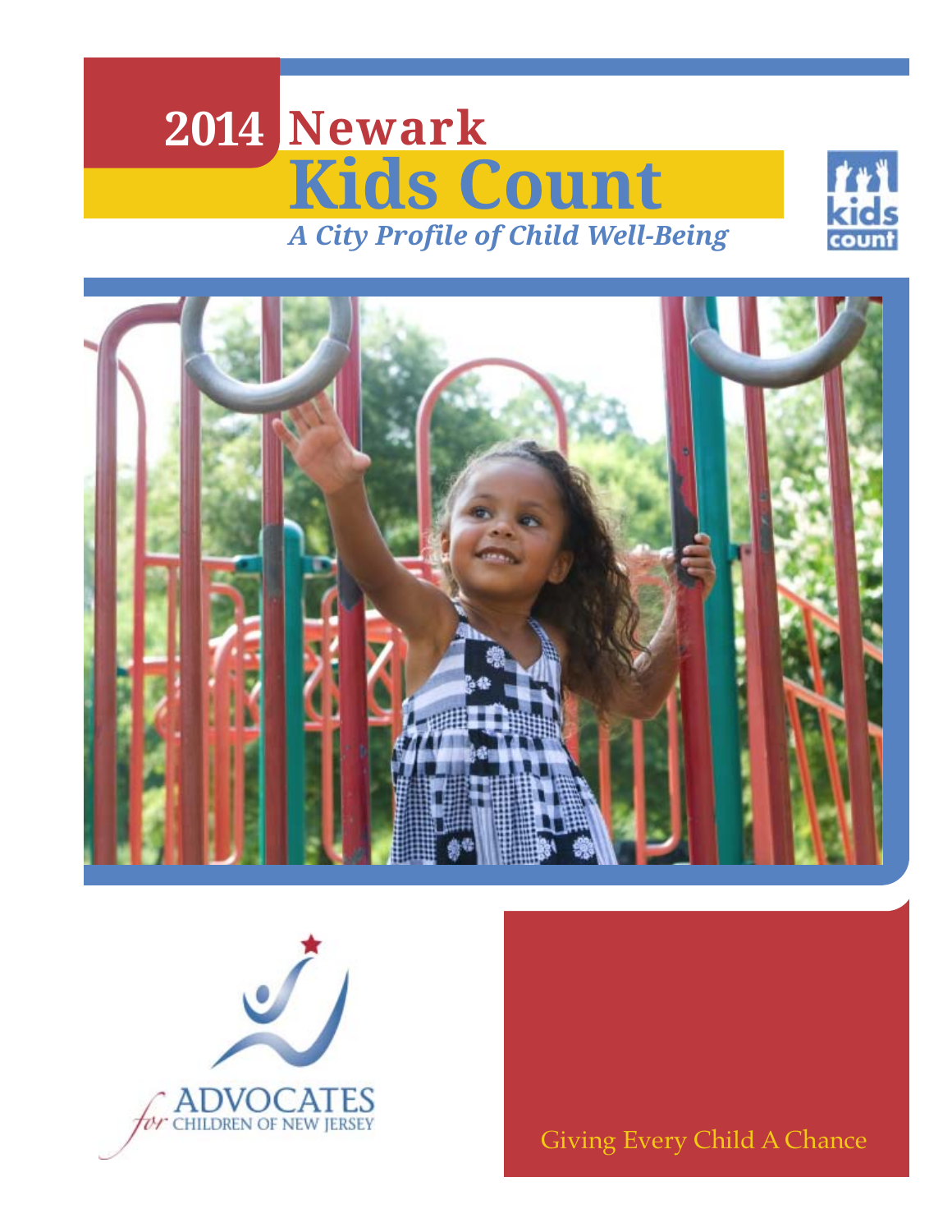# 2014 Newark Kids Count

*A City Profile of Child Well-Being*

ADVOCATES for CHILDREN OF NEW JERSEY

Giving Every Child A Chance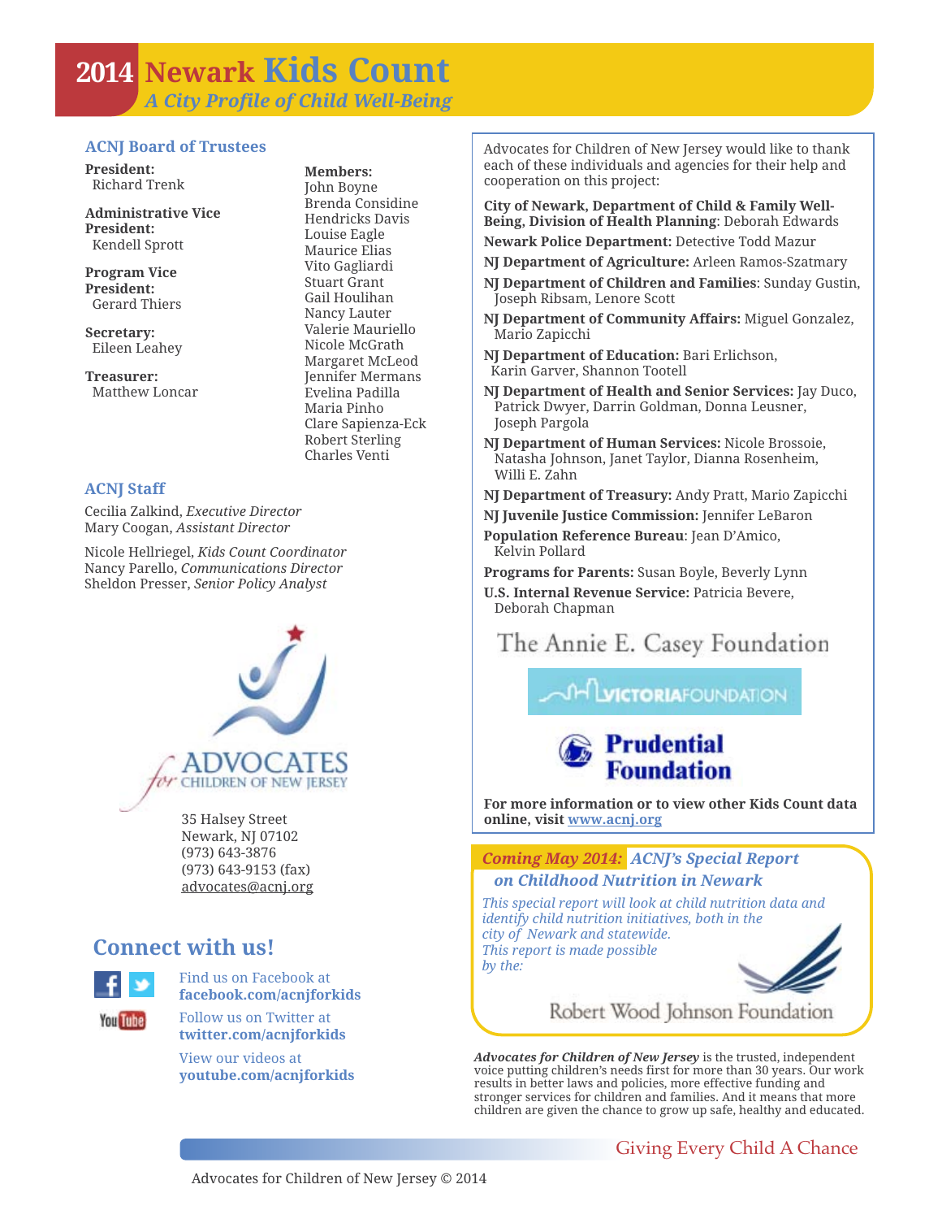# 2014 Newark Kids Count

*A City Profile of Child Well-Being*

## ACNJ Board of Trustees

**President:**
Richard Trenk

**Administrative Vice President:**
Kendell Sprott

**Program Vice President:**
Gerard Thiers

**Secretary:**
Eileen Leahey

**Treasurer:**
Matthew Loncar

**Members:**
John Boyne
Brenda Considine
Hendricks Davis
Louise Eagle
Maurice Elias
Vito Gagliardi
Stuart Grant
Gail Houlihan
Nancy Lauter
Valerie Mauriello
Nicole McGrath
Margaret McLeod
Jennifer Mermans
Evelina Padilla
Maria Pinho
Clare Sapienza-Eck
Robert Sterling
Charles Venti

## ACNJ Staff

Cecilia Zalkind, *Executive Director*
Mary Coogan, *Assistant Director*

Nicole Hellriegel, *Kids Count Coordinator*
Nancy Parello, *Communications Director*
Sheldon Presser, *Senior Policy Analyst*

ADVOCATES for CHILDREN OF NEW JERSEY

35 Halsey Street
Newark, NJ 07102
(973) 643-3876
(973) 643-9153 (fax)
advocates@acnj.org

## Connect with us!

Find us on Facebook at **facebook.com/acnjforkids**

Follow us on Twitter at **twitter.com/acnjforkids**

View our videos at **youtube.com/acnjforkids**

---

Advocates for Children of New Jersey would like to thank each of these individuals and agencies for their help and cooperation on this project:

**City of Newark, Department of Child & Family Well-Being, Division of Health Planning**: Deborah Edwards

**Newark Police Department:** Detective Todd Mazur

**NJ Department of Agriculture:** Arleen Ramos-Szatmary

**NJ Department of Children and Families**: Sunday Gustin, Joseph Ribsam, Lenore Scott

**NJ Department of Community Affairs:** Miguel Gonzalez, Mario Zapicchi

**NJ Department of Education:** Bari Erlichson, Karin Garver, Shannon Tootell

**NJ Department of Health and Senior Services:** Jay Duco, Patrick Dwyer, Darrin Goldman, Donna Leusner, Joseph Pargola

**NJ Department of Human Services:** Nicole Brossoie, Natasha Johnson, Janet Taylor, Dianna Rosenheim, Willi E. Zahn

**NJ Department of Treasury:** Andy Pratt, Mario Zapicchi

**NJ Juvenile Justice Commission:** Jennifer LeBaron

**Population Reference Bureau**: Jean D'Amico, Kelvin Pollard

**Programs for Parents:** Susan Boyle, Beverly Lynn

**U.S. Internal Revenue Service:** Patricia Bevere, Deborah Chapman

The Annie E. Casey Foundation

Victoria Foundation

Prudential Foundation

**For more information or to view other Kids Count data online, visit www.acnj.org**

---

***Coming May 2014:* *ACNJ's Special Report on Childhood Nutrition in Newark***

*This special report will look at child nutrition data and identify child nutrition initiatives, both in the city of Newark and statewide. This report is made possible by the:*

Robert Wood Johnson Foundation

---

***Advocates for Children of New Jersey*** is the trusted, independent voice putting children's needs first for more than 30 years. Our work results in better laws and policies, more effective funding and stronger services for children and families. And it means that more children are given the chance to grow up safe, healthy and educated.

Giving Every Child A Chance

Advocates for Children of New Jersey © 2014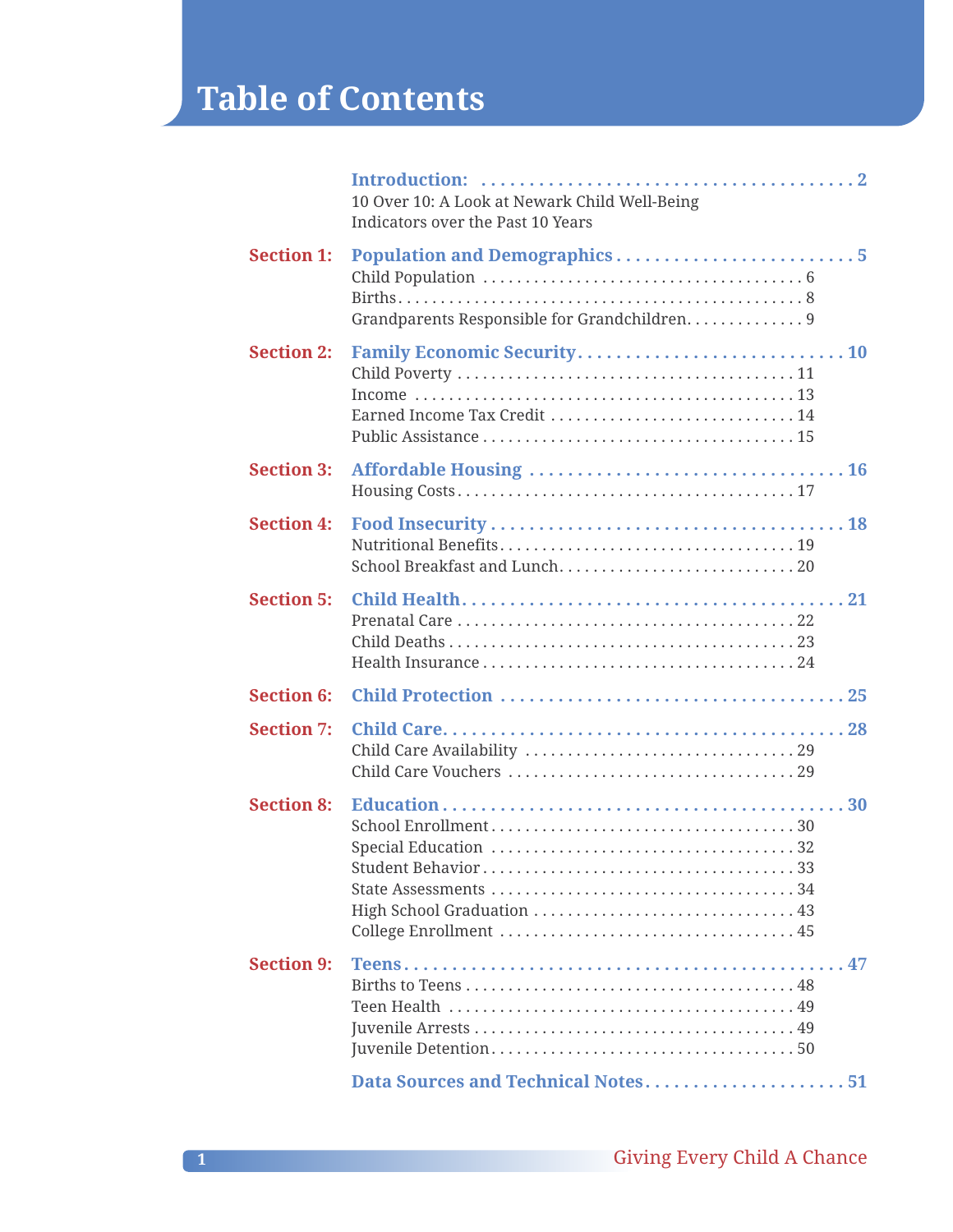# Table of Contents

**Introduction:** ........................................ 2
10 Over 10: A Look at Newark Child Well-Being Indicators over the Past 10 Years

**Section 1: Population and Demographics** ........................................ 5
- Child Population ........................................ 6
- Births ........................................ 8
- Grandparents Responsible for Grandchildren ........................................ 9

**Section 2: Family Economic Security** ........................................ 10
- Child Poverty ........................................ 11
- Income ........................................ 13
- Earned Income Tax Credit ........................................ 14
- Public Assistance ........................................ 15

**Section 3: Affordable Housing** ........................................ 16
- Housing Costs ........................................ 17

**Section 4: Food Insecurity** ........................................ 18
- Nutritional Benefits ........................................ 19
- School Breakfast and Lunch ........................................ 20

**Section 5: Child Health** ........................................ 21
- Prenatal Care ........................................ 22
- Child Deaths ........................................ 23
- Health Insurance ........................................ 24

**Section 6: Child Protection** ........................................ 25

**Section 7: Child Care** ........................................ 28
- Child Care Availability ........................................ 29
- Child Care Vouchers ........................................ 29

**Section 8: Education** ........................................ 30
- School Enrollment ........................................ 30
- Special Education ........................................ 32
- Student Behavior ........................................ 33
- State Assessments ........................................ 34
- High School Graduation ........................................ 43
- College Enrollment ........................................ 45

**Section 9: Teens** ........................................ 47
- Births to Teens ........................................ 48
- Teen Health ........................................ 49
- Juvenile Arrests ........................................ 49
- Juvenile Detention ........................................ 50

**Data Sources and Technical Notes** ........................................ 51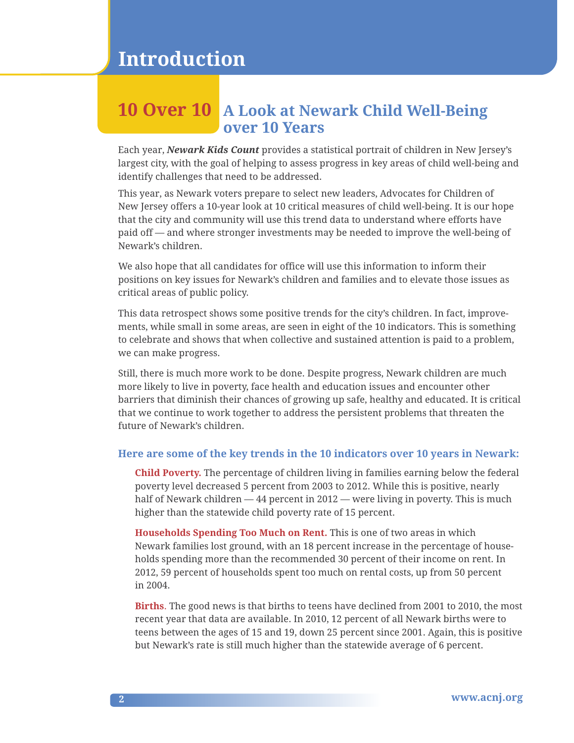# Introduction

## 10 Over 10 A Look at Newark Child Well-Being over 10 Years

Each year, ***Newark Kids Count*** provides a statistical portrait of children in New Jersey's largest city, with the goal of helping to assess progress in key areas of child well-being and identify challenges that need to be addressed.

This year, as Newark voters prepare to select new leaders, Advocates for Children of New Jersey offers a 10-year look at 10 critical measures of child well-being. It is our hope that the city and community will use this trend data to understand where efforts have paid off — and where stronger investments may be needed to improve the well-being of Newark's children.

We also hope that all candidates for office will use this information to inform their positions on key issues for Newark's children and families and to elevate those issues as critical areas of public policy.

This data retrospect shows some positive trends for the city's children. In fact, improvements, while small in some areas, are seen in eight of the 10 indicators. This is something to celebrate and shows that when collective and sustained attention is paid to a problem, we can make progress.

Still, there is much more work to be done. Despite progress, Newark children are much more likely to live in poverty, face health and education issues and encounter other barriers that diminish their chances of growing up safe, healthy and educated. It is critical that we continue to work together to address the persistent problems that threaten the future of Newark's children.

### Here are some of the key trends in the 10 indicators over 10 years in Newark:

**Child Poverty.** The percentage of children living in families earning below the federal poverty level decreased 5 percent from 2003 to 2012. While this is positive, nearly half of Newark children — 44 percent in 2012 — were living in poverty. This is much higher than the statewide child poverty rate of 15 percent.

**Households Spending Too Much on Rent.** This is one of two areas in which Newark families lost ground, with an 18 percent increase in the percentage of households spending more than the recommended 30 percent of their income on rent. In 2012, 59 percent of households spent too much on rental costs, up from 50 percent in 2004.

**Births.** The good news is that births to teens have declined from 2001 to 2010, the most recent year that data are available. In 2010, 12 percent of all Newark births were to teens between the ages of 15 and 19, down 25 percent since 2001. Again, this is positive but Newark's rate is still much higher than the statewide average of 6 percent.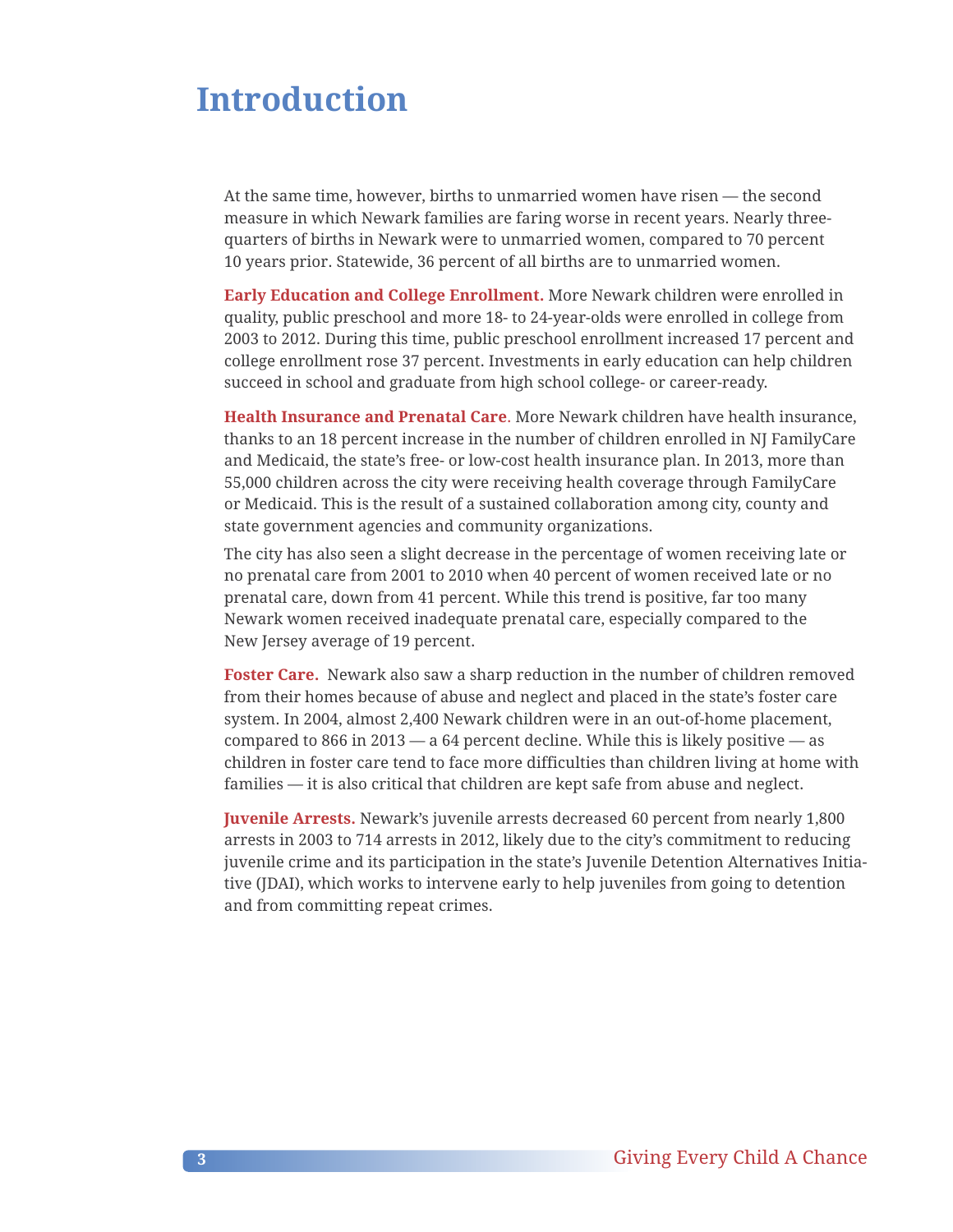# Introduction

At the same time, however, births to unmarried women have risen — the second measure in which Newark families are faring worse in recent years. Nearly three-quarters of births in Newark were to unmarried women, compared to 70 percent 10 years prior. Statewide, 36 percent of all births are to unmarried women.

**Early Education and College Enrollment.** More Newark children were enrolled in quality, public preschool and more 18- to 24-year-olds were enrolled in college from 2003 to 2012. During this time, public preschool enrollment increased 17 percent and college enrollment rose 37 percent. Investments in early education can help children succeed in school and graduate from high school college- or career-ready.

**Health Insurance and Prenatal Care**. More Newark children have health insurance, thanks to an 18 percent increase in the number of children enrolled in NJ FamilyCare and Medicaid, the state's free- or low-cost health insurance plan. In 2013, more than 55,000 children across the city were receiving health coverage through FamilyCare or Medicaid. This is the result of a sustained collaboration among city, county and state government agencies and community organizations.

The city has also seen a slight decrease in the percentage of women receiving late or no prenatal care from 2001 to 2010 when 40 percent of women received late or no prenatal care, down from 41 percent. While this trend is positive, far too many Newark women received inadequate prenatal care, especially compared to the New Jersey average of 19 percent.

**Foster Care.** Newark also saw a sharp reduction in the number of children removed from their homes because of abuse and neglect and placed in the state's foster care system. In 2004, almost 2,400 Newark children were in an out-of-home placement, compared to 866 in 2013 — a 64 percent decline. While this is likely positive — as children in foster care tend to face more difficulties than children living at home with families — it is also critical that children are kept safe from abuse and neglect.

**Juvenile Arrests.** Newark's juvenile arrests decreased 60 percent from nearly 1,800 arrests in 2003 to 714 arrests in 2012, likely due to the city's commitment to reducing juvenile crime and its participation in the state's Juvenile Detention Alternatives Initiative (JDAI), which works to intervene early to help juveniles from going to detention and from committing repeat crimes.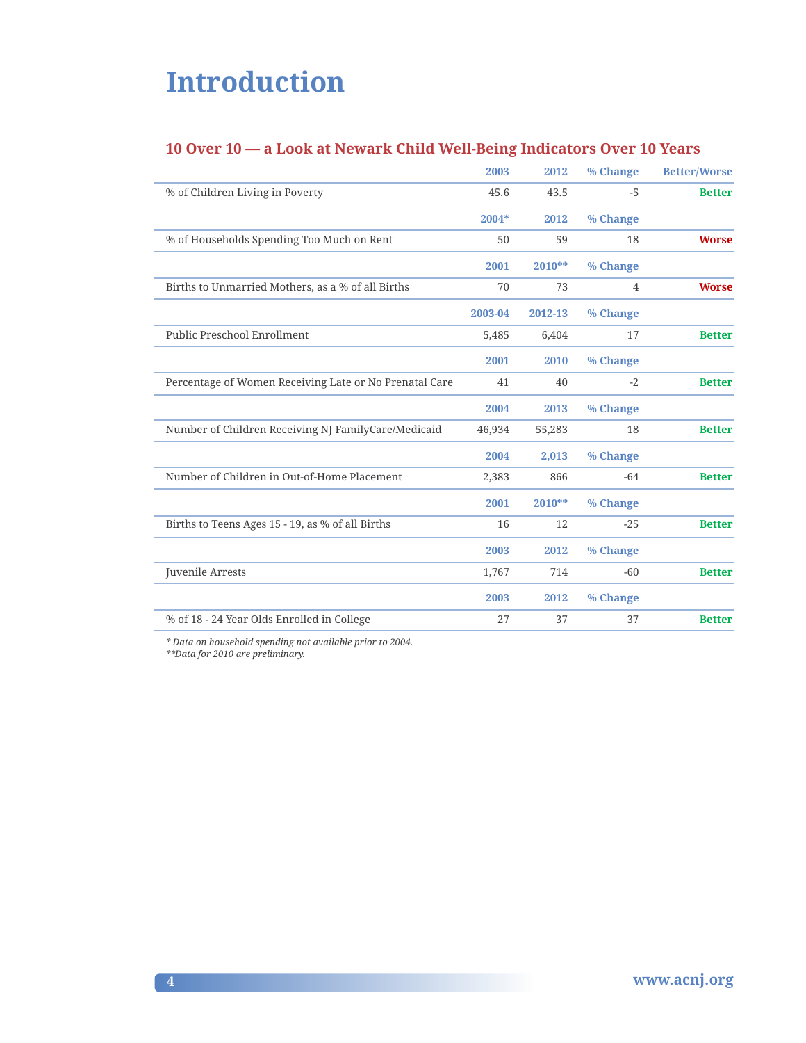# Introduction

## 10 Over 10 — a Look at Newark Child Well-Being Indicators Over 10 Years

| | 2003 | 2012 | % Change | Better/Worse |
|---|---|---|---|---|
| % of Children Living in Poverty | 45.6 | 43.5 | -5 | **Better** |
| | **2004*** | **2012** | **% Change** | |
| % of Households Spending Too Much on Rent | 50 | 59 | 18 | **Worse** |
| | **2001** | **2010**** | **% Change** | |
| Births to Unmarried Mothers, as a % of all Births | 70 | 73 | 4 | **Worse** |
| | **2003-04** | **2012-13** | **% Change** | |
| Public Preschool Enrollment | 5,485 | 6,404 | 17 | **Better** |
| | **2001** | **2010** | **% Change** | |
| Percentage of Women Receiving Late or No Prenatal Care | 41 | 40 | -2 | **Better** |
| | **2004** | **2013** | **% Change** | |
| Number of Children Receiving NJ FamilyCare/Medicaid | 46,934 | 55,283 | 18 | **Better** |
| | **2004** | **2,013** | **% Change** | |
| Number of Children in Out-of-Home Placement | 2,383 | 866 | -64 | **Better** |
| | **2001** | **2010**** | **% Change** | |
| Births to Teens Ages 15 - 19, as % of all Births | 16 | 12 | -25 | **Better** |
| | **2003** | **2012** | **% Change** | |
| Juvenile Arrests | 1,767 | 714 | -60 | **Better** |
| | **2003** | **2012** | **% Change** | |
| % of 18 - 24 Year Olds Enrolled in College | 27 | 37 | 37 | **Better** |

*\* Data on household spending not available prior to 2004.*
*\*\*Data for 2010 are preliminary.*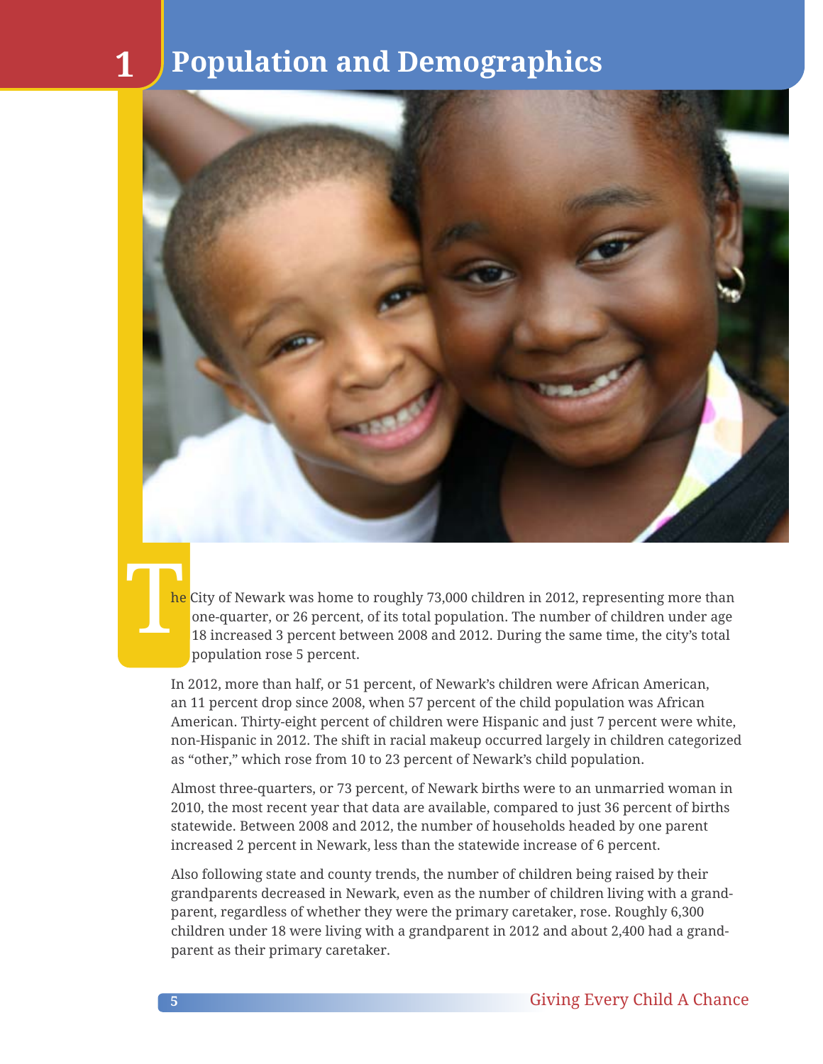# 1 Population and Demographics

The City of Newark was home to roughly 73,000 children in 2012, representing more than one-quarter, or 26 percent, of its total population. The number of children under age 18 increased 3 percent between 2008 and 2012. During the same time, the city's total population rose 5 percent.

In 2012, more than half, or 51 percent, of Newark's children were African American, an 11 percent drop since 2008, when 57 percent of the child population was African American. Thirty-eight percent of children were Hispanic and just 7 percent were white, non-Hispanic in 2012. The shift in racial makeup occurred largely in children categorized as "other," which rose from 10 to 23 percent of Newark's child population.

Almost three-quarters, or 73 percent, of Newark births were to an unmarried woman in 2010, the most recent year that data are available, compared to just 36 percent of births statewide. Between 2008 and 2012, the number of households headed by one parent increased 2 percent in Newark, less than the statewide increase of 6 percent.

Also following state and county trends, the number of children being raised by their grandparents decreased in Newark, even as the number of children living with a grandparent, regardless of whether they were the primary caretaker, rose. Roughly 6,300 children under 18 were living with a grandparent in 2012 and about 2,400 had a grandparent as their primary caretaker.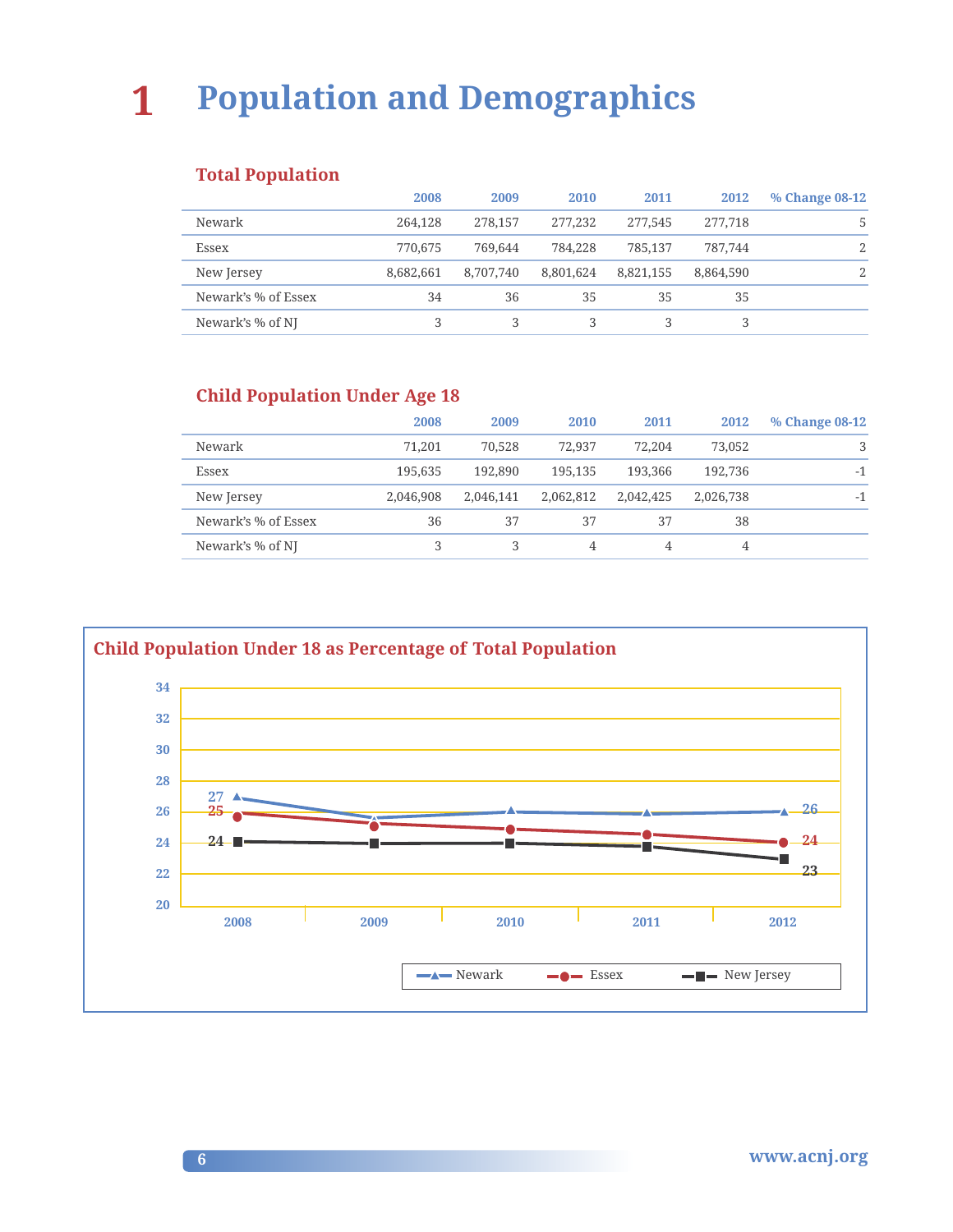# 1 Population and Demographics

### Total Population

| | 2008 | 2009 | 2010 | 2011 | 2012 | % Change 08-12 |
|---|---|---|---|---|---|---|
| Newark | 264,128 | 278,157 | 277,232 | 277,545 | 277,718 | 5 |
| Essex | 770,675 | 769,644 | 784,228 | 785,137 | 787,744 | 2 |
| New Jersey | 8,682,661 | 8,707,740 | 8,801,624 | 8,821,155 | 8,864,590 | 2 |
| Newark's % of Essex | 34 | 36 | 35 | 35 | 35 | |
| Newark's % of NJ | 3 | 3 | 3 | 3 | 3 | |

### Child Population Under Age 18

| | 2008 | 2009 | 2010 | 2011 | 2012 | % Change 08-12 |
|---|---|---|---|---|---|---|
| Newark | 71,201 | 70,528 | 72,937 | 72,204 | 73,052 | 3 |
| Essex | 195,635 | 192,890 | 195,135 | 193,366 | 192,736 | -1 |
| New Jersey | 2,046,908 | 2,046,141 | 2,062,812 | 2,042,425 | 2,026,738 | -1 |
| Newark's % of Essex | 36 | 37 | 37 | 37 | 38 | |
| Newark's % of NJ | 3 | 3 | 4 | 4 | 4 | |

### Child Population Under 18 as Percentage of Total Population

| | 2008 | 2012 |
|---|---|---|
| Newark | 27 | 26 |
| Essex | 25 | 24 |
| New Jersey | 24 | 23 |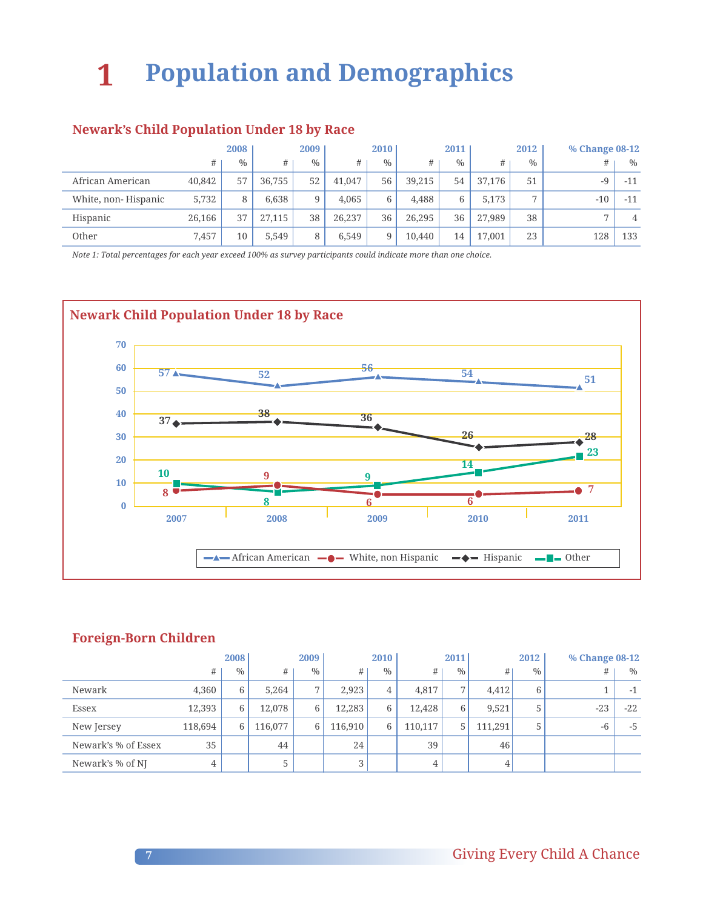# 1 Population and Demographics

## Newark's Child Population Under 18 by Race

| | 2008 | | 2009 | | 2010 | | 2011 | | 2012 | | % Change 08-12 | |
|---|---|---|---|---|---|---|---|---|---|---|---|---|
| | # | % | # | % | # | % | # | % | # | % | # | % |
| African American | 40,842 | 57 | 36,755 | 52 | 41,047 | 56 | 39,215 | 54 | 37,176 | 51 | -9 | -11 |
| White, non- Hispanic | 5,732 | 8 | 6,638 | 9 | 4,065 | 6 | 4,488 | 6 | 5,173 | 7 | -10 | -11 |
| Hispanic | 26,166 | 37 | 27,115 | 38 | 26,237 | 36 | 26,295 | 36 | 27,989 | 38 | 7 | 4 |
| Other | 7,457 | 10 | 5,549 | 8 | 6,549 | 9 | 10,440 | 14 | 17,001 | 23 | 128 | 133 |

*Note 1: Total percentages for each year exceed 100% as survey participants could indicate more than one choice.*

### Newark Child Population Under 18 by Race

| | 2007 | 2008 | 2009 | 2010 | 2011 |
|---|---|---|---|---|---|
| African American | 57 | 52 | 56 | 54 | 51 |
| White, non Hispanic | 8 | 9 | 6 | 6 | 7 |
| Hispanic | 37 | 38 | 36 | 26 | 28 |
| Other | 10 | 8 | 9 | 14 | 23 |

## Foreign-Born Children

| | 2008 | | 2009 | | 2010 | | 2011 | | 2012 | | % Change 08-12 | |
|---|---|---|---|---|---|---|---|---|---|---|---|---|
| | # | % | # | % | # | % | # | % | # | % | # | % |
| Newark | 4,360 | 6 | 5,264 | 7 | 2,923 | 4 | 4,817 | 7 | 4,412 | 6 | 1 | -1 |
| Essex | 12,393 | 6 | 12,078 | 6 | 12,283 | 6 | 12,428 | 6 | 9,521 | 5 | -23 | -22 |
| New Jersey | 118,694 | 6 | 116,077 | 6 | 116,910 | 6 | 110,117 | 5 | 111,291 | 5 | -6 | -5 |
| Newark's % of Essex | 35 | | 44 | | 24 | | 39 | | 46 | | | |
| Newark's % of NJ | 4 | | 5 | | 3 | | 4 | | 4 | | | |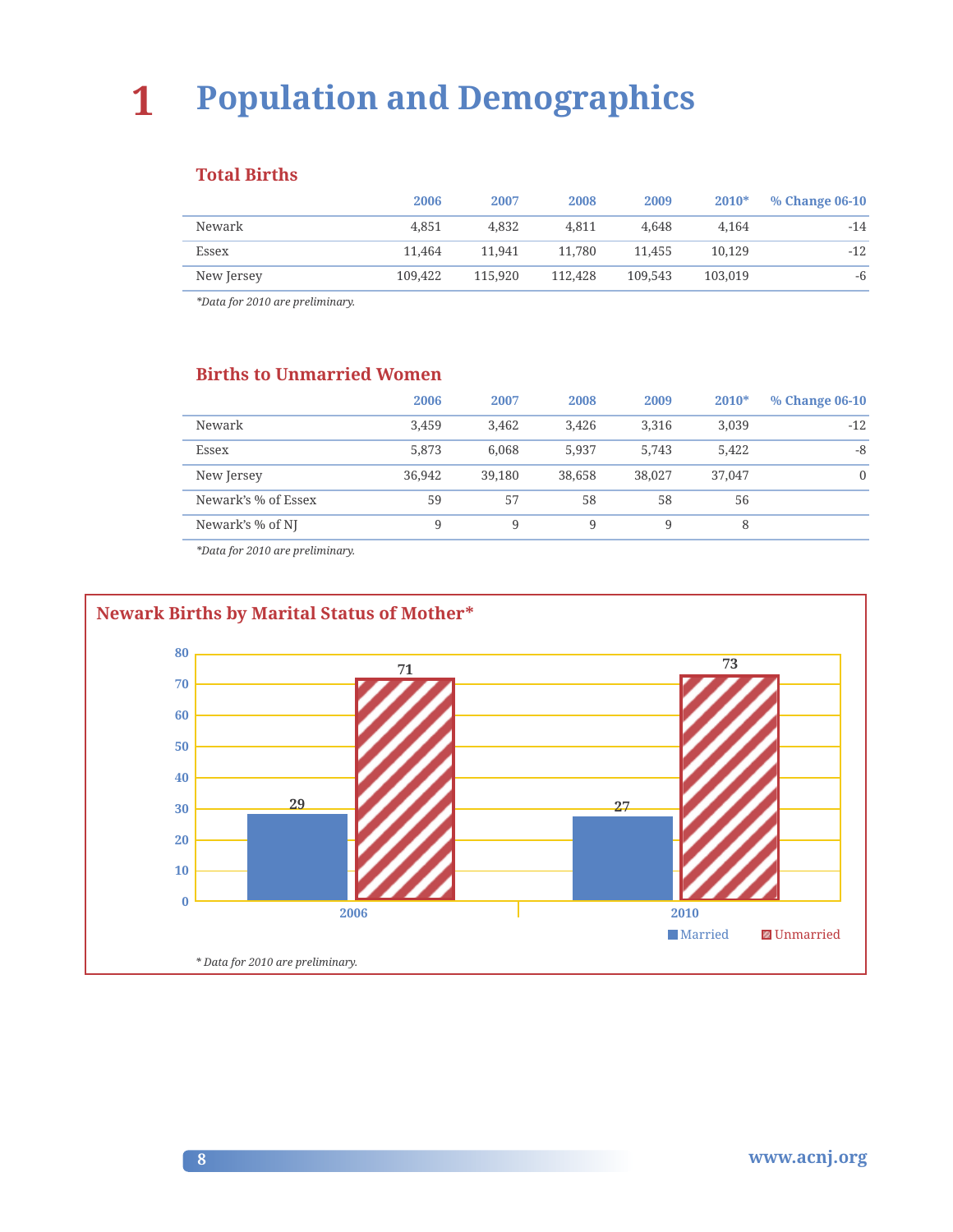# 1 Population and Demographics

## Total Births

| | 2006 | 2007 | 2008 | 2009 | 2010* | % Change 06-10 |
|---|---|---|---|---|---|---|
| Newark | 4,851 | 4,832 | 4,811 | 4,648 | 4,164 | -14 |
| Essex | 11,464 | 11,941 | 11,780 | 11,455 | 10,129 | -12 |
| New Jersey | 109,422 | 115,920 | 112,428 | 109,543 | 103,019 | -6 |

*\*Data for 2010 are preliminary.*

## Births to Unmarried Women

| | 2006 | 2007 | 2008 | 2009 | 2010* | % Change 06-10 |
|---|---|---|---|---|---|---|
| Newark | 3,459 | 3,462 | 3,426 | 3,316 | 3,039 | -12 |
| Essex | 5,873 | 6,068 | 5,937 | 5,743 | 5,422 | -8 |
| New Jersey | 36,942 | 39,180 | 38,658 | 38,027 | 37,047 | 0 |
| Newark's % of Essex | 59 | 57 | 58 | 58 | 56 | |
| Newark's % of NJ | 9 | 9 | 9 | 9 | 8 | |

*\*Data for 2010 are preliminary.*

## Newark Births by Marital Status of Mother*

| | Married | Unmarried |
|---|---|---|
| 2006 | 29 | 71 |
| 2010 | 27 | 73 |

*\* Data for 2010 are preliminary.*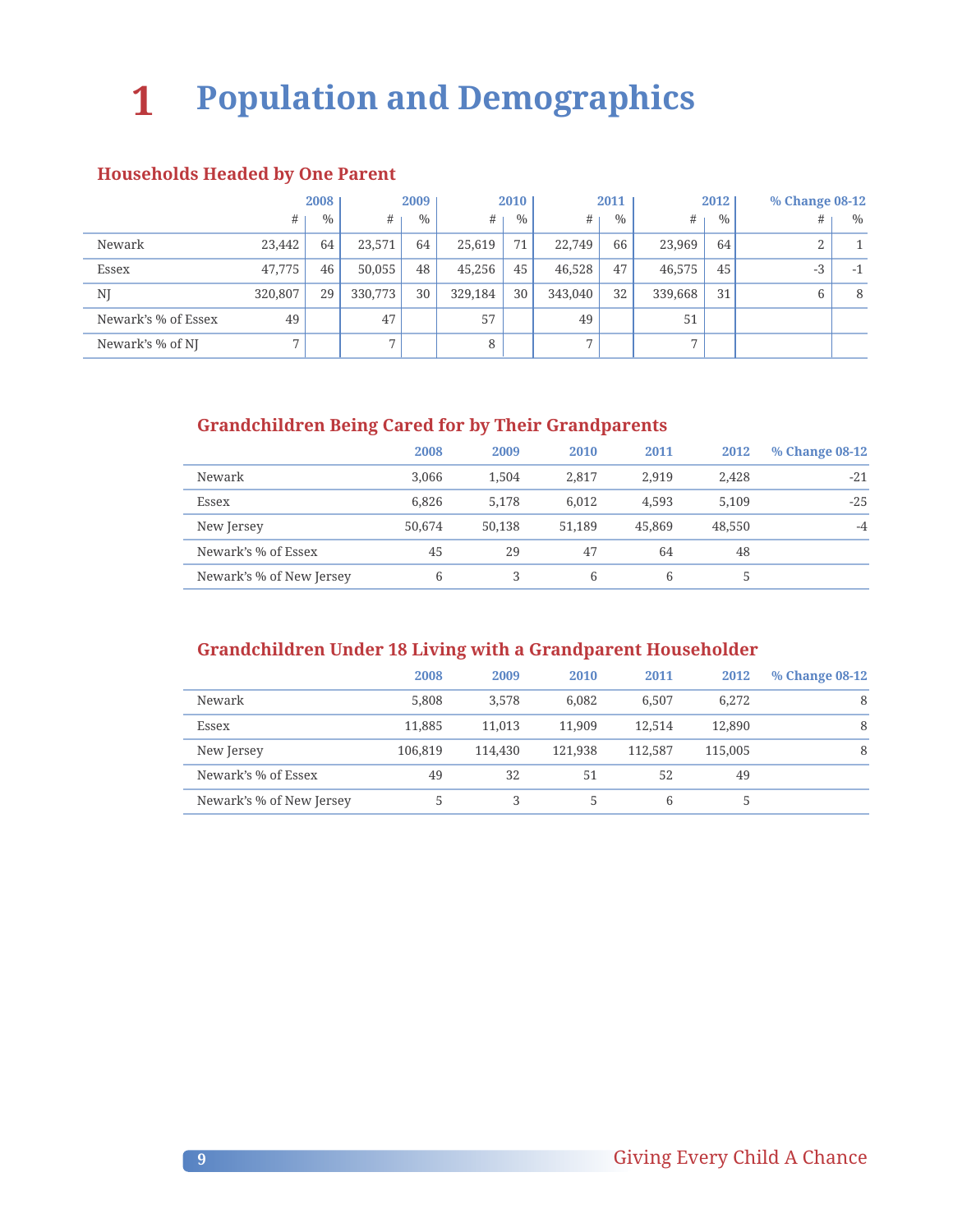# 1 Population and Demographics

## Households Headed by One Parent

| | 2008 | | 2009 | | 2010 | | 2011 | | 2012 | | % Change 08-12 | |
|---|---|---|---|---|---|---|---|---|---|---|---|---|
| | # | % | # | % | # | % | # | % | # | % | # | % |
| Newark | 23,442 | 64 | 23,571 | 64 | 25,619 | 71 | 22,749 | 66 | 23,969 | 64 | 2 | 1 |
| Essex | 47,775 | 46 | 50,055 | 48 | 45,256 | 45 | 46,528 | 47 | 46,575 | 45 | -3 | -1 |
| NJ | 320,807 | 29 | 330,773 | 30 | 329,184 | 30 | 343,040 | 32 | 339,668 | 31 | 6 | 8 |
| Newark's % of Essex | 49 | | 47 | | 57 | | 49 | | 51 | | | |
| Newark's % of NJ | 7 | | 7 | | 8 | | 7 | | 7 | | | |

## Grandchildren Being Cared for by Their Grandparents

| | 2008 | 2009 | 2010 | 2011 | 2012 | % Change 08-12 |
|---|---|---|---|---|---|---|
| Newark | 3,066 | 1,504 | 2,817 | 2,919 | 2,428 | -21 |
| Essex | 6,826 | 5,178 | 6,012 | 4,593 | 5,109 | -25 |
| New Jersey | 50,674 | 50,138 | 51,189 | 45,869 | 48,550 | -4 |
| Newark's % of Essex | 45 | 29 | 47 | 64 | 48 | |
| Newark's % of New Jersey | 6 | 3 | 6 | 6 | 5 | |

## Grandchildren Under 18 Living with a Grandparent Householder

| | 2008 | 2009 | 2010 | 2011 | 2012 | % Change 08-12 |
|---|---|---|---|---|---|---|
| Newark | 5,808 | 3,578 | 6,082 | 6,507 | 6,272 | 8 |
| Essex | 11,885 | 11,013 | 11,909 | 12,514 | 12,890 | 8 |
| New Jersey | 106,819 | 114,430 | 121,938 | 112,587 | 115,005 | 8 |
| Newark's % of Essex | 49 | 32 | 51 | 52 | 49 | |
| Newark's % of New Jersey | 5 | 3 | 5 | 6 | 5 | |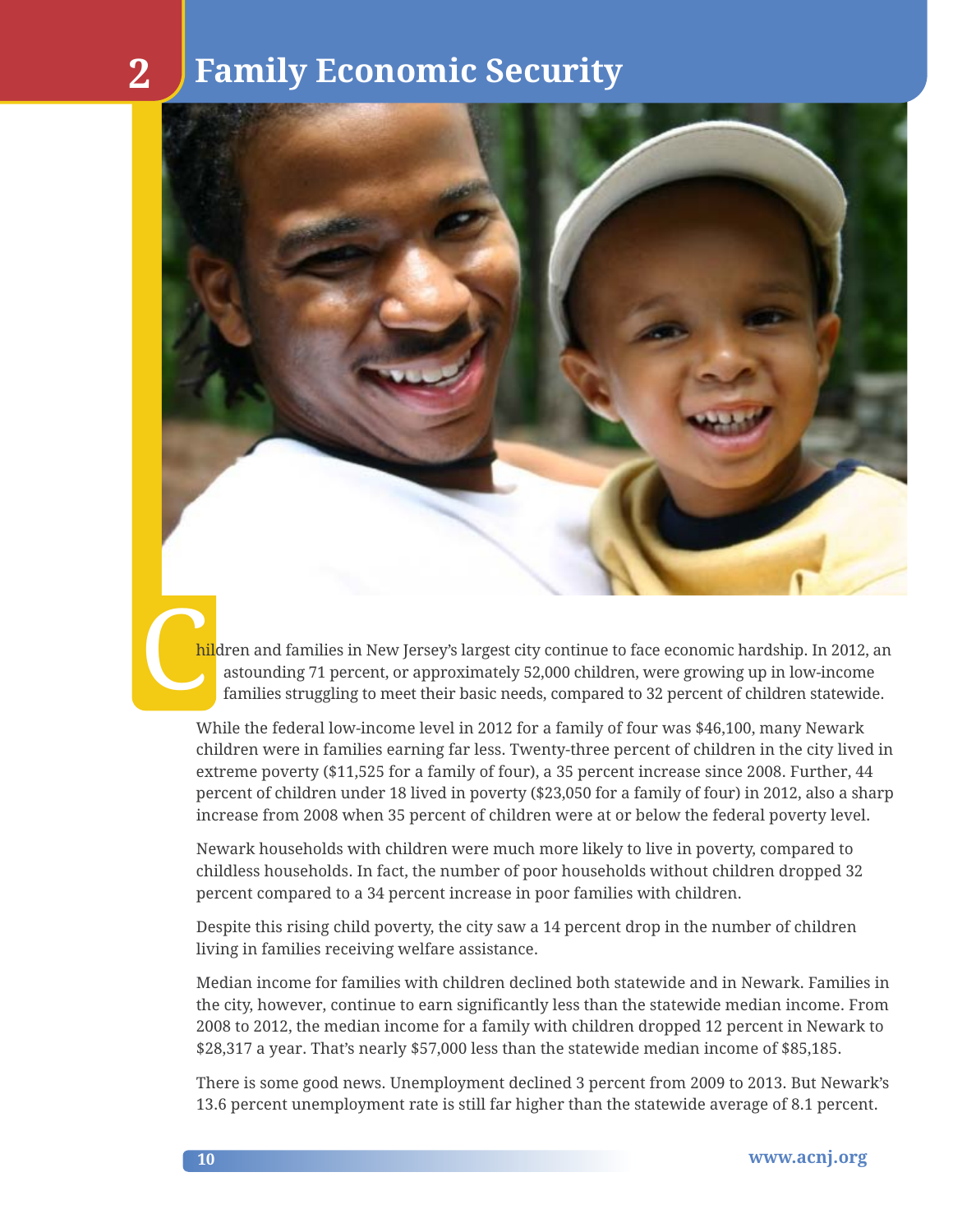# 2 Family Economic Security

Children and families in New Jersey's largest city continue to face economic hardship. In 2012, an astounding 71 percent, or approximately 52,000 children, were growing up in low-income families struggling to meet their basic needs, compared to 32 percent of children statewide.

While the federal low-income level in 2012 for a family of four was $46,100, many Newark children were in families earning far less. Twenty-three percent of children in the city lived in extreme poverty ($11,525 for a family of four), a 35 percent increase since 2008. Further, 44 percent of children under 18 lived in poverty ($23,050 for a family of four) in 2012, also a sharp increase from 2008 when 35 percent of children were at or below the federal poverty level.

Newark households with children were much more likely to live in poverty, compared to childless households. In fact, the number of poor households without children dropped 32 percent compared to a 34 percent increase in poor families with children.

Despite this rising child poverty, the city saw a 14 percent drop in the number of children living in families receiving welfare assistance.

Median income for families with children declined both statewide and in Newark. Families in the city, however, continue to earn significantly less than the statewide median income. From 2008 to 2012, the median income for a family with children dropped 12 percent in Newark to $28,317 a year. That's nearly $57,000 less than the statewide median income of $85,185.

There is some good news. Unemployment declined 3 percent from 2009 to 2013. But Newark's 13.6 percent unemployment rate is still far higher than the statewide average of 8.1 percent.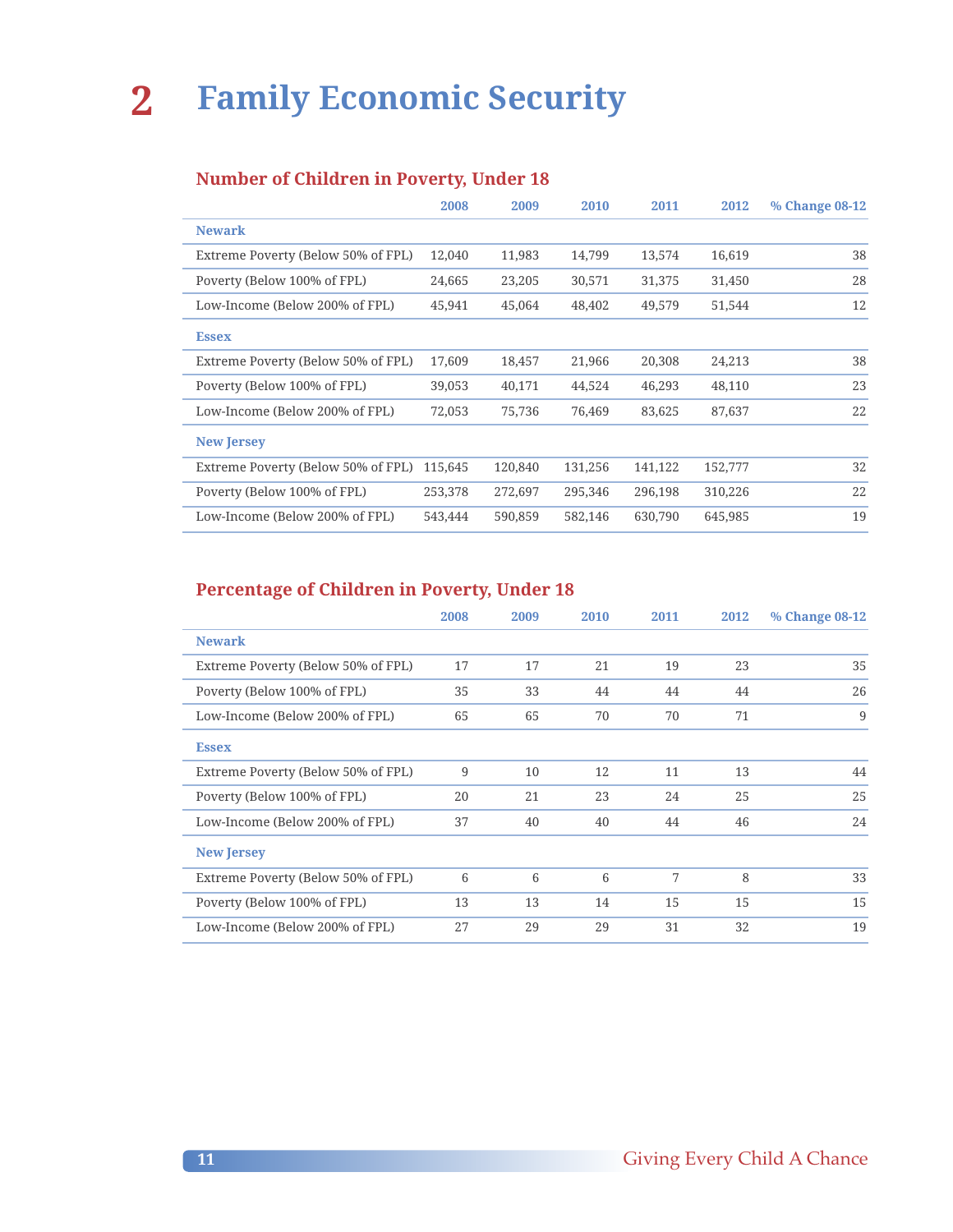# 2 Family Economic Security

## Number of Children in Poverty, Under 18

| | 2008 | 2009 | 2010 | 2011 | 2012 | % Change 08-12 |
|---|---|---|---|---|---|---|
| **Newark** | | | | | | |
| Extreme Poverty (Below 50% of FPL) | 12,040 | 11,983 | 14,799 | 13,574 | 16,619 | 38 |
| Poverty (Below 100% of FPL) | 24,665 | 23,205 | 30,571 | 31,375 | 31,450 | 28 |
| Low-Income (Below 200% of FPL) | 45,941 | 45,064 | 48,402 | 49,579 | 51,544 | 12 |
| **Essex** | | | | | | |
| Extreme Poverty (Below 50% of FPL) | 17,609 | 18,457 | 21,966 | 20,308 | 24,213 | 38 |
| Poverty (Below 100% of FPL) | 39,053 | 40,171 | 44,524 | 46,293 | 48,110 | 23 |
| Low-Income (Below 200% of FPL) | 72,053 | 75,736 | 76,469 | 83,625 | 87,637 | 22 |
| **New Jersey** | | | | | | |
| Extreme Poverty (Below 50% of FPL) | 115,645 | 120,840 | 131,256 | 141,122 | 152,777 | 32 |
| Poverty (Below 100% of FPL) | 253,378 | 272,697 | 295,346 | 296,198 | 310,226 | 22 |
| Low-Income (Below 200% of FPL) | 543,444 | 590,859 | 582,146 | 630,790 | 645,985 | 19 |

## Percentage of Children in Poverty, Under 18

| | 2008 | 2009 | 2010 | 2011 | 2012 | % Change 08-12 |
|---|---|---|---|---|---|---|
| **Newark** | | | | | | |
| Extreme Poverty (Below 50% of FPL) | 17 | 17 | 21 | 19 | 23 | 35 |
| Poverty (Below 100% of FPL) | 35 | 33 | 44 | 44 | 44 | 26 |
| Low-Income (Below 200% of FPL) | 65 | 65 | 70 | 70 | 71 | 9 |
| **Essex** | | | | | | |
| Extreme Poverty (Below 50% of FPL) | 9 | 10 | 12 | 11 | 13 | 44 |
| Poverty (Below 100% of FPL) | 20 | 21 | 23 | 24 | 25 | 25 |
| Low-Income (Below 200% of FPL) | 37 | 40 | 40 | 44 | 46 | 24 |
| **New Jersey** | | | | | | |
| Extreme Poverty (Below 50% of FPL) | 6 | 6 | 6 | 7 | 8 | 33 |
| Poverty (Below 100% of FPL) | 13 | 13 | 14 | 15 | 15 | 15 |
| Low-Income (Below 200% of FPL) | 27 | 29 | 29 | 31 | 32 | 19 |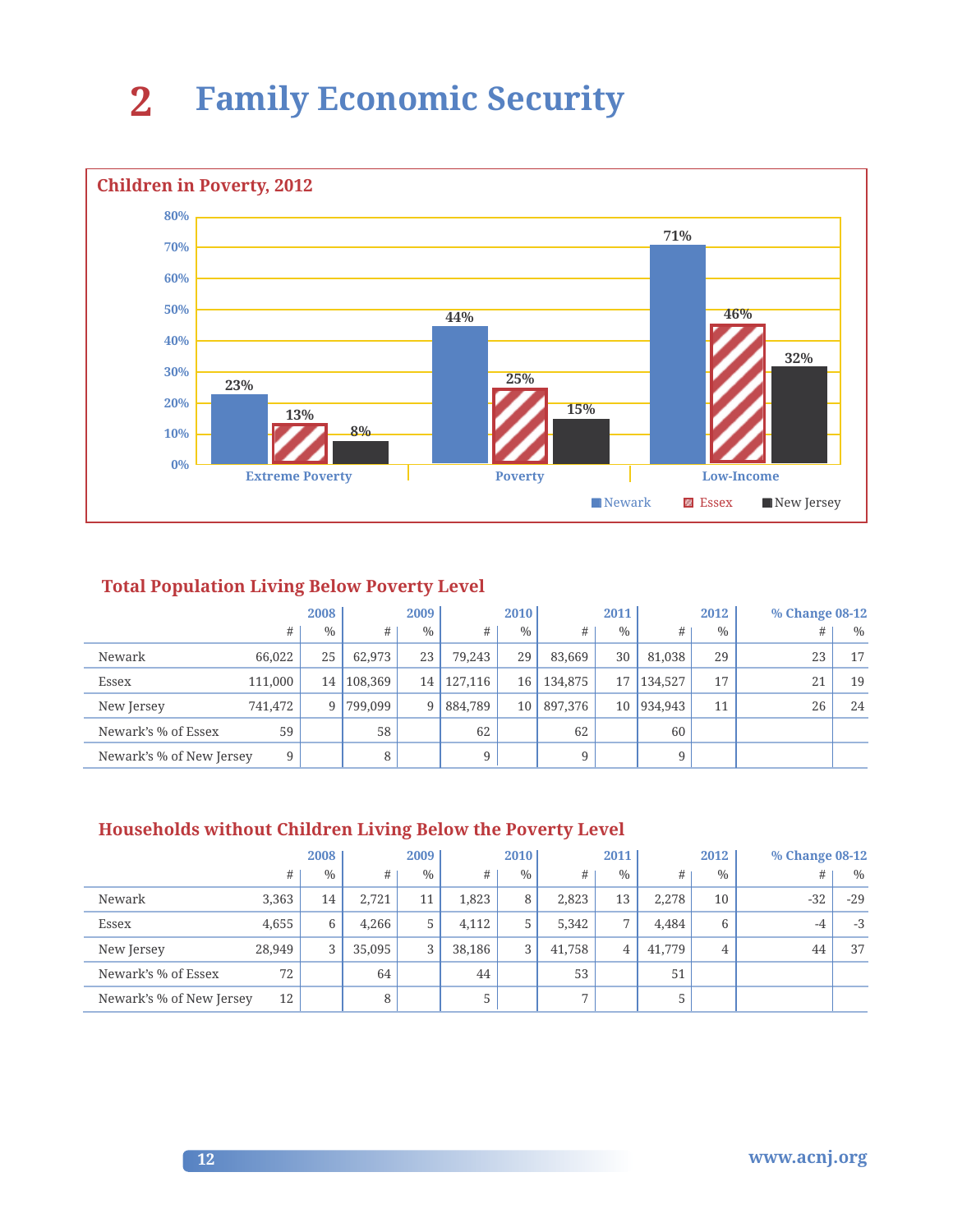# 2 Family Economic Security

## Children in Poverty, 2012

| | Newark | Essex | New Jersey |
|---|---|---|---|
| Extreme Poverty | 23% | 13% | 8% |
| Poverty | 44% | 25% | 15% |
| Low-Income | 71% | 46% | 32% |

## Total Population Living Below Poverty Level

| | 2008 | | 2009 | | 2010 | | 2011 | | 2012 | | % Change 08-12 | |
|---|---|---|---|---|---|---|---|---|---|---|---|---|
| | # | % | # | % | # | % | # | % | # | % | # | % |
| Newark | 66,022 | 25 | 62,973 | 23 | 79,243 | 29 | 83,669 | 30 | 81,038 | 29 | 23 | 17 |
| Essex | 111,000 | 14 | 108,369 | 14 | 127,116 | 16 | 134,875 | 17 | 134,527 | 17 | 21 | 19 |
| New Jersey | 741,472 | 9 | 799,099 | 9 | 884,789 | 10 | 897,376 | 10 | 934,943 | 11 | 26 | 24 |
| Newark's % of Essex | 59 | | 58 | | 62 | | 62 | | 60 | | | |
| Newark's % of New Jersey | 9 | | 8 | | 9 | | 9 | | 9 | | | |

## Households without Children Living Below the Poverty Level

| | 2008 | | 2009 | | 2010 | | 2011 | | 2012 | | % Change 08-12 | |
|---|---|---|---|---|---|---|---|---|---|---|---|---|
| | # | % | # | % | # | % | # | % | # | % | # | % |
| Newark | 3,363 | 14 | 2,721 | 11 | 1,823 | 8 | 2,823 | 13 | 2,278 | 10 | -32 | -29 |
| Essex | 4,655 | 6 | 4,266 | 5 | 4,112 | 5 | 5,342 | 7 | 4,484 | 6 | -4 | -3 |
| New Jersey | 28,949 | 3 | 35,095 | 3 | 38,186 | 3 | 41,758 | 4 | 41,779 | 4 | 44 | 37 |
| Newark's % of Essex | 72 | | 64 | | 44 | | 53 | | 51 | | | |
| Newark's % of New Jersey | 12 | | 8 | | 5 | | 7 | | 5 | | | |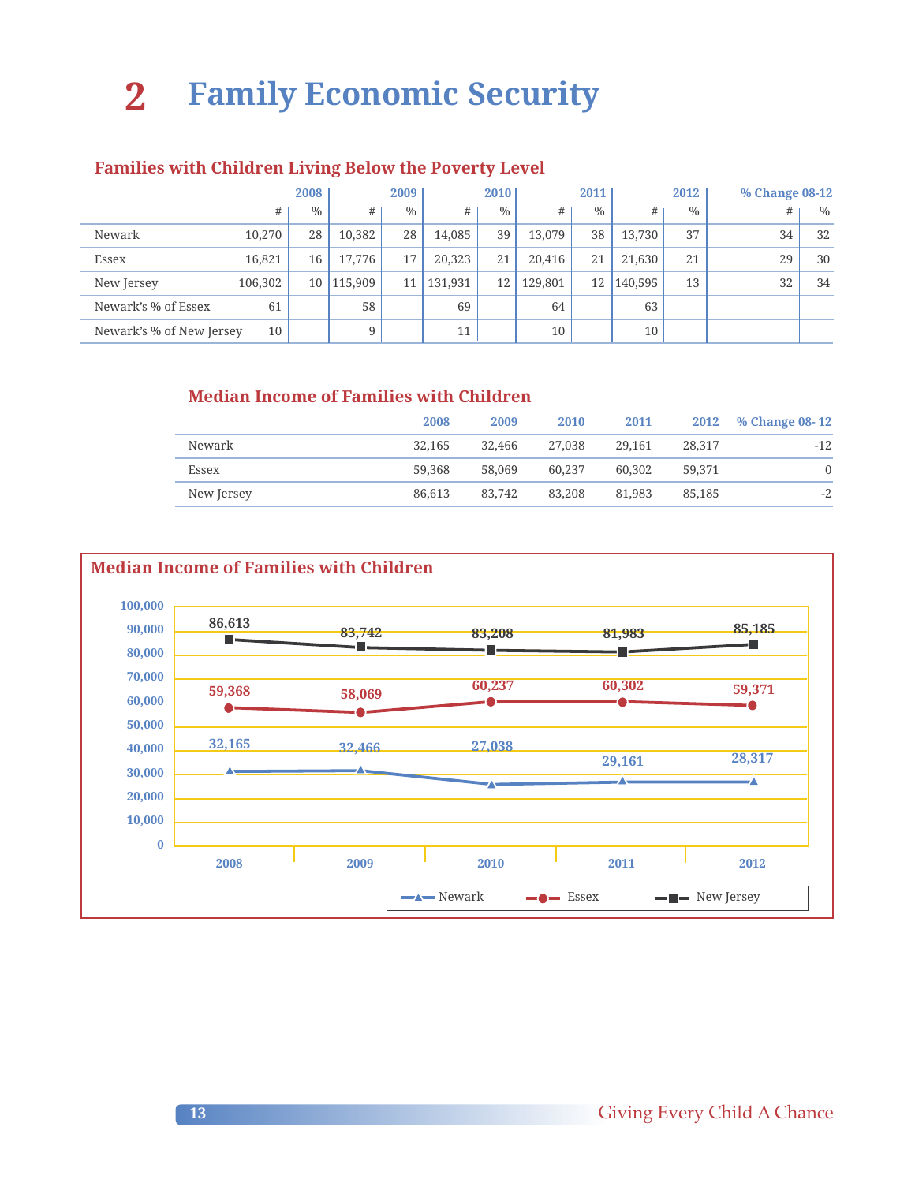# 2 Family Economic Security

## Families with Children Living Below the Poverty Level

| | 2008 | | 2009 | | 2010 | | 2011 | | 2012 | | % Change 08-12 | |
|---|---|---|---|---|---|---|---|---|---|---|---|---|
| | # | % | # | % | # | % | # | % | # | % | # | % |
| Newark | 10,270 | 28 | 10,382 | 28 | 14,085 | 39 | 13,079 | 38 | 13,730 | 37 | 34 | 32 |
| Essex | 16,821 | 16 | 17,776 | 17 | 20,323 | 21 | 20,416 | 21 | 21,630 | 21 | 29 | 30 |
| New Jersey | 106,302 | 10 | 115,909 | 11 | 131,931 | 12 | 129,801 | 12 | 140,595 | 13 | 32 | 34 |
| Newark's % of Essex | 61 | | 58 | | 69 | | 64 | | 63 | | | |
| Newark's % of New Jersey | 10 | | 9 | | 11 | | 10 | | 10 | | | |

## Median Income of Families with Children

| | 2008 | 2009 | 2010 | 2011 | 2012 | % Change 08- 12 |
|---|---|---|---|---|---|---|
| Newark | 32,165 | 32,466 | 27,038 | 29,161 | 28,317 | -12 |
| Essex | 59,368 | 58,069 | 60,237 | 60,302 | 59,371 | 0 |
| New Jersey | 86,613 | 83,742 | 83,208 | 81,983 | 85,185 | -2 |

## Median Income of Families with Children

| | 2008 | 2009 | 2010 | 2011 | 2012 |
|---|---|---|---|---|---|
| Newark | 32,165 | 32,466 | 27,038 | 29,161 | 28,317 |
| Essex | 59,368 | 58,069 | 60,237 | 60,302 | 59,371 |
| New Jersey | 86,613 | 83,742 | 83,208 | 81,983 | 85,185 |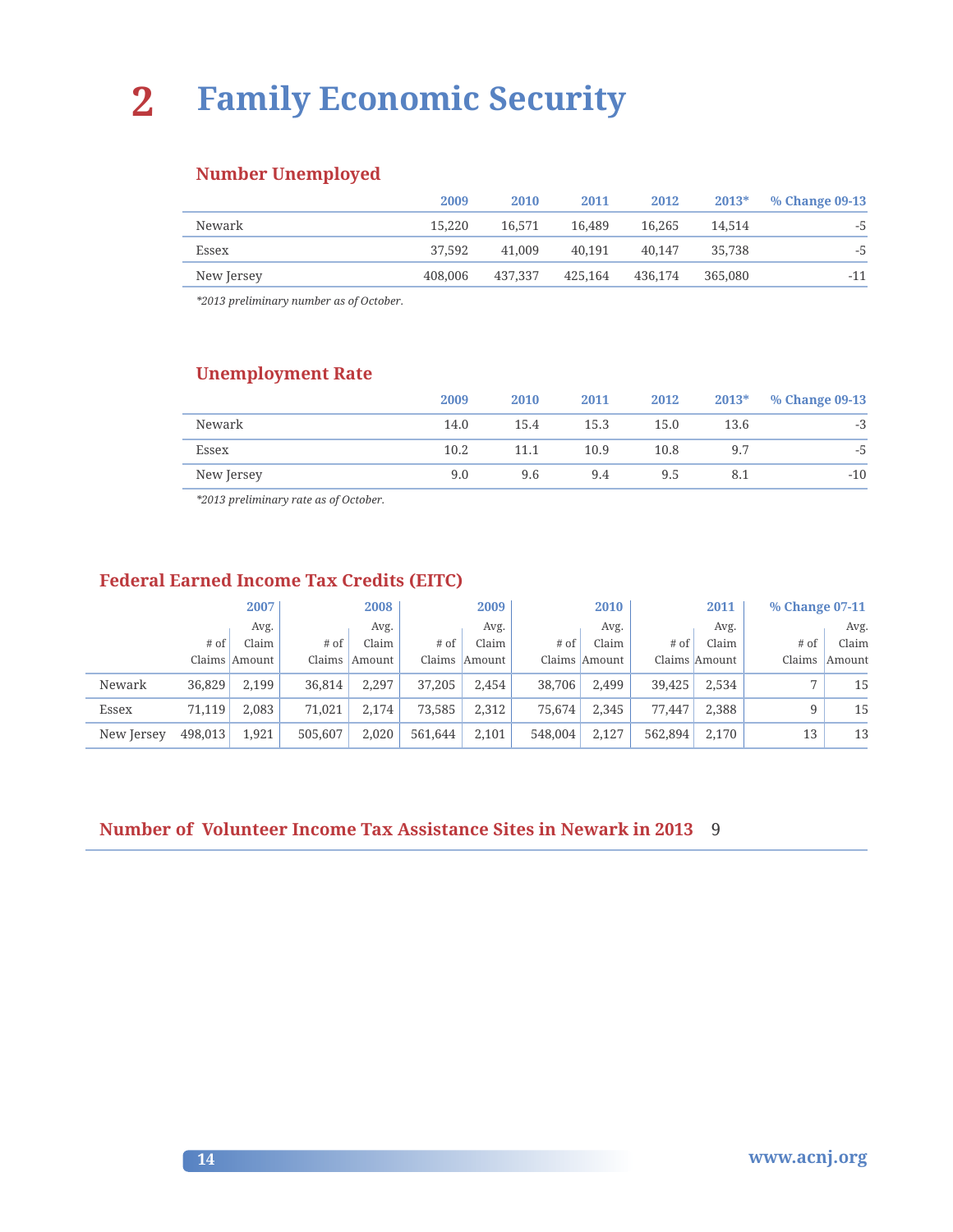# 2 Family Economic Security

## Number Unemployed

| | 2009 | 2010 | 2011 | 2012 | 2013* | % Change 09-13 |
|---|---|---|---|---|---|---|
| Newark | 15,220 | 16,571 | 16,489 | 16,265 | 14,514 | -5 |
| Essex | 37,592 | 41,009 | 40,191 | 40,147 | 35,738 | -5 |
| New Jersey | 408,006 | 437,337 | 425,164 | 436,174 | 365,080 | -11 |

*\*2013 preliminary number as of October.*

## Unemployment Rate

| | 2009 | 2010 | 2011 | 2012 | 2013* | % Change 09-13 |
|---|---|---|---|---|---|---|
| Newark | 14.0 | 15.4 | 15.3 | 15.0 | 13.6 | -3 |
| Essex | 10.2 | 11.1 | 10.9 | 10.8 | 9.7 | -5 |
| New Jersey | 9.0 | 9.6 | 9.4 | 9.5 | 8.1 | -10 |

*\*2013 preliminary rate as of October.*

## Federal Earned Income Tax Credits (EITC)

| | 2007 | | 2008 | | 2009 | | 2010 | | 2011 | | % Change 07-11 | |
|---|---|---|---|---|---|---|---|---|---|---|---|---|
| | # of Claims | Avg. Claim Amount | # of Claims | Avg. Claim Amount | # of Claims | Avg. Claim Amount | # of Claims | Avg. Claim Amount | # of Claims | Avg. Claim Amount | # of Claims | Avg. Claim Amount |
| Newark | 36,829 | 2,199 | 36,814 | 2,297 | 37,205 | 2,454 | 38,706 | 2,499 | 39,425 | 2,534 | 7 | 15 |
| Essex | 71,119 | 2,083 | 71,021 | 2,174 | 73,585 | 2,312 | 75,674 | 2,345 | 77,447 | 2,388 | 9 | 15 |
| New Jersey | 498,013 | 1,921 | 505,607 | 2,020 | 561,644 | 2,101 | 548,004 | 2,127 | 562,894 | 2,170 | 13 | 13 |

## Number of Volunteer Income Tax Assistance Sites in Newark in 2013 9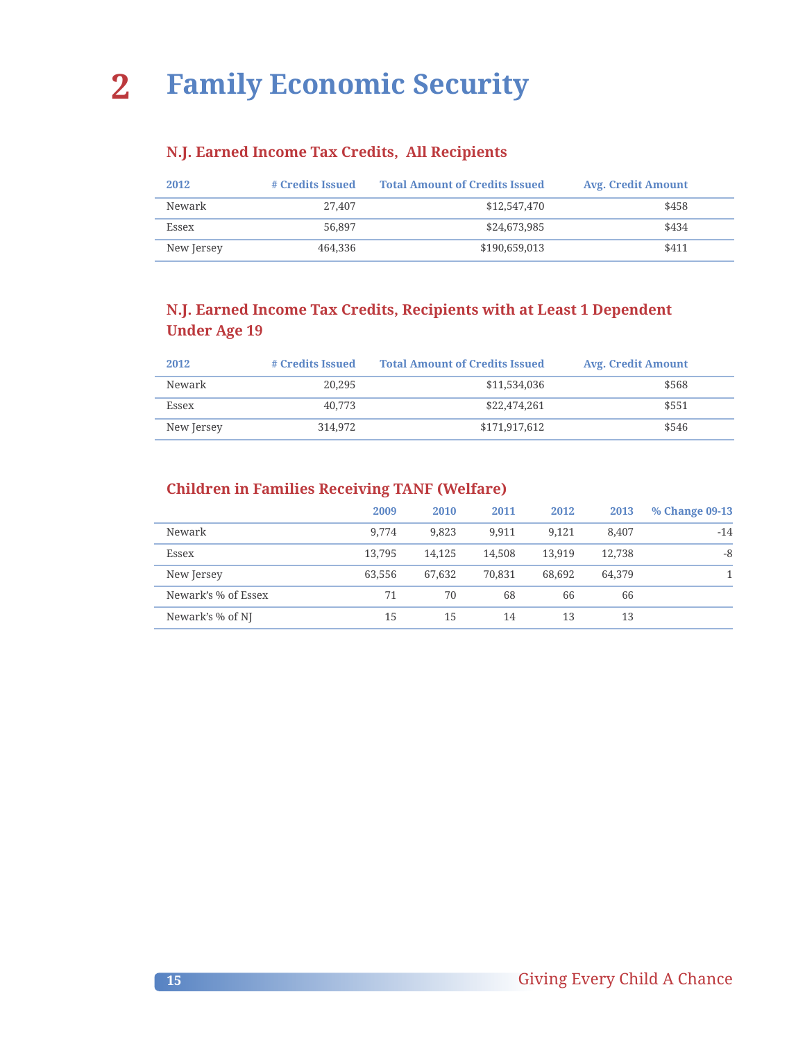# 2 Family Economic Security

## N.J. Earned Income Tax Credits, All Recipients

| 2012 | # Credits Issued | Total Amount of Credits Issued | Avg. Credit Amount |
|---|---|---|---|
| Newark | 27,407 | $12,547,470 | $458 |
| Essex | 56,897 | $24,673,985 | $434 |
| New Jersey | 464,336 | $190,659,013 | $411 |

## N.J. Earned Income Tax Credits, Recipients with at Least 1 Dependent Under Age 19

| 2012 | # Credits Issued | Total Amount of Credits Issued | Avg. Credit Amount |
|---|---|---|---|
| Newark | 20,295 | $11,534,036 | $568 |
| Essex | 40,773 | $22,474,261 | $551 |
| New Jersey | 314,972 | $171,917,612 | $546 |

## Children in Families Receiving TANF (Welfare)

| | 2009 | 2010 | 2011 | 2012 | 2013 | % Change 09-13 |
|---|---|---|---|---|---|---|
| Newark | 9,774 | 9,823 | 9,911 | 9,121 | 8,407 | -14 |
| Essex | 13,795 | 14,125 | 14,508 | 13,919 | 12,738 | -8 |
| New Jersey | 63,556 | 67,632 | 70,831 | 68,692 | 64,379 | 1 |
| Newark's % of Essex | 71 | 70 | 68 | 66 | 66 | |
| Newark's % of NJ | 15 | 15 | 14 | 13 | 13 | |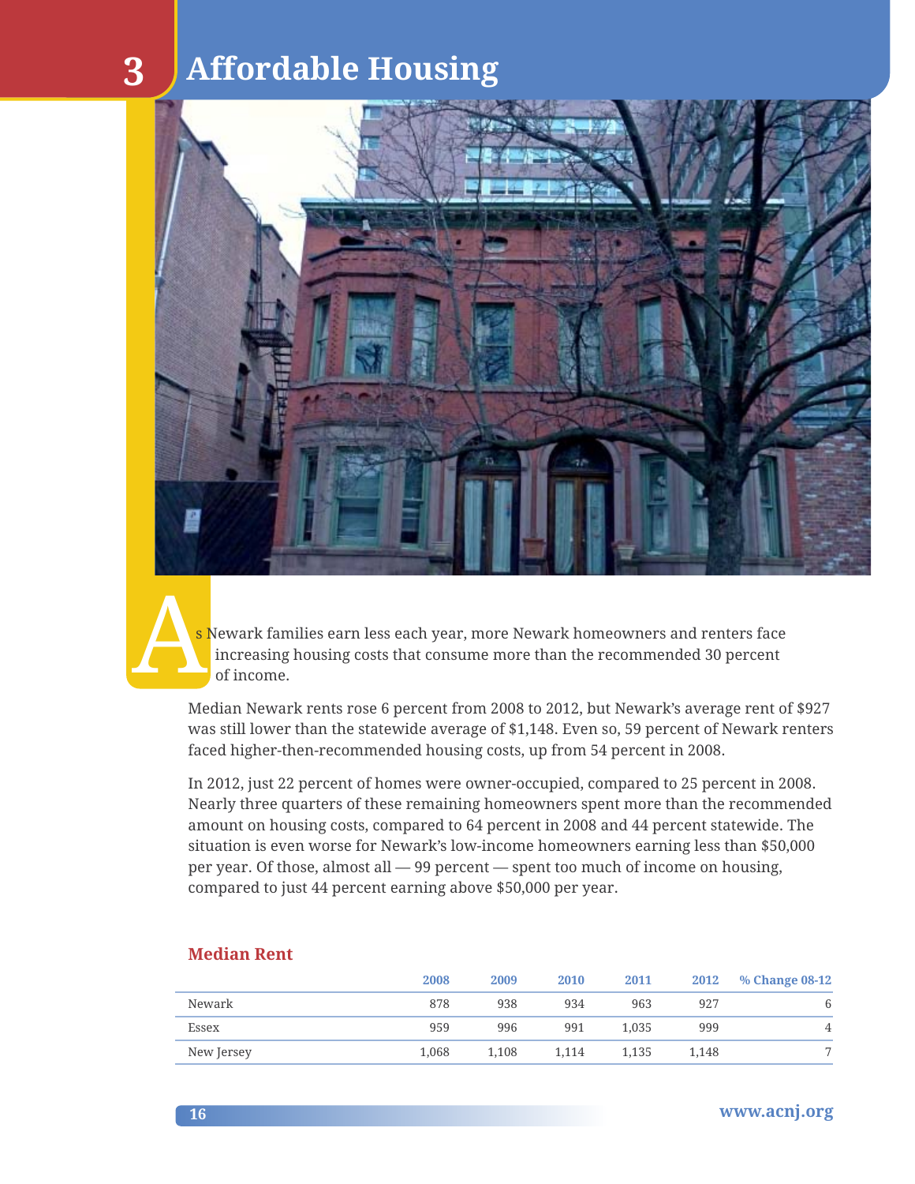# 3 Affordable Housing

As Newark families earn less each year, more Newark homeowners and renters face increasing housing costs that consume more than the recommended 30 percent of income.

Median Newark rents rose 6 percent from 2008 to 2012, but Newark's average rent of $927 was still lower than the statewide average of $1,148. Even so, 59 percent of Newark renters faced higher-then-recommended housing costs, up from 54 percent in 2008.

In 2012, just 22 percent of homes were owner-occupied, compared to 25 percent in 2008. Nearly three quarters of these remaining homeowners spent more than the recommended amount on housing costs, compared to 64 percent in 2008 and 44 percent statewide. The situation is even worse for Newark's low-income homeowners earning less than $50,000 per year. Of those, almost all — 99 percent — spent too much of income on housing, compared to just 44 percent earning above $50,000 per year.

## Median Rent

| | 2008 | 2009 | 2010 | 2011 | 2012 | % Change 08-12 |
|---|---|---|---|---|---|---|
| Newark | 878 | 938 | 934 | 963 | 927 | 6 |
| Essex | 959 | 996 | 991 | 1,035 | 999 | 4 |
| New Jersey | 1,068 | 1,108 | 1,114 | 1,135 | 1,148 | 7 |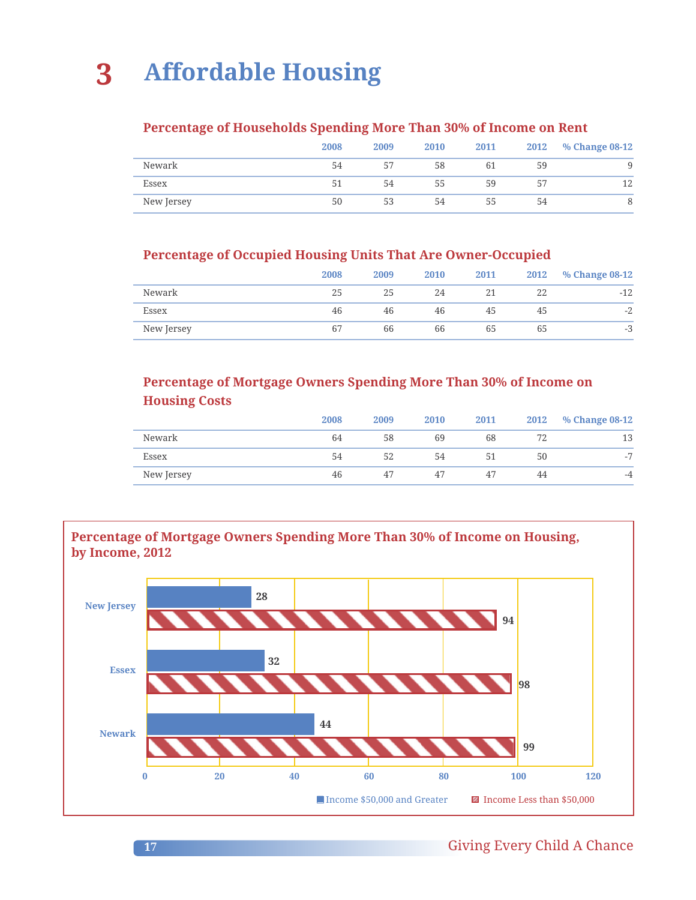# 3 Affordable Housing

### Percentage of Households Spending More Than 30% of Income on Rent

| | 2008 | 2009 | 2010 | 2011 | 2012 | % Change 08-12 |
|---|---|---|---|---|---|---|
| Newark | 54 | 57 | 58 | 61 | 59 | 9 |
| Essex | 51 | 54 | 55 | 59 | 57 | 12 |
| New Jersey | 50 | 53 | 54 | 55 | 54 | 8 |

### Percentage of Occupied Housing Units That Are Owner-Occupied

| | 2008 | 2009 | 2010 | 2011 | 2012 | % Change 08-12 |
|---|---|---|---|---|---|---|
| Newark | 25 | 25 | 24 | 21 | 22 | -12 |
| Essex | 46 | 46 | 46 | 45 | 45 | -2 |
| New Jersey | 67 | 66 | 66 | 65 | 65 | -3 |

### Percentage of Mortgage Owners Spending More Than 30% of Income on Housing Costs

| | 2008 | 2009 | 2010 | 2011 | 2012 | % Change 08-12 |
|---|---|---|---|---|---|---|
| Newark | 64 | 58 | 69 | 68 | 72 | 13 |
| Essex | 54 | 52 | 54 | 51 | 50 | -7 |
| New Jersey | 46 | 47 | 47 | 47 | 44 | -4 |

### Percentage of Mortgage Owners Spending More Than 30% of Income on Housing, by Income, 2012

| | Income $50,000 and Greater | Income Less than $50,000 |
|---|---|---|
| New Jersey | 28 | 94 |
| Essex | 32 | 98 |
| Newark | 44 | 99 |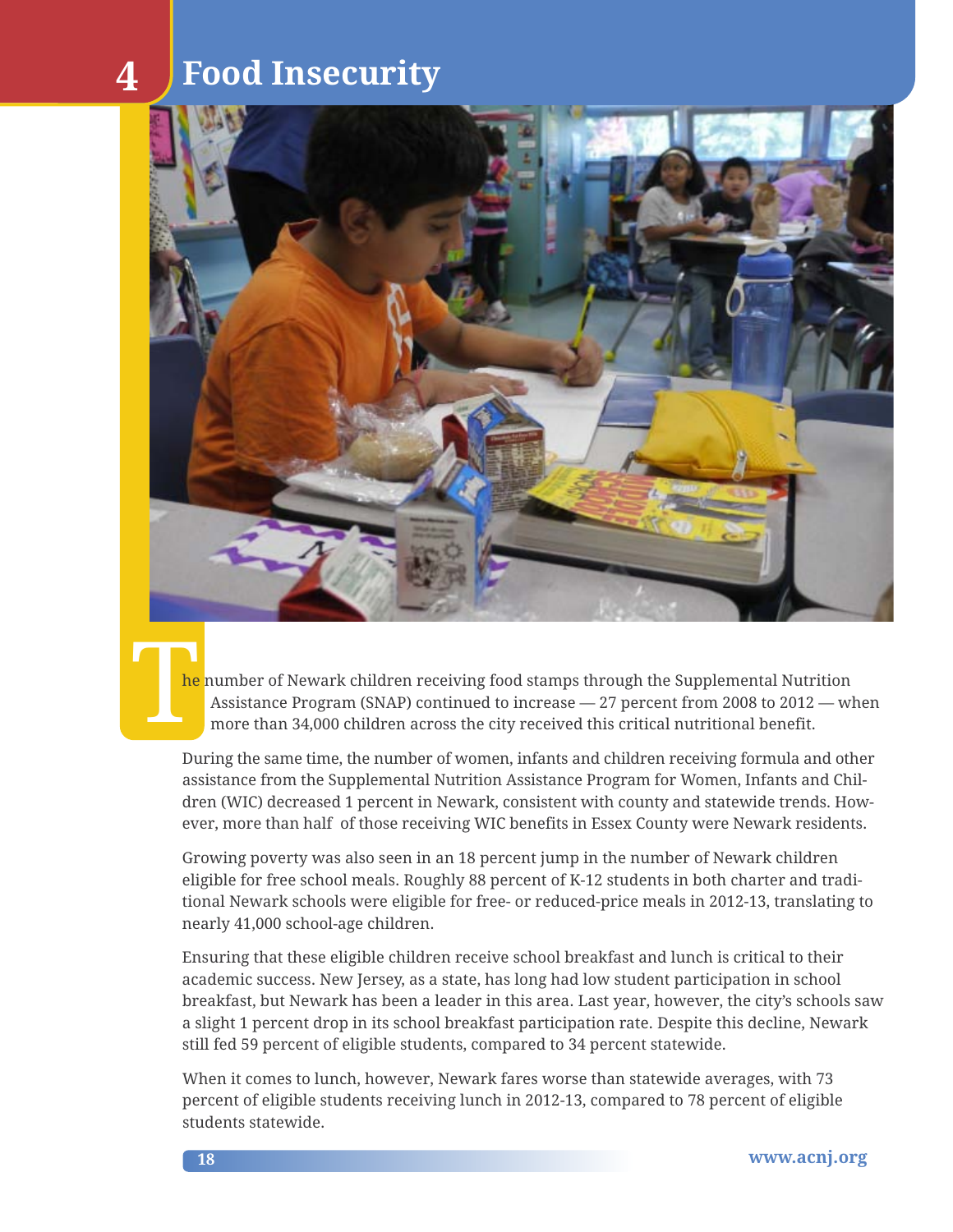# 4 Food Insecurity

The number of Newark children receiving food stamps through the Supplemental Nutrition Assistance Program (SNAP) continued to increase — 27 percent from 2008 to 2012 — when more than 34,000 children across the city received this critical nutritional benefit.

During the same time, the number of women, infants and children receiving formula and other assistance from the Supplemental Nutrition Assistance Program for Women, Infants and Children (WIC) decreased 1 percent in Newark, consistent with county and statewide trends. However, more than half of those receiving WIC benefits in Essex County were Newark residents.

Growing poverty was also seen in an 18 percent jump in the number of Newark children eligible for free school meals. Roughly 88 percent of K-12 students in both charter and traditional Newark schools were eligible for free- or reduced-price meals in 2012-13, translating to nearly 41,000 school-age children.

Ensuring that these eligible children receive school breakfast and lunch is critical to their academic success. New Jersey, as a state, has long had low student participation in school breakfast, but Newark has been a leader in this area. Last year, however, the city's schools saw a slight 1 percent drop in its school breakfast participation rate. Despite this decline, Newark still fed 59 percent of eligible students, compared to 34 percent statewide.

When it comes to lunch, however, Newark fares worse than statewide averages, with 73 percent of eligible students receiving lunch in 2012-13, compared to 78 percent of eligible students statewide.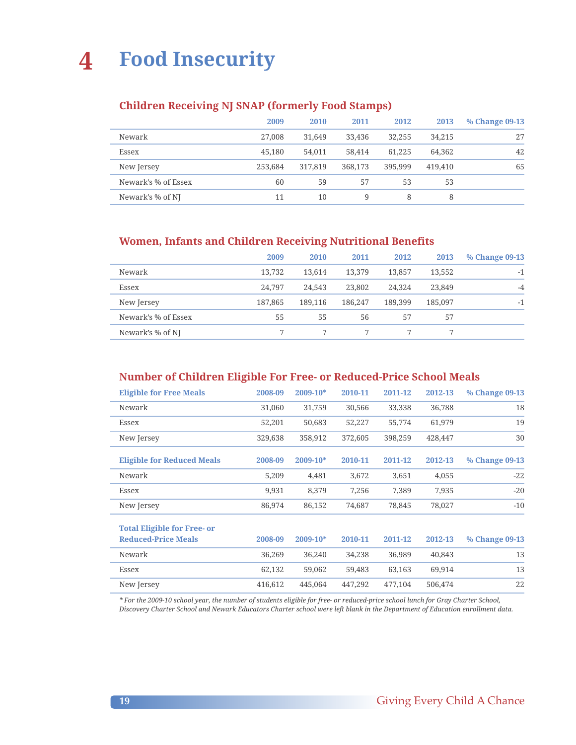# 4 Food Insecurity

## Children Receiving NJ SNAP (formerly Food Stamps)

| | 2009 | 2010 | 2011 | 2012 | 2013 | % Change 09-13 |
|---|---|---|---|---|---|---|
| Newark | 27,008 | 31,649 | 33,436 | 32,255 | 34,215 | 27 |
| Essex | 45,180 | 54,011 | 58,414 | 61,225 | 64,362 | 42 |
| New Jersey | 253,684 | 317,819 | 368,173 | 395,999 | 419,410 | 65 |
| Newark's % of Essex | 60 | 59 | 57 | 53 | 53 | |
| Newark's % of NJ | 11 | 10 | 9 | 8 | 8 | |

## Women, Infants and Children Receiving Nutritional Benefits

| | 2009 | 2010 | 2011 | 2012 | 2013 | % Change 09-13 |
|---|---|---|---|---|---|---|
| Newark | 13,732 | 13,614 | 13,379 | 13,857 | 13,552 | -1 |
| Essex | 24,797 | 24,543 | 23,802 | 24,324 | 23,849 | -4 |
| New Jersey | 187,865 | 189,116 | 186,247 | 189,399 | 185,097 | -1 |
| Newark's % of Essex | 55 | 55 | 56 | 57 | 57 | |
| Newark's % of NJ | 7 | 7 | 7 | 7 | 7 | |

## Number of Children Eligible For Free- or Reduced-Price School Meals

| Eligible for Free Meals | 2008-09 | 2009-10* | 2010-11 | 2011-12 | 2012-13 | % Change 09-13 |
|---|---|---|---|---|---|---|
| Newark | 31,060 | 31,759 | 30,566 | 33,338 | 36,788 | 18 |
| Essex | 52,201 | 50,683 | 52,227 | 55,774 | 61,979 | 19 |
| New Jersey | 329,638 | 358,912 | 372,605 | 398,259 | 428,447 | 30 |

| Eligible for Reduced Meals | 2008-09 | 2009-10* | 2010-11 | 2011-12 | 2012-13 | % Change 09-13 |
|---|---|---|---|---|---|---|
| Newark | 5,209 | 4,481 | 3,672 | 3,651 | 4,055 | -22 |
| Essex | 9,931 | 8,379 | 7,256 | 7,389 | 7,935 | -20 |
| New Jersey | 86,974 | 86,152 | 74,687 | 78,845 | 78,027 | -10 |

| Total Eligible for Free- or Reduced-Price Meals | 2008-09 | 2009-10* | 2010-11 | 2011-12 | 2012-13 | % Change 09-13 |
|---|---|---|---|---|---|---|
| Newark | 36,269 | 36,240 | 34,238 | 36,989 | 40,843 | 13 |
| Essex | 62,132 | 59,062 | 59,483 | 63,163 | 69,914 | 13 |
| New Jersey | 416,612 | 445,064 | 447,292 | 477,104 | 506,474 | 22 |

*\* For the 2009-10 school year, the number of students eligible for free- or reduced-price school lunch for Gray Charter School, Discovery Charter School and Newark Educators Charter school were left blank in the Department of Education enrollment data.*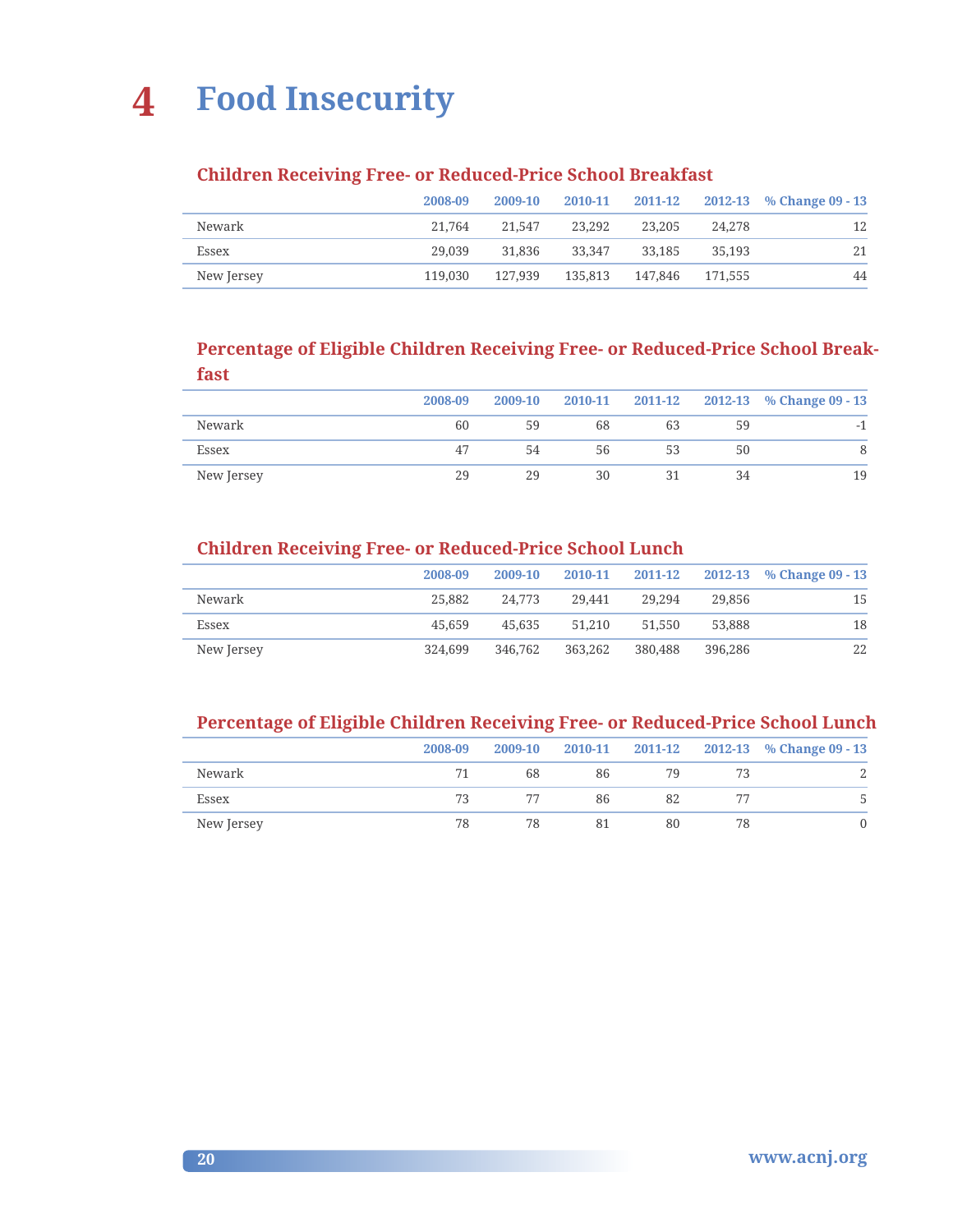# 4 Food Insecurity

### Children Receiving Free- or Reduced-Price School Breakfast

| | 2008-09 | 2009-10 | 2010-11 | 2011-12 | 2012-13 | % Change 09 - 13 |
|---|---|---|---|---|---|---|
| Newark | 21,764 | 21,547 | 23,292 | 23,205 | 24,278 | 12 |
| Essex | 29,039 | 31,836 | 33,347 | 33,185 | 35,193 | 21 |
| New Jersey | 119,030 | 127,939 | 135,813 | 147,846 | 171,555 | 44 |

### Percentage of Eligible Children Receiving Free- or Reduced-Price School Breakfast

| | 2008-09 | 2009-10 | 2010-11 | 2011-12 | 2012-13 | % Change 09 - 13 |
|---|---|---|---|---|---|---|
| Newark | 60 | 59 | 68 | 63 | 59 | -1 |
| Essex | 47 | 54 | 56 | 53 | 50 | 8 |
| New Jersey | 29 | 29 | 30 | 31 | 34 | 19 |

### Children Receiving Free- or Reduced-Price School Lunch

| | 2008-09 | 2009-10 | 2010-11 | 2011-12 | 2012-13 | % Change 09 - 13 |
|---|---|---|---|---|---|---|
| Newark | 25,882 | 24,773 | 29,441 | 29,294 | 29,856 | 15 |
| Essex | 45,659 | 45,635 | 51,210 | 51,550 | 53,888 | 18 |
| New Jersey | 324,699 | 346,762 | 363,262 | 380,488 | 396,286 | 22 |

### Percentage of Eligible Children Receiving Free- or Reduced-Price School Lunch

| | 2008-09 | 2009-10 | 2010-11 | 2011-12 | 2012-13 | % Change 09 - 13 |
|---|---|---|---|---|---|---|
| Newark | 71 | 68 | 86 | 79 | 73 | 2 |
| Essex | 73 | 77 | 86 | 82 | 77 | 5 |
| New Jersey | 78 | 78 | 81 | 80 | 78 | 0 |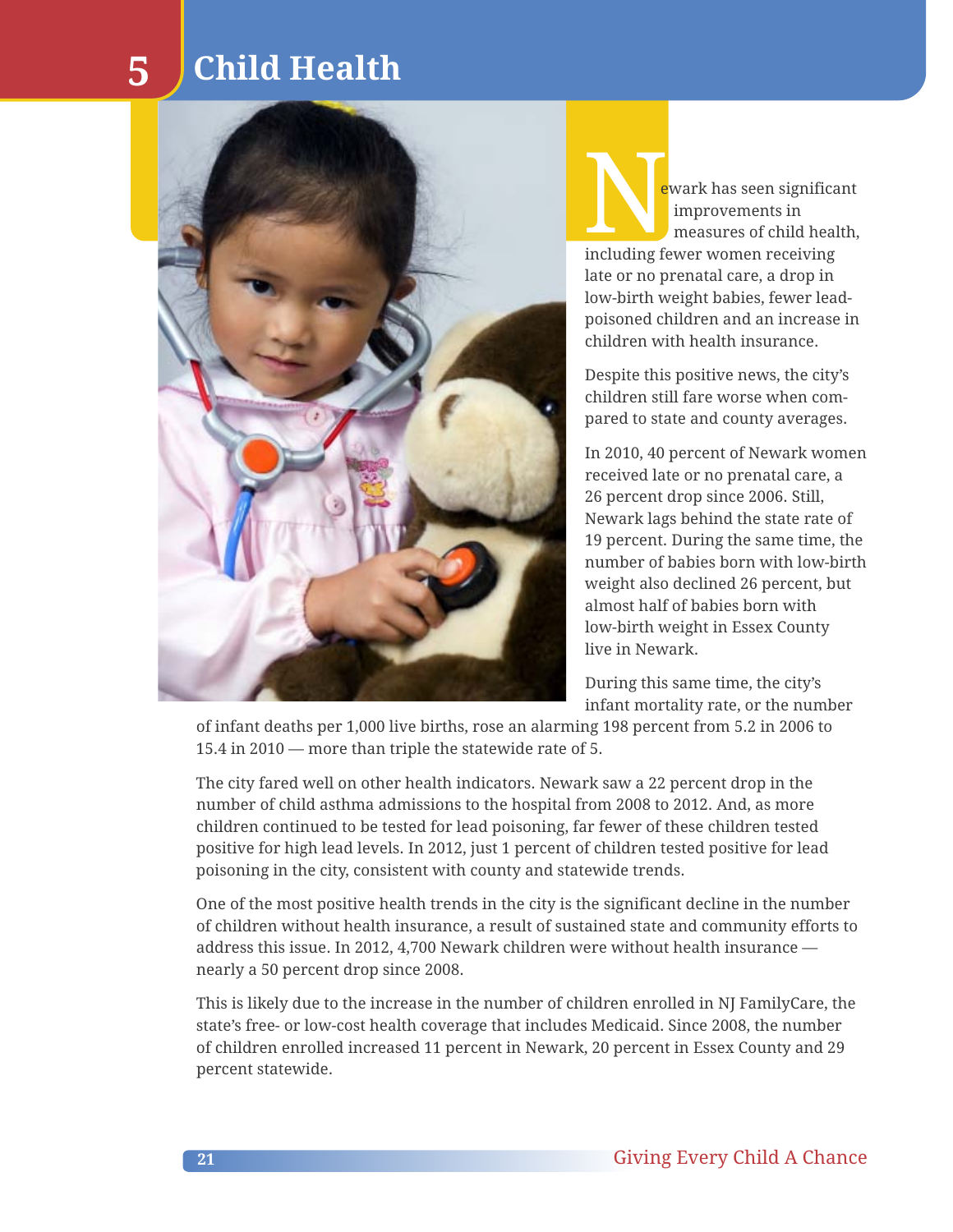# 5 Child Health

Newark has seen significant improvements in measures of child health, including fewer women receiving late or no prenatal care, a drop in low-birth weight babies, fewer lead-poisoned children and an increase in children with health insurance.

Despite this positive news, the city's children still fare worse when compared to state and county averages.

In 2010, 40 percent of Newark women received late or no prenatal care, a 26 percent drop since 2006. Still, Newark lags behind the state rate of 19 percent. During the same time, the number of babies born with low-birth weight also declined 26 percent, but almost half of babies born with low-birth weight in Essex County live in Newark.

During this same time, the city's infant mortality rate, or the number of infant deaths per 1,000 live births, rose an alarming 198 percent from 5.2 in 2006 to 15.4 in 2010 — more than triple the statewide rate of 5.

The city fared well on other health indicators. Newark saw a 22 percent drop in the number of child asthma admissions to the hospital from 2008 to 2012. And, as more children continued to be tested for lead poisoning, far fewer of these children tested positive for high lead levels. In 2012, just 1 percent of children tested positive for lead poisoning in the city, consistent with county and statewide trends.

One of the most positive health trends in the city is the significant decline in the number of children without health insurance, a result of sustained state and community efforts to address this issue. In 2012, 4,700 Newark children were without health insurance — nearly a 50 percent drop since 2008.

This is likely due to the increase in the number of children enrolled in NJ FamilyCare, the state's free- or low-cost health coverage that includes Medicaid. Since 2008, the number of children enrolled increased 11 percent in Newark, 20 percent in Essex County and 29 percent statewide.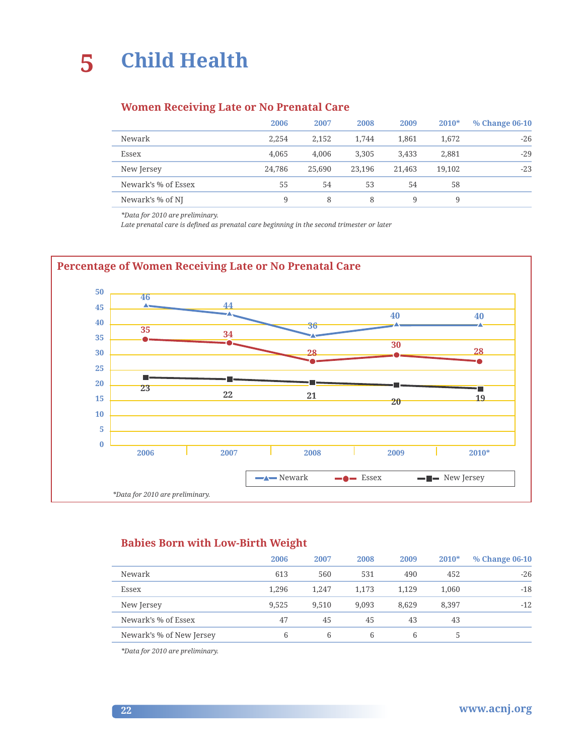# 5 Child Health

## Women Receiving Late or No Prenatal Care

| | 2006 | 2007 | 2008 | 2009 | 2010* | % Change 06-10 |
|---|---|---|---|---|---|---|
| Newark | 2,254 | 2,152 | 1,744 | 1,861 | 1,672 | -26 |
| Essex | 4,065 | 4,006 | 3,305 | 3,433 | 2,881 | -29 |
| New Jersey | 24,786 | 25,690 | 23,196 | 21,463 | 19,102 | -23 |
| Newark's % of Essex | 55 | 54 | 53 | 54 | 58 | |
| Newark's % of NJ | 9 | 8 | 8 | 9 | 9 | |

*\*Data for 2010 are preliminary.*

*Late prenatal care is defined as prenatal care beginning in the second trimester or later*

## Percentage of Women Receiving Late or No Prenatal Care

| | 2006 | 2007 | 2008 | 2009 | 2010* |
|---|---|---|---|---|---|
| Newark | 46 | 44 | 36 | 40 | 40 |
| Essex | 35 | 34 | 28 | 30 | 28 |
| New Jersey | 23 | 22 | 21 | 20 | 19 |

*\*Data for 2010 are preliminary.*

## Babies Born with Low-Birth Weight

| | 2006 | 2007 | 2008 | 2009 | 2010* | % Change 06-10 |
|---|---|---|---|---|---|---|
| Newark | 613 | 560 | 531 | 490 | 452 | -26 |
| Essex | 1,296 | 1,247 | 1,173 | 1,129 | 1,060 | -18 |
| New Jersey | 9,525 | 9,510 | 9,093 | 8,629 | 8,397 | -12 |
| Newark's % of Essex | 47 | 45 | 45 | 43 | 43 | |
| Newark's % of New Jersey | 6 | 6 | 6 | 6 | 5 | |

*\*Data for 2010 are preliminary.*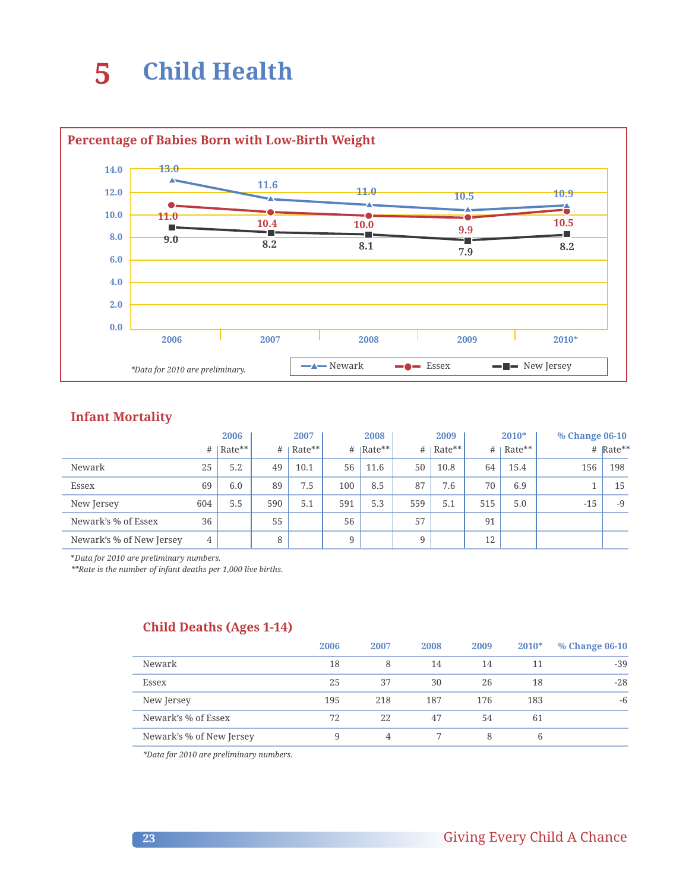# 5 Child Health

## Percentage of Babies Born with Low-Birth Weight

| | 2006 | 2007 | 2008 | 2009 | 2010* |
|---|---|---|---|---|---|
| Newark | 13.0 | 11.6 | 11.0 | 10.5 | 10.9 |
| Essex | 11.0 | 10.4 | 10.0 | 9.9 | 10.5 |
| New Jersey | 9.0 | 8.2 | 8.1 | 7.9 | 8.2 |

*Data for 2010 are preliminary.*

## Infant Mortality

| | 2006 | | 2007 | | 2008 | | 2009 | | 2010* | | % Change 06-10 | |
|---|---|---|---|---|---|---|---|---|---|---|---|---|
| | # | Rate** | # | Rate** | # | Rate** | # | Rate** | # | Rate** | # | Rate** |
| Newark | 25 | 5.2 | 49 | 10.1 | 56 | 11.6 | 50 | 10.8 | 64 | 15.4 | 156 | 198 |
| Essex | 69 | 6.0 | 89 | 7.5 | 100 | 8.5 | 87 | 7.6 | 70 | 6.9 | 1 | 15 |
| New Jersey | 604 | 5.5 | 590 | 5.1 | 591 | 5.3 | 559 | 5.1 | 515 | 5.0 | -15 | -9 |
| Newark's % of Essex | 36 | | 55 | | 56 | | 57 | | 91 | | | |
| Newark's % of New Jersey | 4 | | 8 | | 9 | | 9 | | 12 | | | |

*Data for 2010 are preliminary numbers.*
**Rate is the number of infant deaths per 1,000 live births.*

## Child Deaths (Ages 1-14)

| | 2006 | 2007 | 2008 | 2009 | 2010* | % Change 06-10 |
|---|---|---|---|---|---|---|
| Newark | 18 | 8 | 14 | 14 | 11 | -39 |
| Essex | 25 | 37 | 30 | 26 | 18 | -28 |
| New Jersey | 195 | 218 | 187 | 176 | 183 | -6 |
| Newark's % of Essex | 72 | 22 | 47 | 54 | 61 | |
| Newark's % of New Jersey | 9 | 4 | 7 | 8 | 6 | |

*Data for 2010 are preliminary numbers.*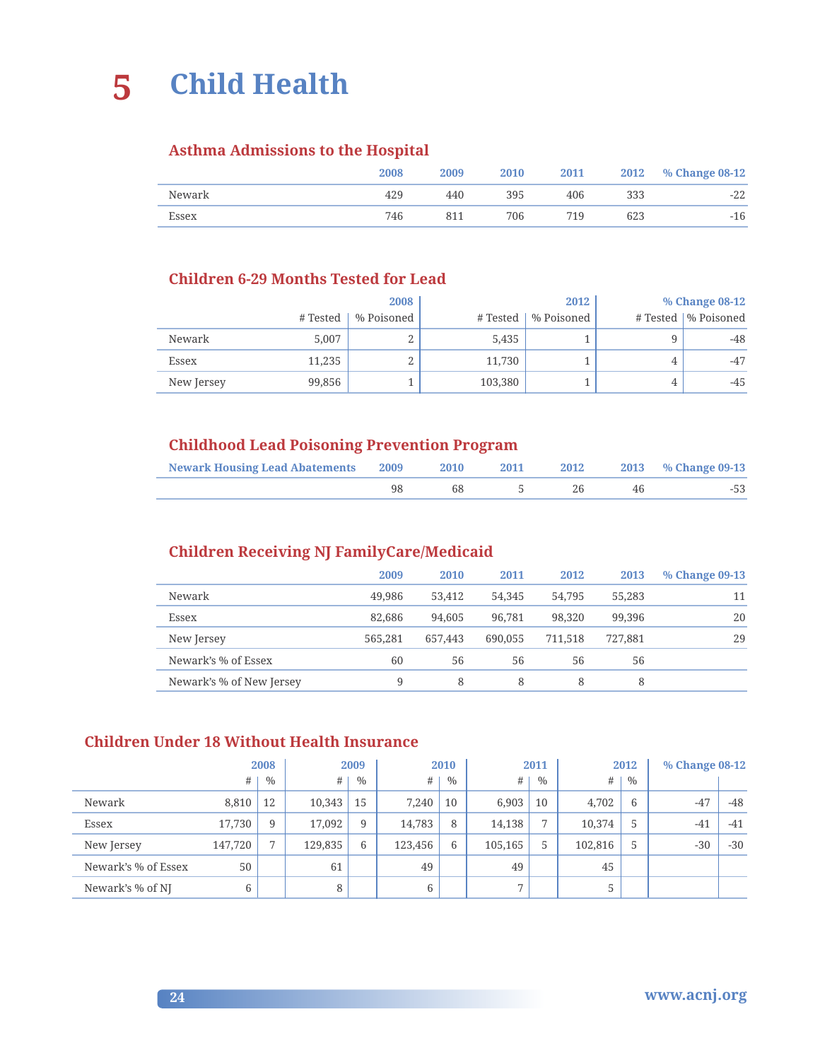# 5 Child Health

## Asthma Admissions to the Hospital

| | 2008 | 2009 | 2010 | 2011 | 2012 | % Change 08-12 |
|---|---|---|---|---|---|---|
| Newark | 429 | 440 | 395 | 406 | 333 | -22 |
| Essex | 746 | 811 | 706 | 719 | 623 | -16 |

## Children 6-29 Months Tested for Lead

| | 2008 | | 2012 | | % Change 08-12 | |
|---|---|---|---|---|---|---|
| | # Tested | % Poisoned | # Tested | % Poisoned | # Tested | % Poisoned |
| Newark | 5,007 | 2 | 5,435 | 1 | 9 | -48 |
| Essex | 11,235 | 2 | 11,730 | 1 | 4 | -47 |
| New Jersey | 99,856 | 1 | 103,380 | 1 | 4 | -45 |

## Childhood Lead Poisoning Prevention Program

| Newark Housing Lead Abatements | 2009 | 2010 | 2011 | 2012 | 2013 | % Change 09-13 |
|---|---|---|---|---|---|---|
| | 98 | 68 | 5 | 26 | 46 | -53 |

## Children Receiving NJ FamilyCare/Medicaid

| | 2009 | 2010 | 2011 | 2012 | 2013 | % Change 09-13 |
|---|---|---|---|---|---|---|
| Newark | 49,986 | 53,412 | 54,345 | 54,795 | 55,283 | 11 |
| Essex | 82,686 | 94,605 | 96,781 | 98,320 | 99,396 | 20 |
| New Jersey | 565,281 | 657,443 | 690,055 | 711,518 | 727,881 | 29 |
| Newark's % of Essex | 60 | 56 | 56 | 56 | 56 | |
| Newark's % of New Jersey | 9 | 8 | 8 | 8 | 8 | |

## Children Under 18 Without Health Insurance

| | 2008 | | 2009 | | 2010 | | 2011 | | 2012 | | % Change 08-12 | |
|---|---|---|---|---|---|---|---|---|---|---|---|---|
| | # | % | # | % | # | % | # | % | # | % | | |
| Newark | 8,810 | 12 | 10,343 | 15 | 7,240 | 10 | 6,903 | 10 | 4,702 | 6 | -47 | -48 |
| Essex | 17,730 | 9 | 17,092 | 9 | 14,783 | 8 | 14,138 | 7 | 10,374 | 5 | -41 | -41 |
| New Jersey | 147,720 | 7 | 129,835 | 6 | 123,456 | 6 | 105,165 | 5 | 102,816 | 5 | -30 | -30 |
| Newark's % of Essex | 50 | | 61 | | 49 | | 49 | | 45 | | | |
| Newark's % of NJ | 6 | | 8 | | 6 | | 7 | | 5 | | | |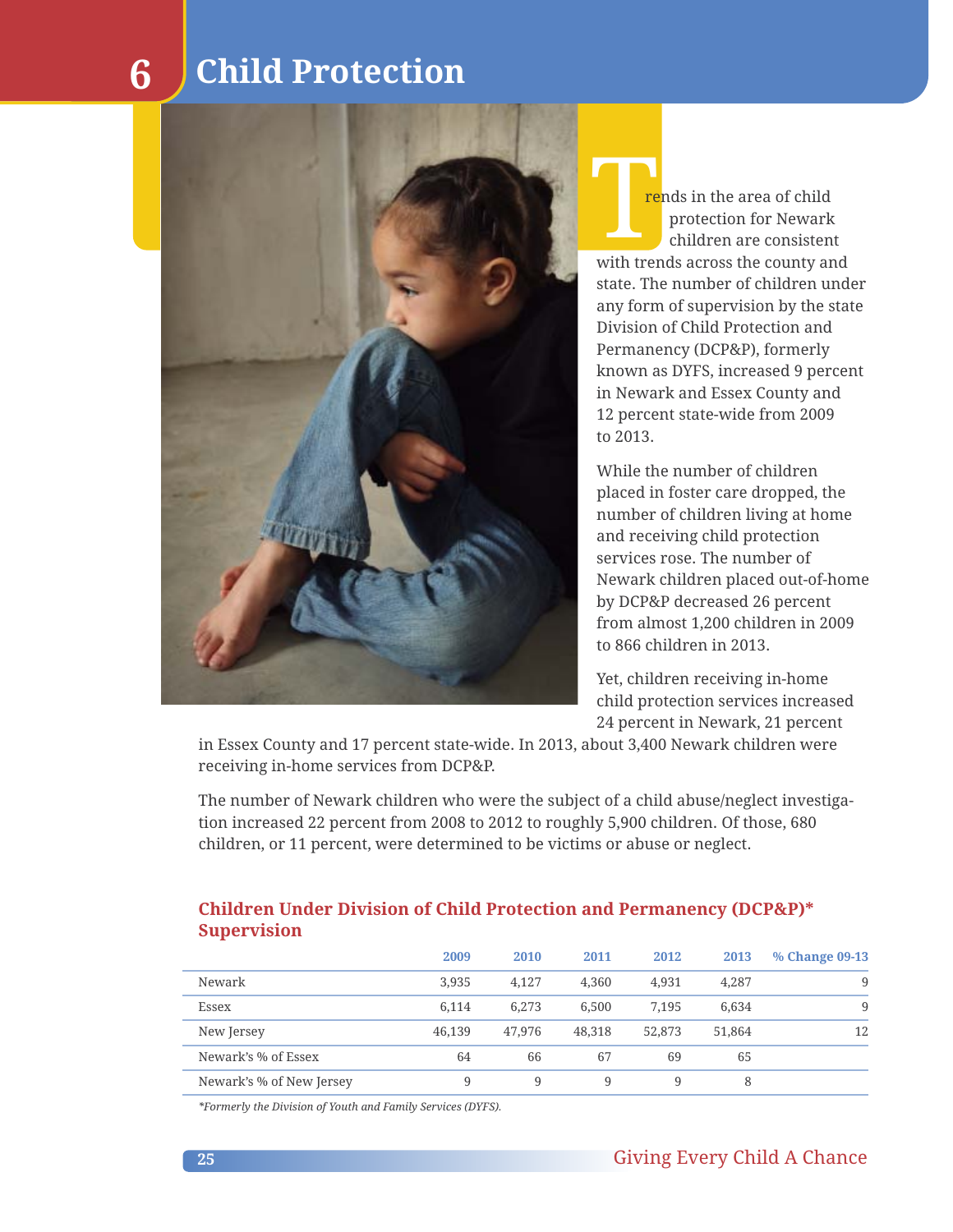# 6 Child Protection

Trends in the area of child protection for Newark children are consistent with trends across the county and state. The number of children under any form of supervision by the state Division of Child Protection and Permanency (DCP&P), formerly known as DYFS, increased 9 percent in Newark and Essex County and 12 percent state-wide from 2009 to 2013.

While the number of children placed in foster care dropped, the number of children living at home and receiving child protection services rose. The number of Newark children placed out-of-home by DCP&P decreased 26 percent from almost 1,200 children in 2009 to 866 children in 2013.

Yet, children receiving in-home child protection services increased 24 percent in Newark, 21 percent in Essex County and 17 percent state-wide. In 2013, about 3,400 Newark children were receiving in-home services from DCP&P.

The number of Newark children who were the subject of a child abuse/neglect investigation increased 22 percent from 2008 to 2012 to roughly 5,900 children. Of those, 680 children, or 11 percent, were determined to be victims or abuse or neglect.

### Children Under Division of Child Protection and Permanency (DCP&P)* Supervision

| | 2009 | 2010 | 2011 | 2012 | 2013 | % Change 09-13 |
|---|---|---|---|---|---|---|
| Newark | 3,935 | 4,127 | 4,360 | 4,931 | 4,287 | 9 |
| Essex | 6,114 | 6,273 | 6,500 | 7,195 | 6,634 | 9 |
| New Jersey | 46,139 | 47,976 | 48,318 | 52,873 | 51,864 | 12 |
| Newark's % of Essex | 64 | 66 | 67 | 69 | 65 | |
| Newark's % of New Jersey | 9 | 9 | 9 | 9 | 8 | |

*\*Formerly the Division of Youth and Family Services (DYFS).*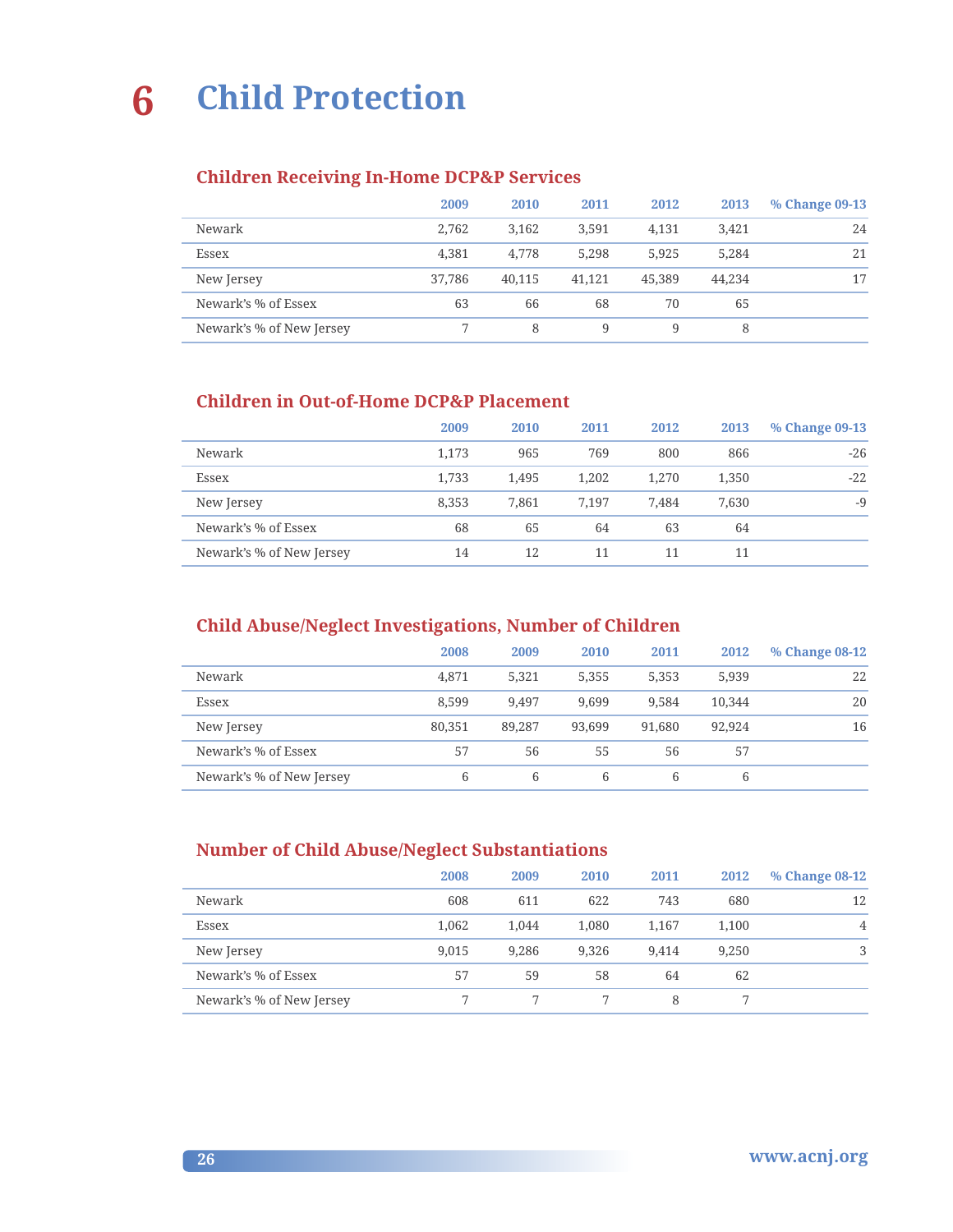# 6 Child Protection

## Children Receiving In-Home DCP&P Services

| | 2009 | 2010 | 2011 | 2012 | 2013 | % Change 09-13 |
|---|---|---|---|---|---|---|
| Newark | 2,762 | 3,162 | 3,591 | 4,131 | 3,421 | 24 |
| Essex | 4,381 | 4,778 | 5,298 | 5,925 | 5,284 | 21 |
| New Jersey | 37,786 | 40,115 | 41,121 | 45,389 | 44,234 | 17 |
| Newark's % of Essex | 63 | 66 | 68 | 70 | 65 | |
| Newark's % of New Jersey | 7 | 8 | 9 | 9 | 8 | |

## Children in Out-of-Home DCP&P Placement

| | 2009 | 2010 | 2011 | 2012 | 2013 | % Change 09-13 |
|---|---|---|---|---|---|---|
| Newark | 1,173 | 965 | 769 | 800 | 866 | -26 |
| Essex | 1,733 | 1,495 | 1,202 | 1,270 | 1,350 | -22 |
| New Jersey | 8,353 | 7,861 | 7,197 | 7,484 | 7,630 | -9 |
| Newark's % of Essex | 68 | 65 | 64 | 63 | 64 | |
| Newark's % of New Jersey | 14 | 12 | 11 | 11 | 11 | |

## Child Abuse/Neglect Investigations, Number of Children

| | 2008 | 2009 | 2010 | 2011 | 2012 | % Change 08-12 |
|---|---|---|---|---|---|---|
| Newark | 4,871 | 5,321 | 5,355 | 5,353 | 5,939 | 22 |
| Essex | 8,599 | 9,497 | 9,699 | 9,584 | 10,344 | 20 |
| New Jersey | 80,351 | 89,287 | 93,699 | 91,680 | 92,924 | 16 |
| Newark's % of Essex | 57 | 56 | 55 | 56 | 57 | |
| Newark's % of New Jersey | 6 | 6 | 6 | 6 | 6 | |

## Number of Child Abuse/Neglect Substantiations

| | 2008 | 2009 | 2010 | 2011 | 2012 | % Change 08-12 |
|---|---|---|---|---|---|---|
| Newark | 608 | 611 | 622 | 743 | 680 | 12 |
| Essex | 1,062 | 1,044 | 1,080 | 1,167 | 1,100 | 4 |
| New Jersey | 9,015 | 9,286 | 9,326 | 9,414 | 9,250 | 3 |
| Newark's % of Essex | 57 | 59 | 58 | 64 | 62 | |
| Newark's % of New Jersey | 7 | 7 | 7 | 8 | 7 | |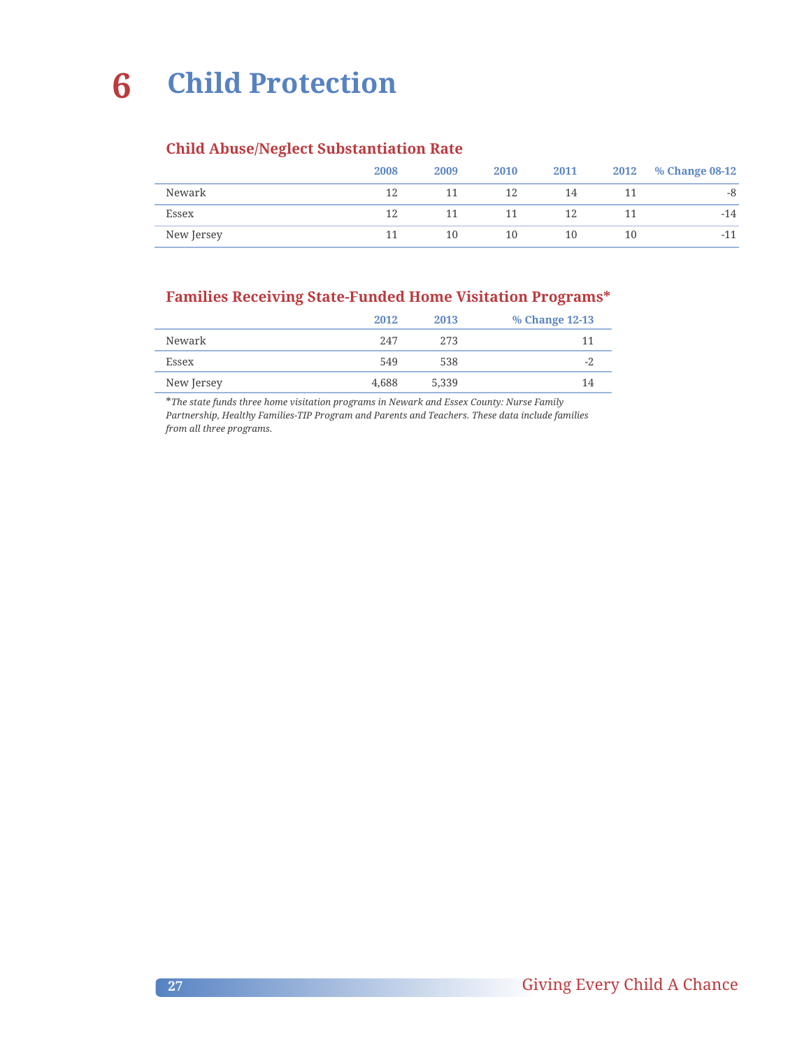# 6 Child Protection

## Child Abuse/Neglect Substantiation Rate

| | 2008 | 2009 | 2010 | 2011 | 2012 | % Change 08-12 |
|---|---|---|---|---|---|---|
| Newark | 12 | 11 | 12 | 14 | 11 | -8 |
| Essex | 12 | 11 | 11 | 12 | 11 | -14 |
| New Jersey | 11 | 10 | 10 | 10 | 10 | -11 |

## Families Receiving State-Funded Home Visitation Programs*

| | 2012 | 2013 | % Change 12-13 |
|---|---|---|---|
| Newark | 247 | 273 | 11 |
| Essex | 549 | 538 | -2 |
| New Jersey | 4,688 | 5,339 | 14 |

*\*The state funds three home visitation programs in Newark and Essex County: Nurse Family Partnership, Healthy Families-TIP Program and Parents and Teachers. These data include families from all three programs.*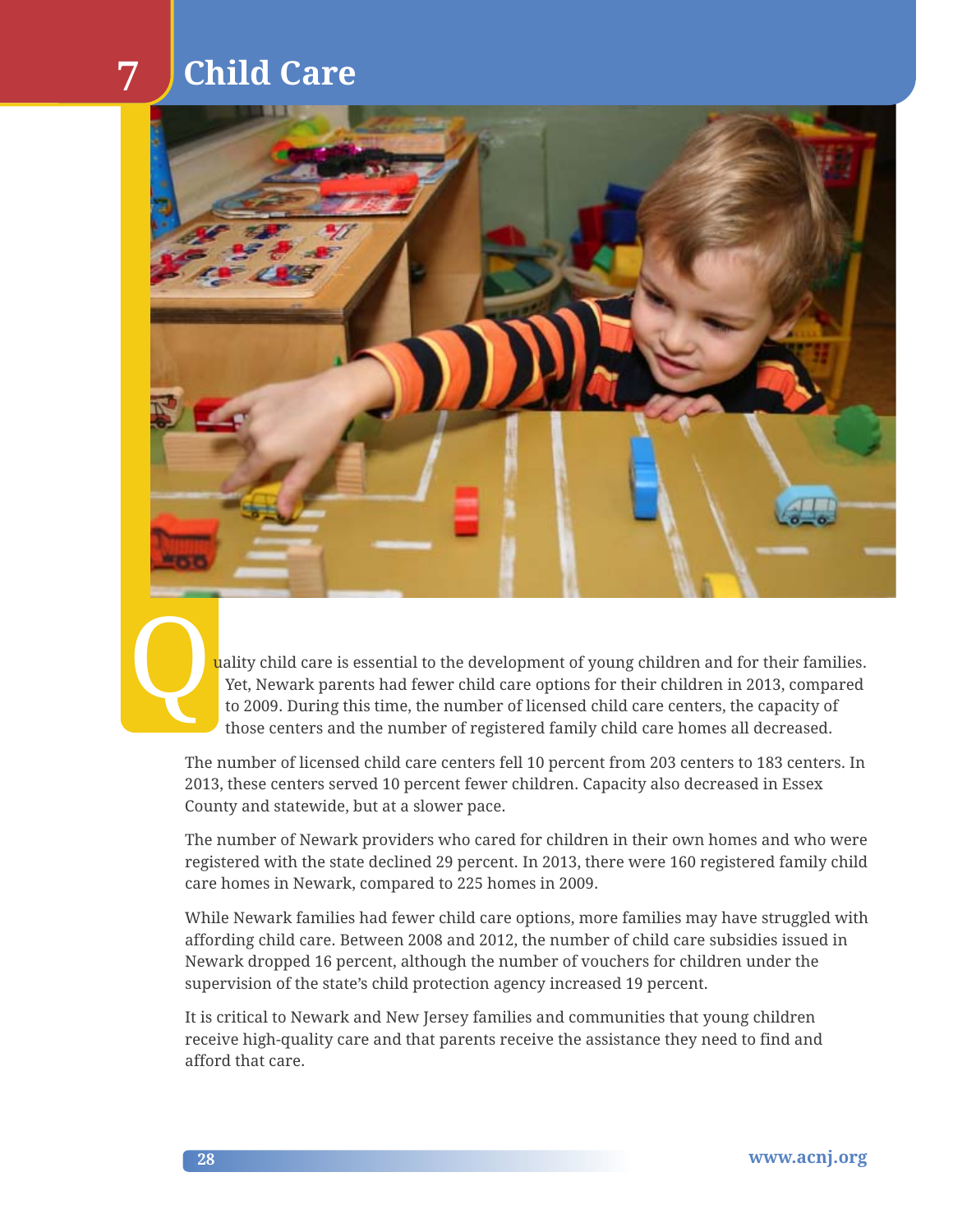# 7 Child Care

Quality child care is essential to the development of young children and for their families. Yet, Newark parents had fewer child care options for their children in 2013, compared to 2009. During this time, the number of licensed child care centers, the capacity of those centers and the number of registered family child care homes all decreased.

The number of licensed child care centers fell 10 percent from 203 centers to 183 centers. In 2013, these centers served 10 percent fewer children. Capacity also decreased in Essex County and statewide, but at a slower pace.

The number of Newark providers who cared for children in their own homes and who were registered with the state declined 29 percent. In 2013, there were 160 registered family child care homes in Newark, compared to 225 homes in 2009.

While Newark families had fewer child care options, more families may have struggled with affording child care. Between 2008 and 2012, the number of child care subsidies issued in Newark dropped 16 percent, although the number of vouchers for children under the supervision of the state's child protection agency increased 19 percent.

It is critical to Newark and New Jersey families and communities that young children receive high-quality care and that parents receive the assistance they need to find and afford that care.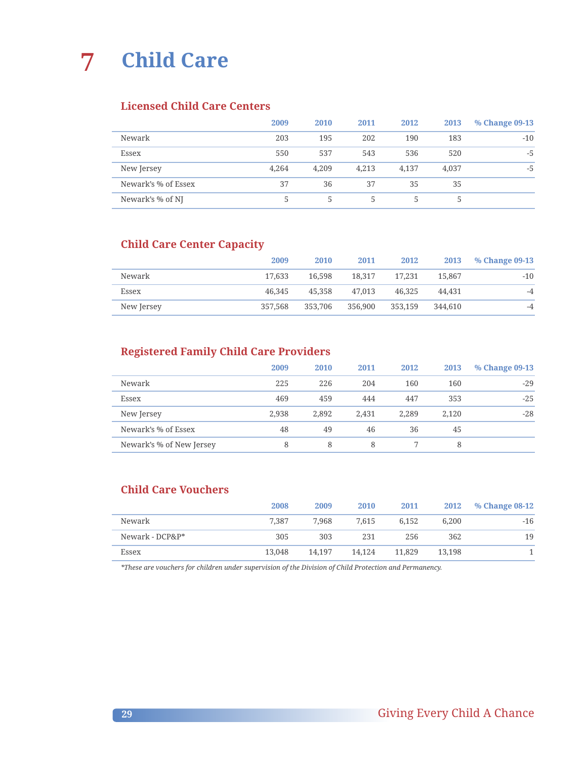# 7 Child Care

## Licensed Child Care Centers

| | 2009 | 2010 | 2011 | 2012 | 2013 | % Change 09-13 |
|---|---|---|---|---|---|---|
| Newark | 203 | 195 | 202 | 190 | 183 | -10 |
| Essex | 550 | 537 | 543 | 536 | 520 | -5 |
| New Jersey | 4,264 | 4,209 | 4,213 | 4,137 | 4,037 | -5 |
| Newark's % of Essex | 37 | 36 | 37 | 35 | 35 | |
| Newark's % of NJ | 5 | 5 | 5 | 5 | 5 | |

## Child Care Center Capacity

| | 2009 | 2010 | 2011 | 2012 | 2013 | % Change 09-13 |
|---|---|---|---|---|---|---|
| Newark | 17,633 | 16,598 | 18,317 | 17,231 | 15,867 | -10 |
| Essex | 46,345 | 45,358 | 47,013 | 46,325 | 44,431 | -4 |
| New Jersey | 357,568 | 353,706 | 356,900 | 353,159 | 344,610 | -4 |

## Registered Family Child Care Providers

| | 2009 | 2010 | 2011 | 2012 | 2013 | % Change 09-13 |
|---|---|---|---|---|---|---|
| Newark | 225 | 226 | 204 | 160 | 160 | -29 |
| Essex | 469 | 459 | 444 | 447 | 353 | -25 |
| New Jersey | 2,938 | 2,892 | 2,431 | 2,289 | 2,120 | -28 |
| Newark's % of Essex | 48 | 49 | 46 | 36 | 45 | |
| Newark's % of New Jersey | 8 | 8 | 8 | 7 | 8 | |

## Child Care Vouchers

| | 2008 | 2009 | 2010 | 2011 | 2012 | % Change 08-12 |
|---|---|---|---|---|---|---|
| Newark | 7,387 | 7,968 | 7,615 | 6,152 | 6,200 | -16 |
| Newark - DCP&P* | 305 | 303 | 231 | 256 | 362 | 19 |
| Essex | 13,048 | 14,197 | 14,124 | 11,829 | 13,198 | 1 |

*\*These are vouchers for children under supervision of the Division of Child Protection and Permanency.*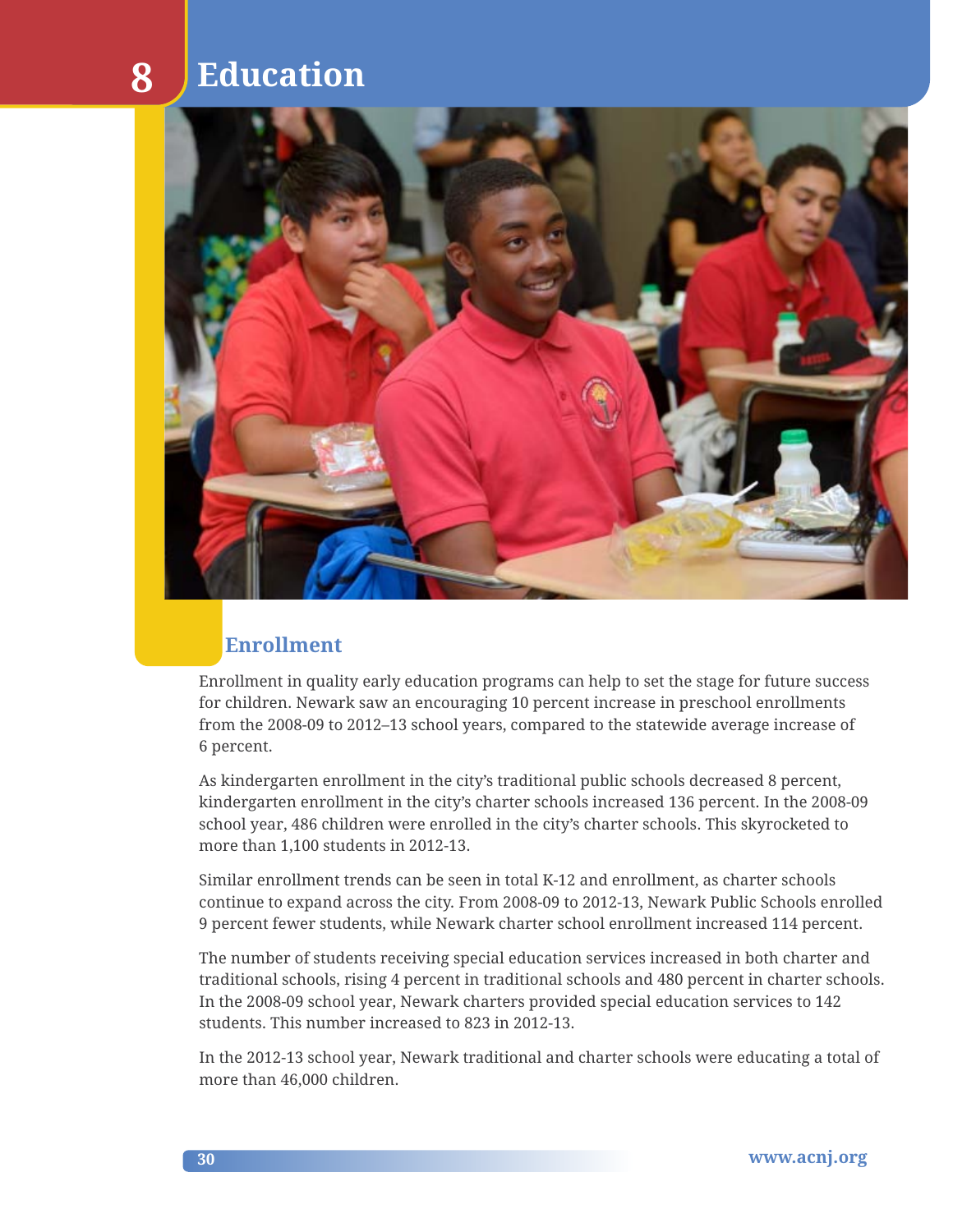# 8 Education

## Enrollment

Enrollment in quality early education programs can help to set the stage for future success for children. Newark saw an encouraging 10 percent increase in preschool enrollments from the 2008-09 to 2012–13 school years, compared to the statewide average increase of 6 percent.

As kindergarten enrollment in the city's traditional public schools decreased 8 percent, kindergarten enrollment in the city's charter schools increased 136 percent. In the 2008-09 school year, 486 children were enrolled in the city's charter schools. This skyrocketed to more than 1,100 students in 2012-13.

Similar enrollment trends can be seen in total K-12 and enrollment, as charter schools continue to expand across the city. From 2008-09 to 2012-13, Newark Public Schools enrolled 9 percent fewer students, while Newark charter school enrollment increased 114 percent.

The number of students receiving special education services increased in both charter and traditional schools, rising 4 percent in traditional schools and 480 percent in charter schools. In the 2008-09 school year, Newark charters provided special education services to 142 students. This number increased to 823 in 2012-13.

In the 2012-13 school year, Newark traditional and charter schools were educating a total of more than 46,000 children.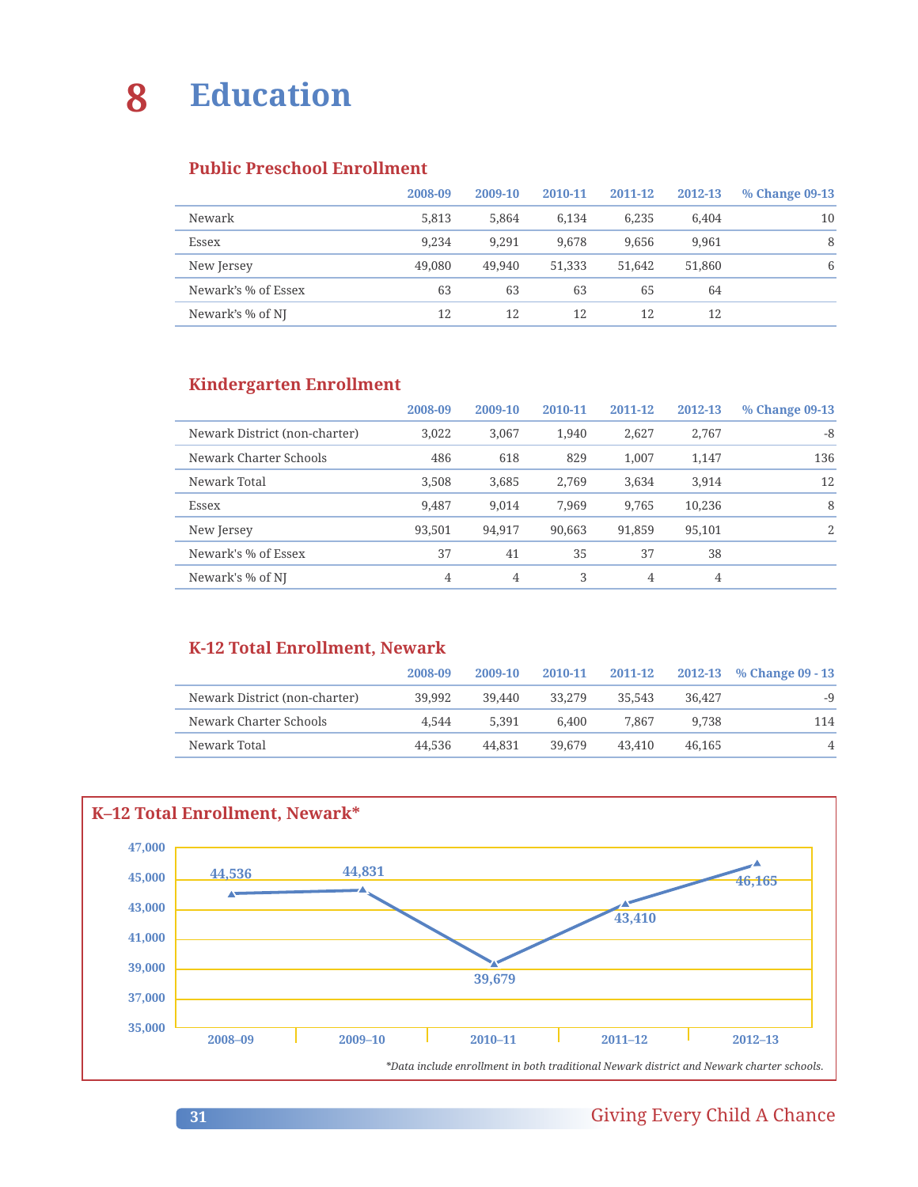# 8 Education

## Public Preschool Enrollment

| | 2008-09 | 2009-10 | 2010-11 | 2011-12 | 2012-13 | % Change 09-13 |
|---|---|---|---|---|---|---|
| Newark | 5,813 | 5,864 | 6,134 | 6,235 | 6,404 | 10 |
| Essex | 9,234 | 9,291 | 9,678 | 9,656 | 9,961 | 8 |
| New Jersey | 49,080 | 49,940 | 51,333 | 51,642 | 51,860 | 6 |
| Newark's % of Essex | 63 | 63 | 63 | 65 | 64 | |
| Newark's % of NJ | 12 | 12 | 12 | 12 | 12 | |

## Kindergarten Enrollment

| | 2008-09 | 2009-10 | 2010-11 | 2011-12 | 2012-13 | % Change 09-13 |
|---|---|---|---|---|---|---|
| Newark District (non-charter) | 3,022 | 3,067 | 1,940 | 2,627 | 2,767 | -8 |
| Newark Charter Schools | 486 | 618 | 829 | 1,007 | 1,147 | 136 |
| Newark Total | 3,508 | 3,685 | 2,769 | 3,634 | 3,914 | 12 |
| Essex | 9,487 | 9,014 | 7,969 | 9,765 | 10,236 | 8 |
| New Jersey | 93,501 | 94,917 | 90,663 | 91,859 | 95,101 | 2 |
| Newark's % of Essex | 37 | 41 | 35 | 37 | 38 | |
| Newark's % of NJ | 4 | 4 | 3 | 4 | 4 | |

## K-12 Total Enrollment, Newark

| | 2008-09 | 2009-10 | 2010-11 | 2011-12 | 2012-13 | % Change 09 - 13 |
|---|---|---|---|---|---|---|
| Newark District (non-charter) | 39,992 | 39,440 | 33,279 | 35,543 | 36,427 | -9 |
| Newark Charter Schools | 4,544 | 5,391 | 6,400 | 7,867 | 9,738 | 114 |
| Newark Total | 44,536 | 44,831 | 39,679 | 43,410 | 46,165 | 4 |

## K–12 Total Enrollment, Newark*

| 2008–09 | 2009–10 | 2010–11 | 2011–12 | 2012–13 |
|---|---|---|---|---|
| 44,536 | 44,831 | 39,679 | 43,410 | 46,165 |

*Data include enrollment in both traditional Newark district and Newark charter schools.*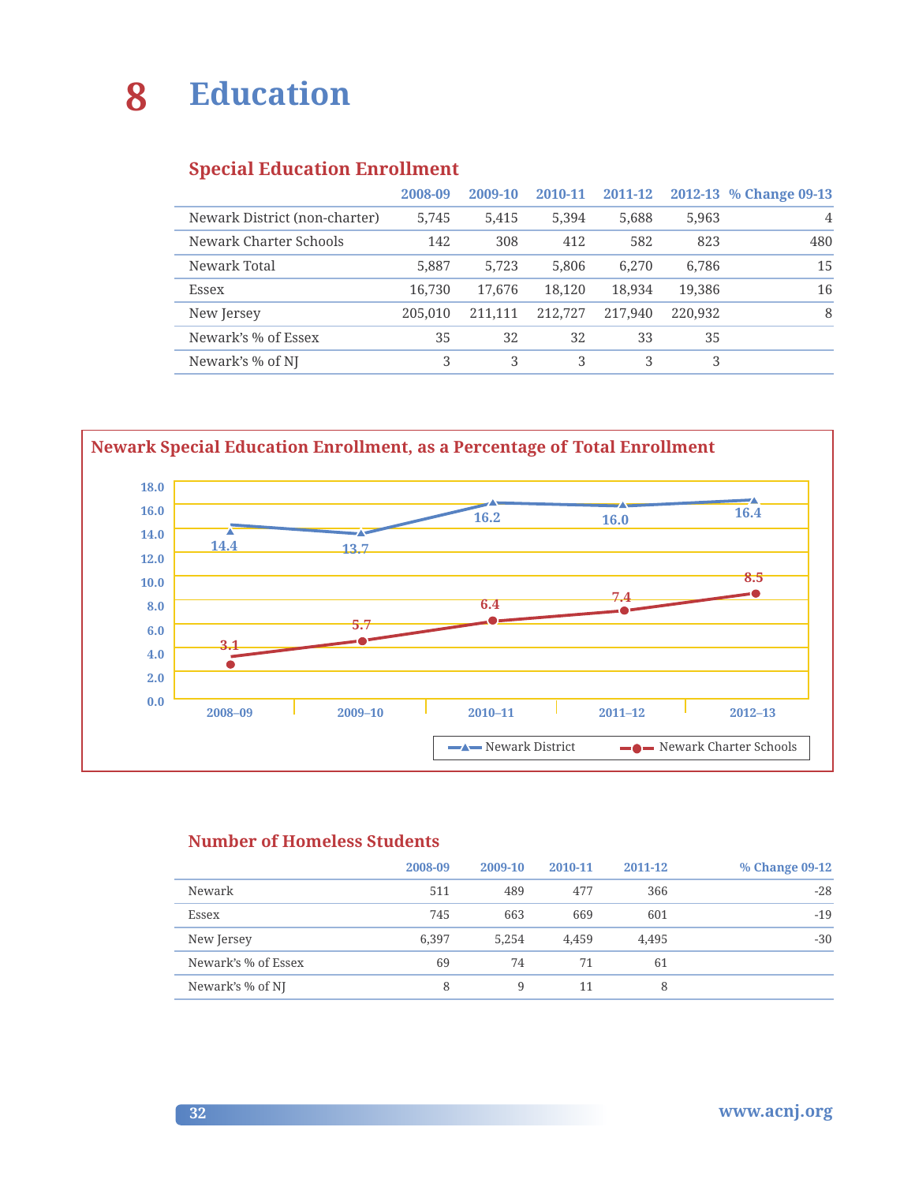# 8 Education

## Special Education Enrollment

| | 2008-09 | 2009-10 | 2010-11 | 2011-12 | 2012-13 | % Change 09-13 |
|---|---|---|---|---|---|---|
| Newark District (non-charter) | 5,745 | 5,415 | 5,394 | 5,688 | 5,963 | 4 |
| Newark Charter Schools | 142 | 308 | 412 | 582 | 823 | 480 |
| Newark Total | 5,887 | 5,723 | 5,806 | 6,270 | 6,786 | 15 |
| Essex | 16,730 | 17,676 | 18,120 | 18,934 | 19,386 | 16 |
| New Jersey | 205,010 | 211,111 | 212,727 | 217,940 | 220,932 | 8 |
| Newark's % of Essex | 35 | 32 | 32 | 33 | 35 | |
| Newark's % of NJ | 3 | 3 | 3 | 3 | 3 | |

## Newark Special Education Enrollment, as a Percentage of Total Enrollment

| | 2008–09 | 2009–10 | 2010–11 | 2011–12 | 2012–13 |
|---|---|---|---|---|---|
| Newark District | 14.4 | 13.7 | 16.2 | 16.0 | 16.4 |
| Newark Charter Schools | 3.1 | 5.7 | 6.4 | 7.4 | 8.5 |

## Number of Homeless Students

| | 2008-09 | 2009-10 | 2010-11 | 2011-12 | % Change 09-12 |
|---|---|---|---|---|---|
| Newark | 511 | 489 | 477 | 366 | -28 |
| Essex | 745 | 663 | 669 | 601 | -19 |
| New Jersey | 6,397 | 5,254 | 4,459 | 4,495 | -30 |
| Newark's % of Essex | 69 | 74 | 71 | 61 | |
| Newark's % of NJ | 8 | 9 | 11 | 8 | |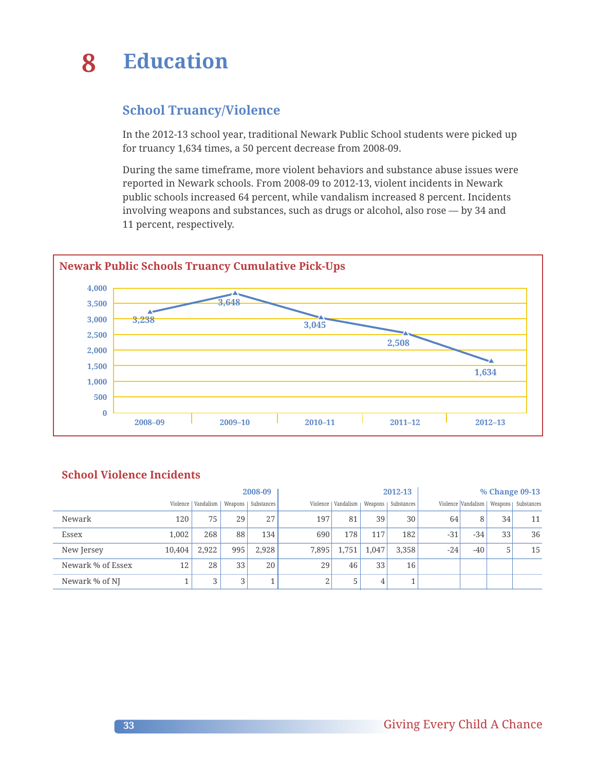# 8 Education

## School Truancy/Violence

In the 2012-13 school year, traditional Newark Public School students were picked up for truancy 1,634 times, a 50 percent decrease from 2008-09.

During the same timeframe, more violent behaviors and substance abuse issues were reported in Newark schools. From 2008-09 to 2012-13, violent incidents in Newark public schools increased 64 percent, while vandalism increased 8 percent. Incidents involving weapons and substances, such as drugs or alcohol, also rose — by 34 and 11 percent, respectively.

### Newark Public Schools Truancy Cumulative Pick-Ups

| 2008–09 | 2009–10 | 2010–11 | 2011–12 | 2012–13 |
|---|---|---|---|---|
| 3,238 | 3,648 | 3,045 | 2,508 | 1,634 |

### School Violence Incidents

| | 2008-09 | | | | 2012-13 | | | | % Change 09-13 | | | |
|---|---|---|---|---|---|---|---|---|---|---|---|---|
| | Violence | Vandalism | Weapons | Substances | Violence | Vandalism | Weapons | Substances | Violence | Vandalism | Weapons | Substances |
| Newark | 120 | 75 | 29 | 27 | 197 | 81 | 39 | 30 | 64 | 8 | 34 | 11 |
| Essex | 1,002 | 268 | 88 | 134 | 690 | 178 | 117 | 182 | -31 | -34 | 33 | 36 |
| New Jersey | 10,404 | 2,922 | 995 | 2,928 | 7,895 | 1,751 | 1,047 | 3,358 | -24 | -40 | 5 | 15 |
| Newark % of Essex | 12 | 28 | 33 | 20 | 29 | 46 | 33 | 16 | | | | |
| Newark % of NJ | 1 | 3 | 3 | 1 | 2 | 5 | 4 | 1 | | | | |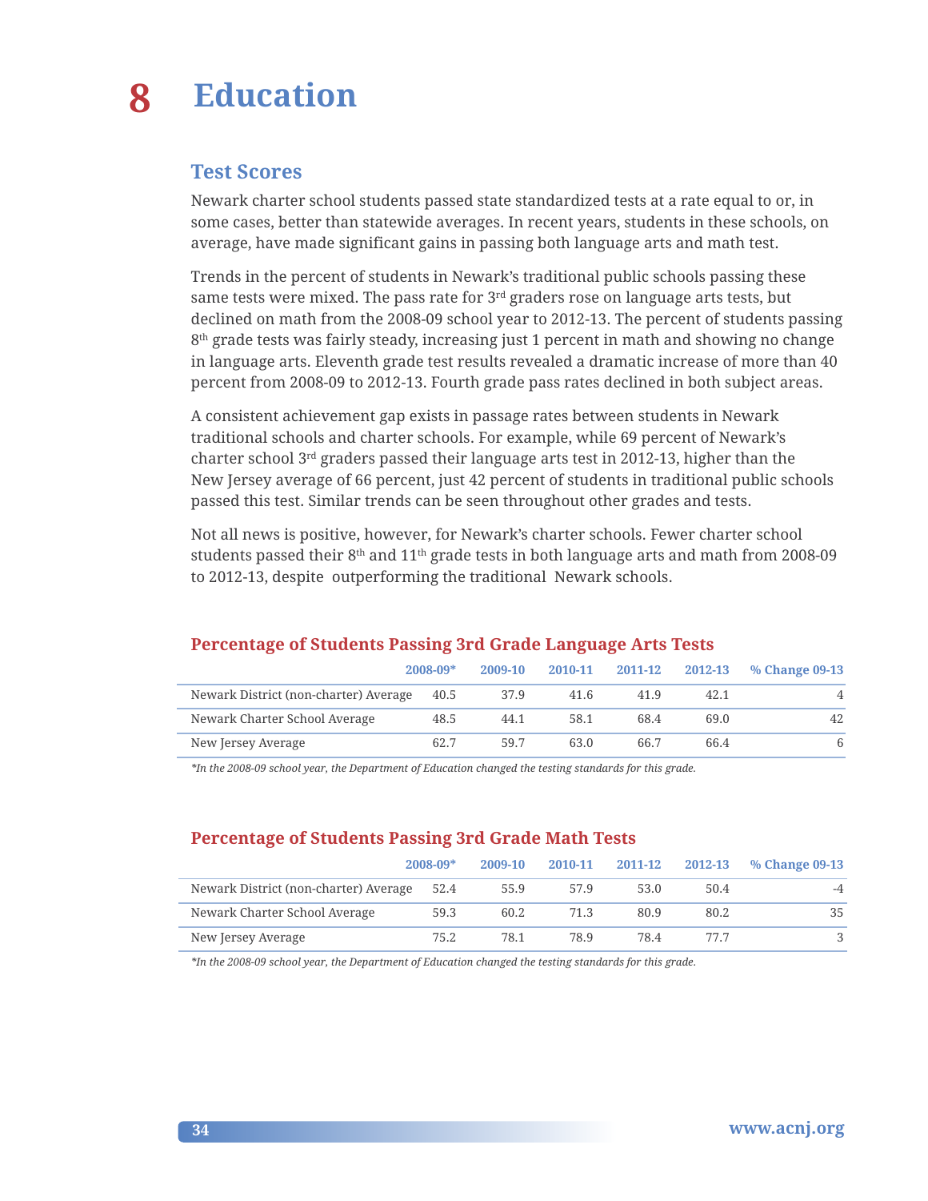# 8 Education

## Test Scores

Newark charter school students passed state standardized tests at a rate equal to or, in some cases, better than statewide averages. In recent years, students in these schools, on average, have made significant gains in passing both language arts and math test.

Trends in the percent of students in Newark's traditional public schools passing these same tests were mixed. The pass rate for 3rd graders rose on language arts tests, but declined on math from the 2008-09 school year to 2012-13. The percent of students passing 8th grade tests was fairly steady, increasing just 1 percent in math and showing no change in language arts. Eleventh grade test results revealed a dramatic increase of more than 40 percent from 2008-09 to 2012-13. Fourth grade pass rates declined in both subject areas.

A consistent achievement gap exists in passage rates between students in Newark traditional schools and charter schools. For example, while 69 percent of Newark's charter school 3rd graders passed their language arts test in 2012-13, higher than the New Jersey average of 66 percent, just 42 percent of students in traditional public schools passed this test. Similar trends can be seen throughout other grades and tests.

Not all news is positive, however, for Newark's charter schools. Fewer charter school students passed their 8th and 11th grade tests in both language arts and math from 2008-09 to 2012-13, despite outperforming the traditional Newark schools.

### Percentage of Students Passing 3rd Grade Language Arts Tests

| | 2008-09* | 2009-10 | 2010-11 | 2011-12 | 2012-13 | % Change 09-13 |
|---|---|---|---|---|---|---|
| Newark District (non-charter) Average | 40.5 | 37.9 | 41.6 | 41.9 | 42.1 | 4 |
| Newark Charter School Average | 48.5 | 44.1 | 58.1 | 68.4 | 69.0 | 42 |
| New Jersey Average | 62.7 | 59.7 | 63.0 | 66.7 | 66.4 | 6 |

*\*In the 2008-09 school year, the Department of Education changed the testing standards for this grade.*

### Percentage of Students Passing 3rd Grade Math Tests

| | 2008-09* | 2009-10 | 2010-11 | 2011-12 | 2012-13 | % Change 09-13 |
|---|---|---|---|---|---|---|
| Newark District (non-charter) Average | 52.4 | 55.9 | 57.9 | 53.0 | 50.4 | -4 |
| Newark Charter School Average | 59.3 | 60.2 | 71.3 | 80.9 | 80.2 | 35 |
| New Jersey Average | 75.2 | 78.1 | 78.9 | 78.4 | 77.7 | 3 |

*\*In the 2008-09 school year, the Department of Education changed the testing standards for this grade.*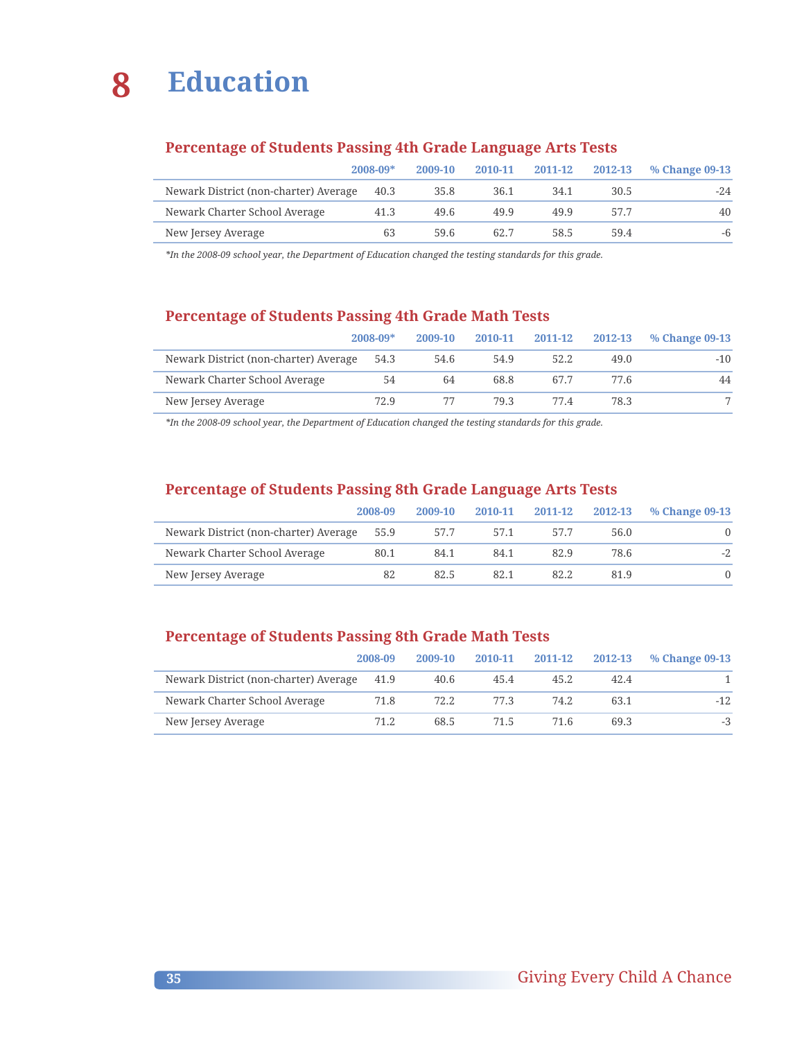# 8 Education

## Percentage of Students Passing 4th Grade Language Arts Tests

| | 2008-09* | 2009-10 | 2010-11 | 2011-12 | 2012-13 | % Change 09-13 |
|---|---|---|---|---|---|---|
| Newark District (non-charter) Average | 40.3 | 35.8 | 36.1 | 34.1 | 30.5 | -24 |
| Newark Charter School Average | 41.3 | 49.6 | 49.9 | 49.9 | 57.7 | 40 |
| New Jersey Average | 63 | 59.6 | 62.7 | 58.5 | 59.4 | -6 |

*\*In the 2008-09 school year, the Department of Education changed the testing standards for this grade.*

## Percentage of Students Passing 4th Grade Math Tests

| | 2008-09* | 2009-10 | 2010-11 | 2011-12 | 2012-13 | % Change 09-13 |
|---|---|---|---|---|---|---|
| Newark District (non-charter) Average | 54.3 | 54.6 | 54.9 | 52.2 | 49.0 | -10 |
| Newark Charter School Average | 54 | 64 | 68.8 | 67.7 | 77.6 | 44 |
| New Jersey Average | 72.9 | 77 | 79.3 | 77.4 | 78.3 | 7 |

*\*In the 2008-09 school year, the Department of Education changed the testing standards for this grade.*

## Percentage of Students Passing 8th Grade Language Arts Tests

| | 2008-09 | 2009-10 | 2010-11 | 2011-12 | 2012-13 | % Change 09-13 |
|---|---|---|---|---|---|---|
| Newark District (non-charter) Average | 55.9 | 57.7 | 57.1 | 57.7 | 56.0 | 0 |
| Newark Charter School Average | 80.1 | 84.1 | 84.1 | 82.9 | 78.6 | -2 |
| New Jersey Average | 82 | 82.5 | 82.1 | 82.2 | 81.9 | 0 |

## Percentage of Students Passing 8th Grade Math Tests

| | 2008-09 | 2009-10 | 2010-11 | 2011-12 | 2012-13 | % Change 09-13 |
|---|---|---|---|---|---|---|
| Newark District (non-charter) Average | 41.9 | 40.6 | 45.4 | 45.2 | 42.4 | 1 |
| Newark Charter School Average | 71.8 | 72.2 | 77.3 | 74.2 | 63.1 | -12 |
| New Jersey Average | 71.2 | 68.5 | 71.5 | 71.6 | 69.3 | -3 |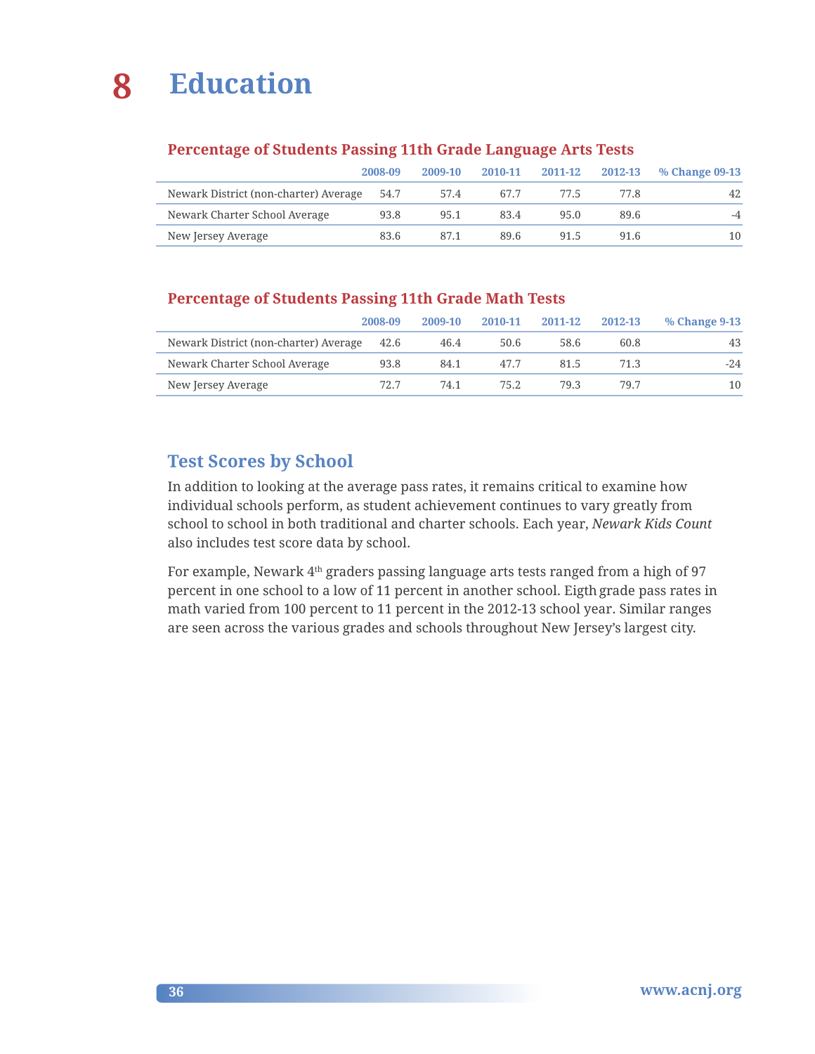# 8 Education

### Percentage of Students Passing 11th Grade Language Arts Tests

| | 2008-09 | 2009-10 | 2010-11 | 2011-12 | 2012-13 | % Change 09-13 |
|---|---|---|---|---|---|---|
| Newark District (non-charter) Average | 54.7 | 57.4 | 67.7 | 77.5 | 77.8 | 42 |
| Newark Charter School Average | 93.8 | 95.1 | 83.4 | 95.0 | 89.6 | -4 |
| New Jersey Average | 83.6 | 87.1 | 89.6 | 91.5 | 91.6 | 10 |

### Percentage of Students Passing 11th Grade Math Tests

| | 2008-09 | 2009-10 | 2010-11 | 2011-12 | 2012-13 | % Change 9-13 |
|---|---|---|---|---|---|---|
| Newark District (non-charter) Average | 42.6 | 46.4 | 50.6 | 58.6 | 60.8 | 43 |
| Newark Charter School Average | 93.8 | 84.1 | 47.7 | 81.5 | 71.3 | -24 |
| New Jersey Average | 72.7 | 74.1 | 75.2 | 79.3 | 79.7 | 10 |

## Test Scores by School

In addition to looking at the average pass rates, it remains critical to examine how individual schools perform, as student achievement continues to vary greatly from school to school in both traditional and charter schools. Each year, *Newark Kids Count* also includes test score data by school.

For example, Newark 4th graders passing language arts tests ranged from a high of 97 percent in one school to a low of 11 percent in another school. Eigth grade pass rates in math varied from 100 percent to 11 percent in the 2012-13 school year. Similar ranges are seen across the various grades and schools throughout New Jersey's largest city.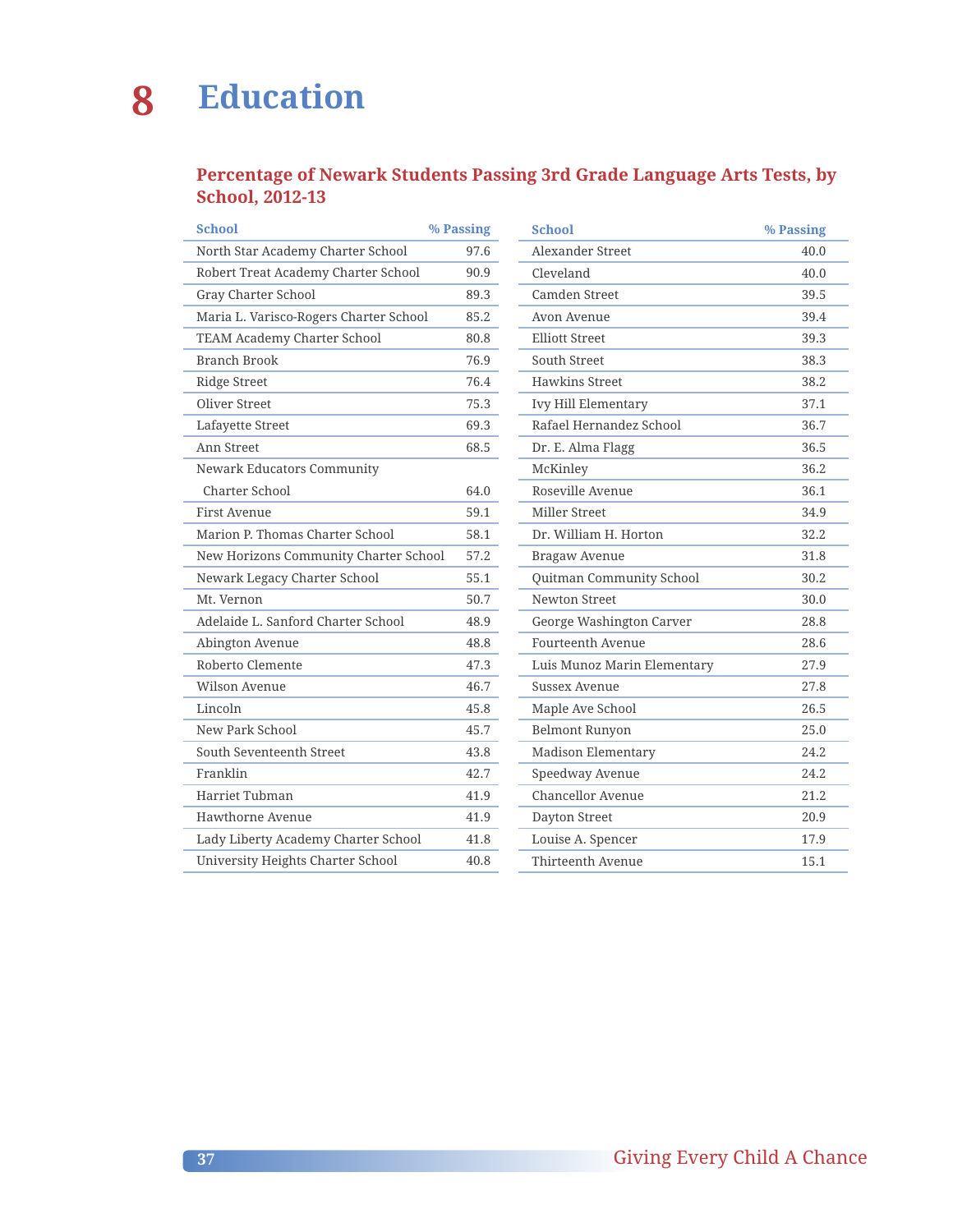# 8 Education

## Percentage of Newark Students Passing 3rd Grade Language Arts Tests, by School, 2012-13

| School | % Passing |
|---|---|
| North Star Academy Charter School | 97.6 |
| Robert Treat Academy Charter School | 90.9 |
| Gray Charter School | 89.3 |
| Maria L. Varisco-Rogers Charter School | 85.2 |
| TEAM Academy Charter School | 80.8 |
| Branch Brook | 76.9 |
| Ridge Street | 76.4 |
| Oliver Street | 75.3 |
| Lafayette Street | 69.3 |
| Ann Street | 68.5 |
| Newark Educators Community Charter School | 64.0 |
| First Avenue | 59.1 |
| Marion P. Thomas Charter School | 58.1 |
| New Horizons Community Charter School | 57.2 |
| Newark Legacy Charter School | 55.1 |
| Mt. Vernon | 50.7 |
| Adelaide L. Sanford Charter School | 48.9 |
| Abington Avenue | 48.8 |
| Roberto Clemente | 47.3 |
| Wilson Avenue | 46.7 |
| Lincoln | 45.8 |
| New Park School | 45.7 |
| South Seventeenth Street | 43.8 |
| Franklin | 42.7 |
| Harriet Tubman | 41.9 |
| Hawthorne Avenue | 41.9 |
| Lady Liberty Academy Charter School | 41.8 |
| University Heights Charter School | 40.8 |
| Alexander Street | 40.0 |
| Cleveland | 40.0 |
| Camden Street | 39.5 |
| Avon Avenue | 39.4 |
| Elliott Street | 39.3 |
| South Street | 38.3 |
| Hawkins Street | 38.2 |
| Ivy Hill Elementary | 37.1 |
| Rafael Hernandez School | 36.7 |
| Dr. E. Alma Flagg | 36.5 |
| McKinley | 36.2 |
| Roseville Avenue | 36.1 |
| Miller Street | 34.9 |
| Dr. William H. Horton | 32.2 |
| Bragaw Avenue | 31.8 |
| Quitman Community School | 30.2 |
| Newton Street | 30.0 |
| George Washington Carver | 28.8 |
| Fourteenth Avenue | 28.6 |
| Luis Munoz Marin Elementary | 27.9 |
| Sussex Avenue | 27.8 |
| Maple Ave School | 26.5 |
| Belmont Runyon | 25.0 |
| Madison Elementary | 24.2 |
| Speedway Avenue | 24.2 |
| Chancellor Avenue | 21.2 |
| Dayton Street | 20.9 |
| Louise A. Spencer | 17.9 |
| Thirteenth Avenue | 15.1 |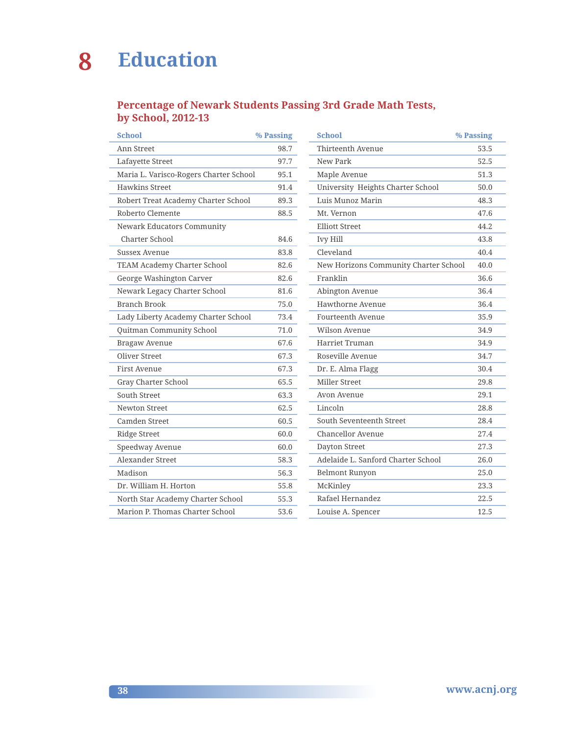# 8 Education

## Percentage of Newark Students Passing 3rd Grade Math Tests, by School, 2012-13

| School | % Passing |
|---|---|
| Ann Street | 98.7 |
| Lafayette Street | 97.7 |
| Maria L. Varisco-Rogers Charter School | 95.1 |
| Hawkins Street | 91.4 |
| Robert Treat Academy Charter School | 89.3 |
| Roberto Clemente | 88.5 |
| Newark Educators Community Charter School | 84.6 |
| Sussex Avenue | 83.8 |
| TEAM Academy Charter School | 82.6 |
| George Washington Carver | 82.6 |
| Newark Legacy Charter School | 81.6 |
| Branch Brook | 75.0 |
| Lady Liberty Academy Charter School | 73.4 |
| Quitman Community School | 71.0 |
| Bragaw Avenue | 67.6 |
| Oliver Street | 67.3 |
| First Avenue | 67.3 |
| Gray Charter School | 65.5 |
| South Street | 63.3 |
| Newton Street | 62.5 |
| Camden Street | 60.5 |
| Ridge Street | 60.0 |
| Speedway Avenue | 60.0 |
| Alexander Street | 58.3 |
| Madison | 56.3 |
| Dr. William H. Horton | 55.8 |
| North Star Academy Charter School | 55.3 |
| Marion P. Thomas Charter School | 53.6 |
| Thirteenth Avenue | 53.5 |
| New Park | 52.5 |
| Maple Avenue | 51.3 |
| University Heights Charter School | 50.0 |
| Luis Munoz Marin | 48.3 |
| Mt. Vernon | 47.6 |
| Elliott Street | 44.2 |
| Ivy Hill | 43.8 |
| Cleveland | 40.4 |
| New Horizons Community Charter School | 40.0 |
| Franklin | 36.6 |
| Abington Avenue | 36.4 |
| Hawthorne Avenue | 36.4 |
| Fourteenth Avenue | 35.9 |
| Wilson Avenue | 34.9 |
| Harriet Truman | 34.9 |
| Roseville Avenue | 34.7 |
| Dr. E. Alma Flagg | 30.4 |
| Miller Street | 29.8 |
| Avon Avenue | 29.1 |
| Lincoln | 28.8 |
| South Seventeenth Street | 28.4 |
| Chancellor Avenue | 27.4 |
| Dayton Street | 27.3 |
| Adelaide L. Sanford Charter School | 26.0 |
| Belmont Runyon | 25.0 |
| McKinley | 23.3 |
| Rafael Hernandez | 22.5 |
| Louise A. Spencer | 12.5 |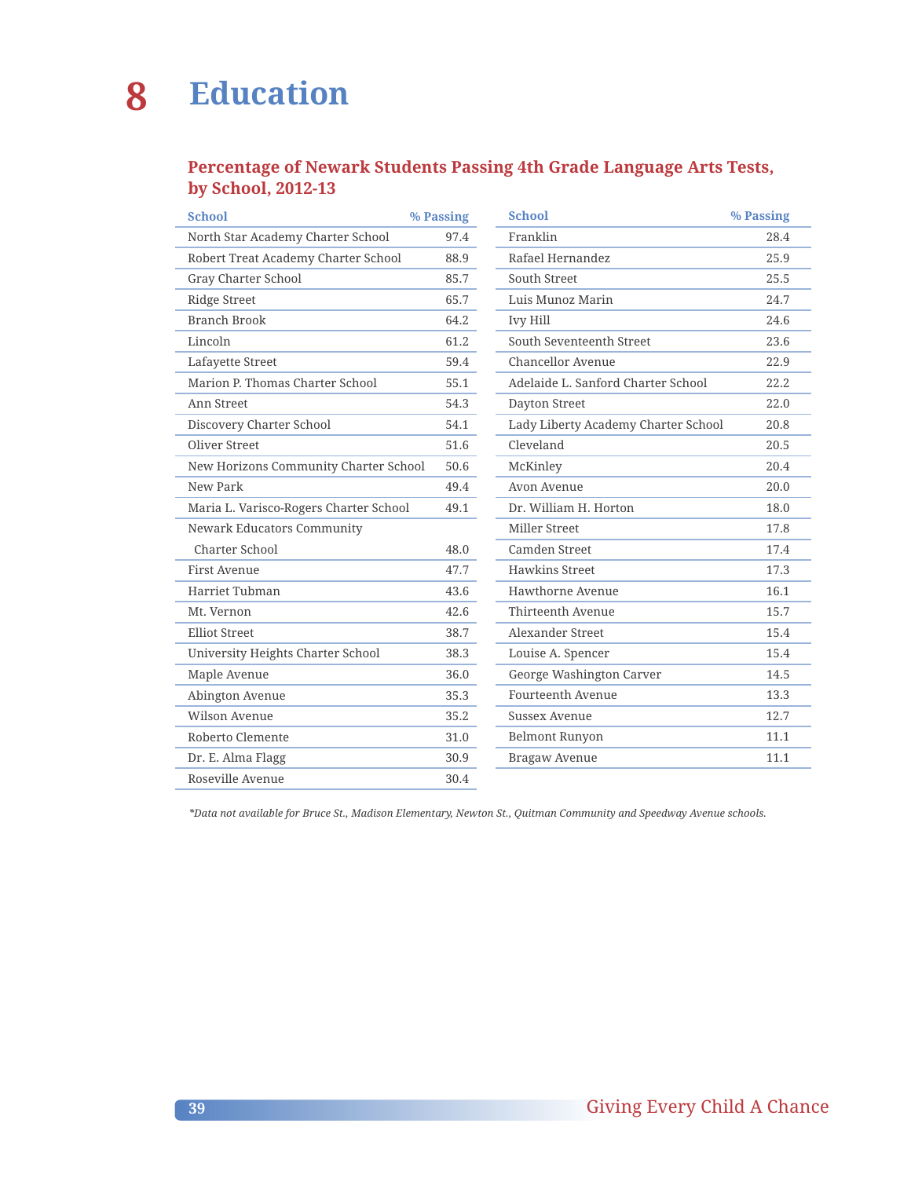# 8 Education

## Percentage of Newark Students Passing 4th Grade Language Arts Tests, by School, 2012-13

| School | % Passing |
|---|---|
| North Star Academy Charter School | 97.4 |
| Robert Treat Academy Charter School | 88.9 |
| Gray Charter School | 85.7 |
| Ridge Street | 65.7 |
| Branch Brook | 64.2 |
| Lincoln | 61.2 |
| Lafayette Street | 59.4 |
| Marion P. Thomas Charter School | 55.1 |
| Ann Street | 54.3 |
| Discovery Charter School | 54.1 |
| Oliver Street | 51.6 |
| New Horizons Community Charter School | 50.6 |
| New Park | 49.4 |
| Maria L. Varisco-Rogers Charter School | 49.1 |
| Newark Educators Community Charter School | 48.0 |
| First Avenue | 47.7 |
| Harriet Tubman | 43.6 |
| Mt. Vernon | 42.6 |
| Elliot Street | 38.7 |
| University Heights Charter School | 38.3 |
| Maple Avenue | 36.0 |
| Abington Avenue | 35.3 |
| Wilson Avenue | 35.2 |
| Roberto Clemente | 31.0 |
| Dr. E. Alma Flagg | 30.9 |
| Roseville Avenue | 30.4 |
| Franklin | 28.4 |
| Rafael Hernandez | 25.9 |
| South Street | 25.5 |
| Luis Munoz Marin | 24.7 |
| Ivy Hill | 24.6 |
| South Seventeenth Street | 23.6 |
| Chancellor Avenue | 22.9 |
| Adelaide L. Sanford Charter School | 22.2 |
| Dayton Street | 22.0 |
| Lady Liberty Academy Charter School | 20.8 |
| Cleveland | 20.5 |
| McKinley | 20.4 |
| Avon Avenue | 20.0 |
| Dr. William H. Horton | 18.0 |
| Miller Street | 17.8 |
| Camden Street | 17.4 |
| Hawkins Street | 17.3 |
| Hawthorne Avenue | 16.1 |
| Thirteenth Avenue | 15.7 |
| Alexander Street | 15.4 |
| Louise A. Spencer | 15.4 |
| George Washington Carver | 14.5 |
| Fourteenth Avenue | 13.3 |
| Sussex Avenue | 12.7 |
| Belmont Runyon | 11.1 |
| Bragaw Avenue | 11.1 |

*\*Data not available for Bruce St., Madison Elementary, Newton St., Quitman Community and Speedway Avenue schools.*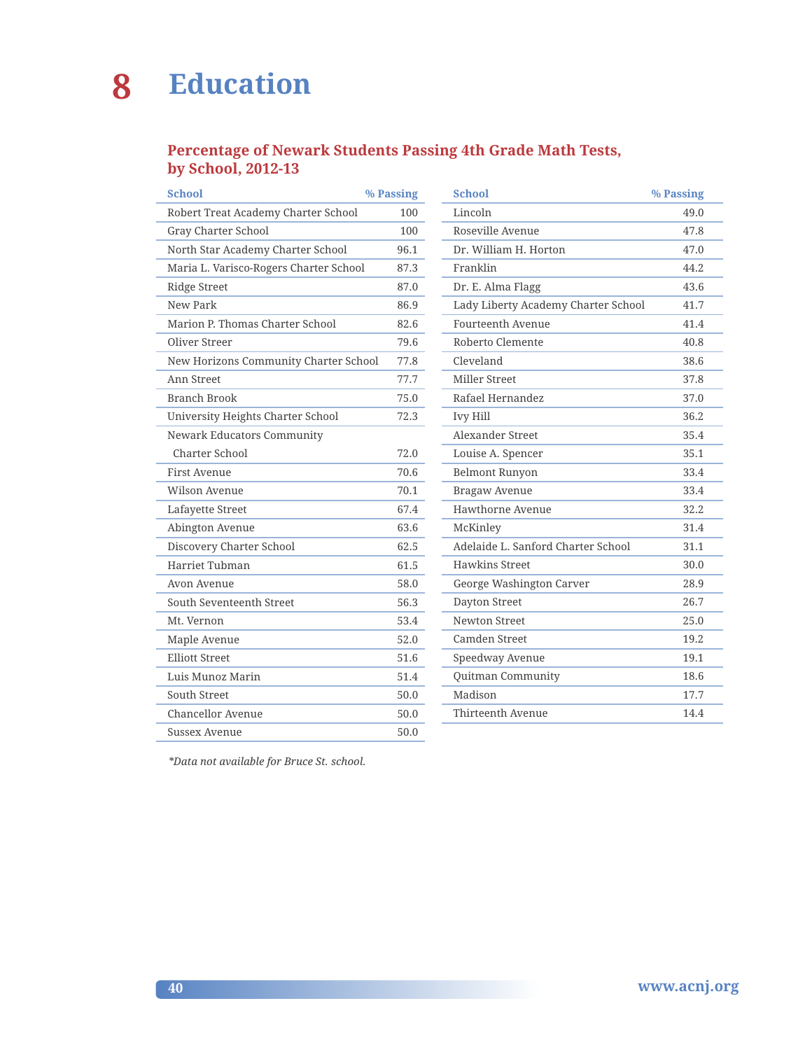# 8 Education

## Percentage of Newark Students Passing 4th Grade Math Tests, by School, 2012-13

| School | % Passing |
|---|---|
| Robert Treat Academy Charter School | 100 |
| Gray Charter School | 100 |
| North Star Academy Charter School | 96.1 |
| Maria L. Varisco-Rogers Charter School | 87.3 |
| Ridge Street | 87.0 |
| New Park | 86.9 |
| Marion P. Thomas Charter School | 82.6 |
| Oliver Streer | 79.6 |
| New Horizons Community Charter School | 77.8 |
| Ann Street | 77.7 |
| Branch Brook | 75.0 |
| University Heights Charter School | 72.3 |
| Newark Educators Community Charter School | 72.0 |
| First Avenue | 70.6 |
| Wilson Avenue | 70.1 |
| Lafayette Street | 67.4 |
| Abington Avenue | 63.6 |
| Discovery Charter School | 62.5 |
| Harriet Tubman | 61.5 |
| Avon Avenue | 58.0 |
| South Seventeenth Street | 56.3 |
| Mt. Vernon | 53.4 |
| Maple Avenue | 52.0 |
| Elliott Street | 51.6 |
| Luis Munoz Marin | 51.4 |
| South Street | 50.0 |
| Chancellor Avenue | 50.0 |
| Sussex Avenue | 50.0 |
| Lincoln | 49.0 |
| Roseville Avenue | 47.8 |
| Dr. William H. Horton | 47.0 |
| Franklin | 44.2 |
| Dr. E. Alma Flagg | 43.6 |
| Lady Liberty Academy Charter School | 41.7 |
| Fourteenth Avenue | 41.4 |
| Roberto Clemente | 40.8 |
| Cleveland | 38.6 |
| Miller Street | 37.8 |
| Rafael Hernandez | 37.0 |
| Ivy Hill | 36.2 |
| Alexander Street | 35.4 |
| Louise A. Spencer | 35.1 |
| Belmont Runyon | 33.4 |
| Bragaw Avenue | 33.4 |
| Hawthorne Avenue | 32.2 |
| McKinley | 31.4 |
| Adelaide L. Sanford Charter School | 31.1 |
| Hawkins Street | 30.0 |
| George Washington Carver | 28.9 |
| Dayton Street | 26.7 |
| Newton Street | 25.0 |
| Camden Street | 19.2 |
| Speedway Avenue | 19.1 |
| Quitman Community | 18.6 |
| Madison | 17.7 |
| Thirteenth Avenue | 14.4 |

*\*Data not available for Bruce St. school.*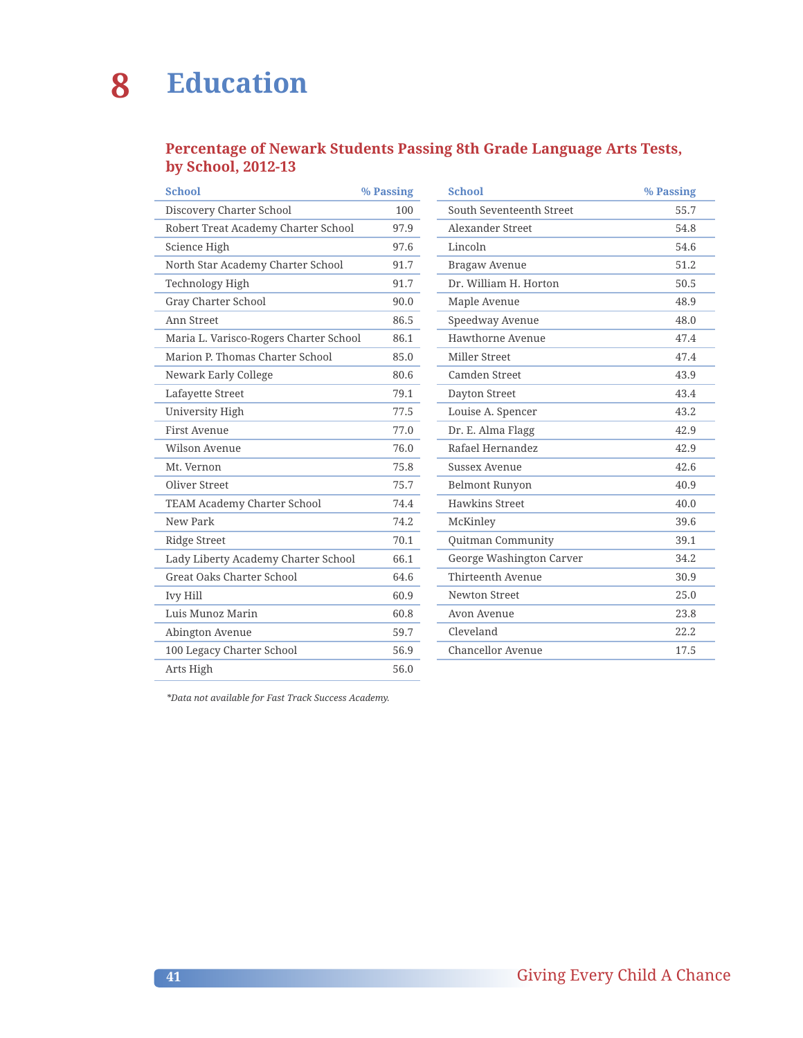# 8 Education

## Percentage of Newark Students Passing 8th Grade Language Arts Tests, by School, 2012-13

| School | % Passing |
|---|---|
| Discovery Charter School | 100 |
| Robert Treat Academy Charter School | 97.9 |
| Science High | 97.6 |
| North Star Academy Charter School | 91.7 |
| Technology High | 91.7 |
| Gray Charter School | 90.0 |
| Ann Street | 86.5 |
| Maria L. Varisco-Rogers Charter School | 86.1 |
| Marion P. Thomas Charter School | 85.0 |
| Newark Early College | 80.6 |
| Lafayette Street | 79.1 |
| University High | 77.5 |
| First Avenue | 77.0 |
| Wilson Avenue | 76.0 |
| Mt. Vernon | 75.8 |
| Oliver Street | 75.7 |
| TEAM Academy Charter School | 74.4 |
| New Park | 74.2 |
| Ridge Street | 70.1 |
| Lady Liberty Academy Charter School | 66.1 |
| Great Oaks Charter School | 64.6 |
| Ivy Hill | 60.9 |
| Luis Munoz Marin | 60.8 |
| Abington Avenue | 59.7 |
| 100 Legacy Charter School | 56.9 |
| Arts High | 56.0 |
| South Seventeenth Street | 55.7 |
| Alexander Street | 54.8 |
| Lincoln | 54.6 |
| Bragaw Avenue | 51.2 |
| Dr. William H. Horton | 50.5 |
| Maple Avenue | 48.9 |
| Speedway Avenue | 48.0 |
| Hawthorne Avenue | 47.4 |
| Miller Street | 47.4 |
| Camden Street | 43.9 |
| Dayton Street | 43.4 |
| Louise A. Spencer | 43.2 |
| Dr. E. Alma Flagg | 42.9 |
| Rafael Hernandez | 42.9 |
| Sussex Avenue | 42.6 |
| Belmont Runyon | 40.9 |
| Hawkins Street | 40.0 |
| McKinley | 39.6 |
| Quitman Community | 39.1 |
| George Washington Carver | 34.2 |
| Thirteenth Avenue | 30.9 |
| Newton Street | 25.0 |
| Avon Avenue | 23.8 |
| Cleveland | 22.2 |
| Chancellor Avenue | 17.5 |

*\*Data not available for Fast Track Success Academy.*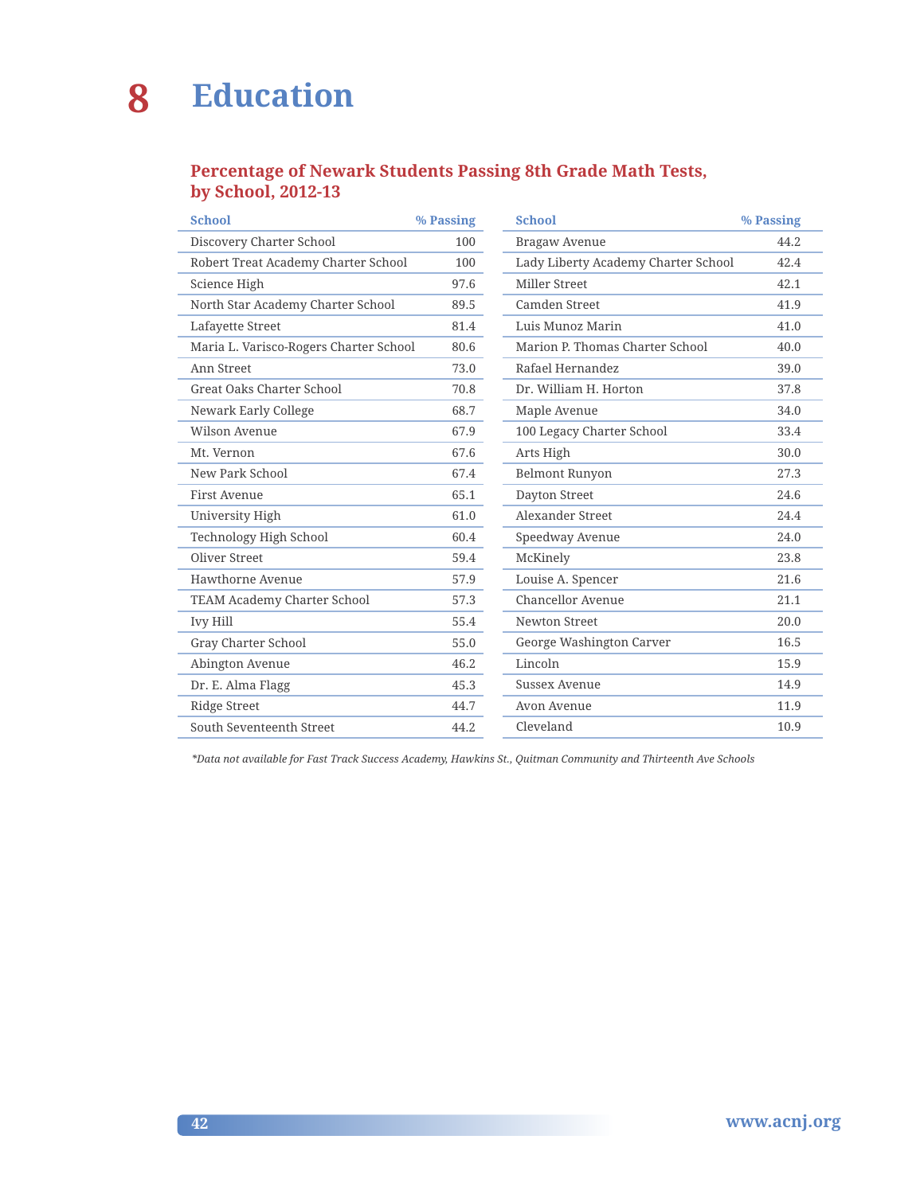# 8 Education

## Percentage of Newark Students Passing 8th Grade Math Tests, by School, 2012-13

| School | % Passing |
|---|---|
| Discovery Charter School | 100 |
| Robert Treat Academy Charter School | 100 |
| Science High | 97.6 |
| North Star Academy Charter School | 89.5 |
| Lafayette Street | 81.4 |
| Maria L. Varisco-Rogers Charter School | 80.6 |
| Ann Street | 73.0 |
| Great Oaks Charter School | 70.8 |
| Newark Early College | 68.7 |
| Wilson Avenue | 67.9 |
| Mt. Vernon | 67.6 |
| New Park School | 67.4 |
| First Avenue | 65.1 |
| University High | 61.0 |
| Technology High School | 60.4 |
| Oliver Street | 59.4 |
| Hawthorne Avenue | 57.9 |
| TEAM Academy Charter School | 57.3 |
| Ivy Hill | 55.4 |
| Gray Charter School | 55.0 |
| Abington Avenue | 46.2 |
| Dr. E. Alma Flagg | 45.3 |
| Ridge Street | 44.7 |
| South Seventeenth Street | 44.2 |
| Bragaw Avenue | 44.2 |
| Lady Liberty Academy Charter School | 42.4 |
| Miller Street | 42.1 |
| Camden Street | 41.9 |
| Luis Munoz Marin | 41.0 |
| Marion P. Thomas Charter School | 40.0 |
| Rafael Hernandez | 39.0 |
| Dr. William H. Horton | 37.8 |
| Maple Avenue | 34.0 |
| 100 Legacy Charter School | 33.4 |
| Arts High | 30.0 |
| Belmont Runyon | 27.3 |
| Dayton Street | 24.6 |
| Alexander Street | 24.4 |
| Speedway Avenue | 24.0 |
| McKinely | 23.8 |
| Louise A. Spencer | 21.6 |
| Chancellor Avenue | 21.1 |
| Newton Street | 20.0 |
| George Washington Carver | 16.5 |
| Lincoln | 15.9 |
| Sussex Avenue | 14.9 |
| Avon Avenue | 11.9 |
| Cleveland | 10.9 |

*\*Data not available for Fast Track Success Academy, Hawkins St., Quitman Community and Thirteenth Ave Schools*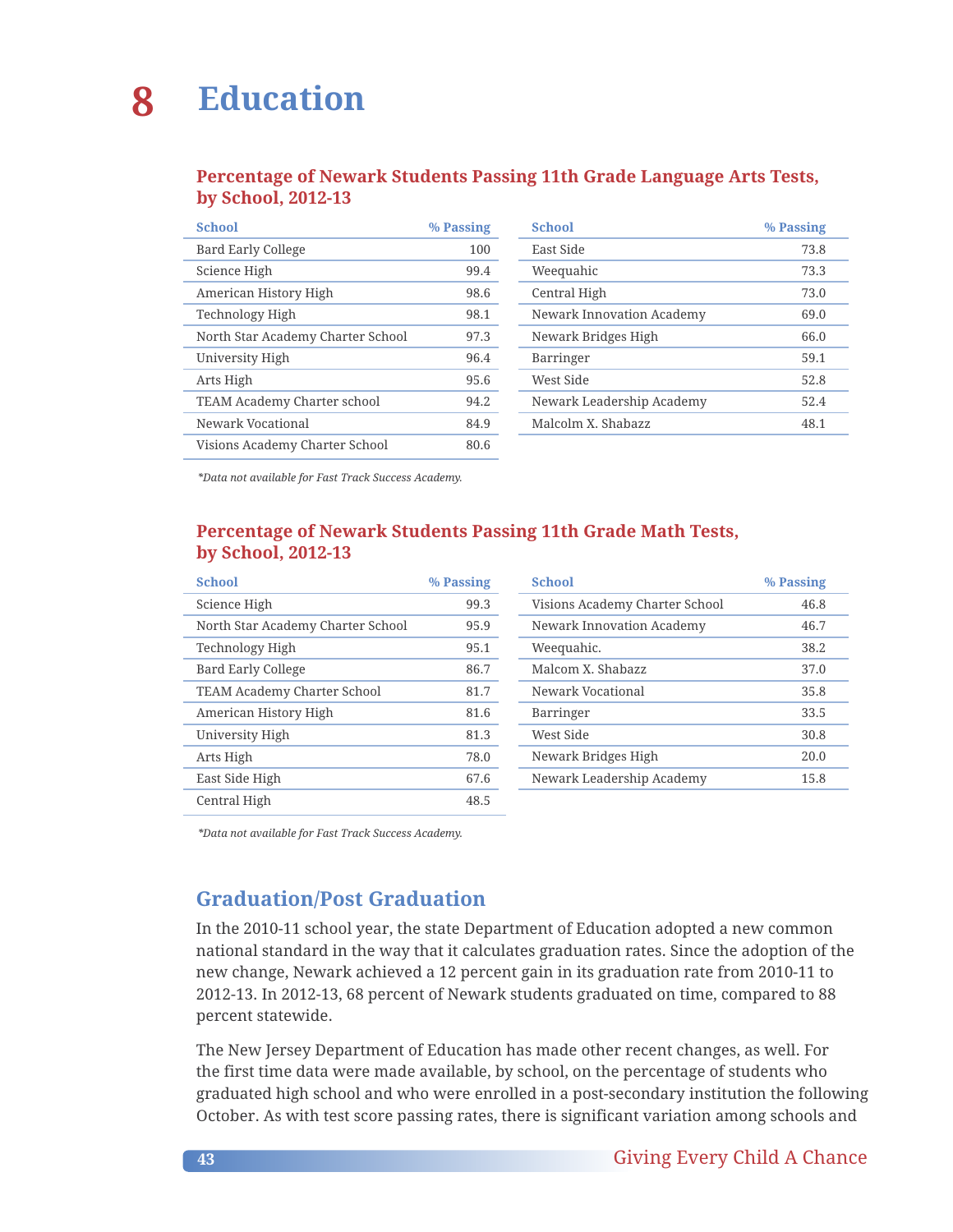# 8 Education

### Percentage of Newark Students Passing 11th Grade Language Arts Tests, by School, 2012-13

| School | % Passing |
|---|---|
| Bard Early College | 100 |
| Science High | 99.4 |
| American History High | 98.6 |
| Technology High | 98.1 |
| North Star Academy Charter School | 97.3 |
| University High | 96.4 |
| Arts High | 95.6 |
| TEAM Academy Charter school | 94.2 |
| Newark Vocational | 84.9 |
| Visions Academy Charter School | 80.6 |
| East Side | 73.8 |
| Weequahic | 73.3 |
| Central High | 73.0 |
| Newark Innovation Academy | 69.0 |
| Newark Bridges High | 66.0 |
| Barringer | 59.1 |
| West Side | 52.8 |
| Newark Leadership Academy | 52.4 |
| Malcolm X. Shabazz | 48.1 |

*\*Data not available for Fast Track Success Academy.*

### Percentage of Newark Students Passing 11th Grade Math Tests, by School, 2012-13

| School | % Passing |
|---|---|
| Science High | 99.3 |
| North Star Academy Charter School | 95.9 |
| Technology High | 95.1 |
| Bard Early College | 86.7 |
| TEAM Academy Charter School | 81.7 |
| American History High | 81.6 |
| University High | 81.3 |
| Arts High | 78.0 |
| East Side High | 67.6 |
| Central High | 48.5 |
| Visions Academy Charter School | 46.8 |
| Newark Innovation Academy | 46.7 |
| Weequahic. | 38.2 |
| Malcom X. Shabazz | 37.0 |
| Newark Vocational | 35.8 |
| Barringer | 33.5 |
| West Side | 30.8 |
| Newark Bridges High | 20.0 |
| Newark Leadership Academy | 15.8 |

*\*Data not available for Fast Track Success Academy.*

## Graduation/Post Graduation

In the 2010-11 school year, the state Department of Education adopted a new common national standard in the way that it calculates graduation rates. Since the adoption of the new change, Newark achieved a 12 percent gain in its graduation rate from 2010-11 to 2012-13. In 2012-13, 68 percent of Newark students graduated on time, compared to 88 percent statewide.

The New Jersey Department of Education has made other recent changes, as well. For the first time data were made available, by school, on the percentage of students who graduated high school and who were enrolled in a post-secondary institution the following October. As with test score passing rates, there is significant variation among schools and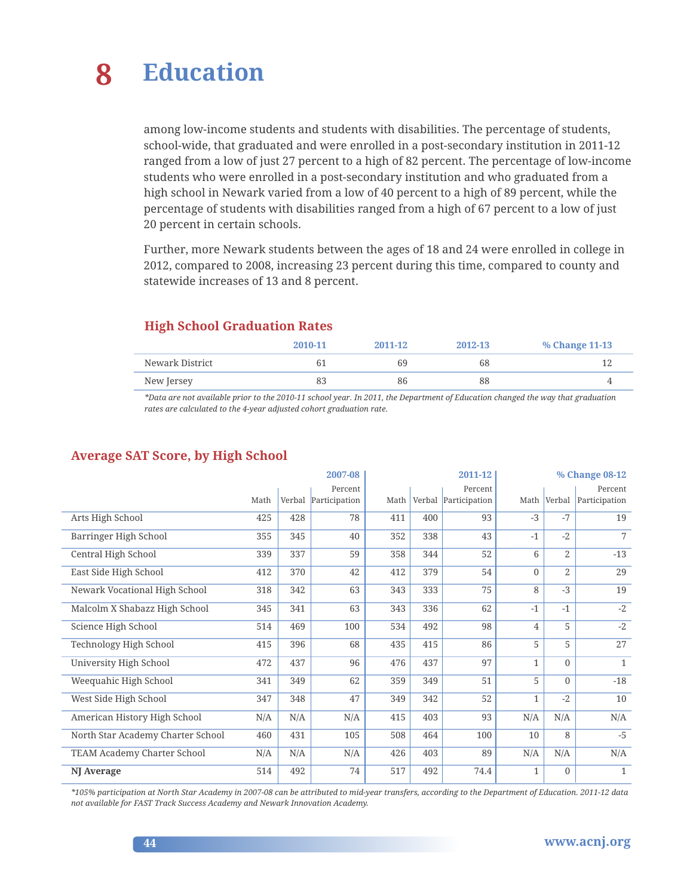# 8 Education

among low-income students and students with disabilities. The percentage of students, school-wide, that graduated and were enrolled in a post-secondary institution in 2011-12 ranged from a low of just 27 percent to a high of 82 percent. The percentage of low-income students who were enrolled in a post-secondary institution and who graduated from a high school in Newark varied from a low of 40 percent to a high of 89 percent, while the percentage of students with disabilities ranged from a high of 67 percent to a low of just 20 percent in certain schools.

Further, more Newark students between the ages of 18 and 24 were enrolled in college in 2012, compared to 2008, increasing 23 percent during this time, compared to county and statewide increases of 13 and 8 percent.

## High School Graduation Rates

| | 2010-11 | 2011-12 | 2012-13 | % Change 11-13 |
|---|---|---|---|---|
| Newark District | 61 | 69 | 68 | 12 |
| New Jersey | 83 | 86 | 88 | 4 |

*\*Data are not available prior to the 2010-11 school year. In 2011, the Department of Education changed the way that graduation rates are calculated to the 4-year adjusted cohort graduation rate.*

## Average SAT Score, by High School

| | 2007-08 | | | 2011-12 | | | % Change 08-12 | | |
|---|---|---|---|---|---|---|---|---|---|
| | Math | Verbal | Percent Participation | Math | Verbal | Percent Participation | Math | Verbal | Percent Participation |
| Arts High School | 425 | 428 | 78 | 411 | 400 | 93 | -3 | -7 | 19 |
| Barringer High School | 355 | 345 | 40 | 352 | 338 | 43 | -1 | -2 | 7 |
| Central High School | 339 | 337 | 59 | 358 | 344 | 52 | 6 | 2 | -13 |
| East Side High School | 412 | 370 | 42 | 412 | 379 | 54 | 0 | 2 | 29 |
| Newark Vocational High School | 318 | 342 | 63 | 343 | 333 | 75 | 8 | -3 | 19 |
| Malcolm X Shabazz High School | 345 | 341 | 63 | 343 | 336 | 62 | -1 | -1 | -2 |
| Science High School | 514 | 469 | 100 | 534 | 492 | 98 | 4 | 5 | -2 |
| Technology High School | 415 | 396 | 68 | 435 | 415 | 86 | 5 | 5 | 27 |
| University High School | 472 | 437 | 96 | 476 | 437 | 97 | 1 | 0 | 1 |
| Weequahic High School | 341 | 349 | 62 | 359 | 349 | 51 | 5 | 0 | -18 |
| West Side High School | 347 | 348 | 47 | 349 | 342 | 52 | 1 | -2 | 10 |
| American History High School | N/A | N/A | N/A | 415 | 403 | 93 | N/A | N/A | N/A |
| North Star Academy Charter School | 460 | 431 | 105 | 508 | 464 | 100 | 10 | 8 | -5 |
| TEAM Academy Charter School | N/A | N/A | N/A | 426 | 403 | 89 | N/A | N/A | N/A |
| **NJ Average** | 514 | 492 | 74 | 517 | 492 | 74.4 | 1 | 0 | 1 |

*\*105% participation at North Star Academy in 2007-08 can be attributed to mid-year transfers, according to the Department of Education. 2011-12 data not available for FAST Track Success Academy and Newark Innovation Academy.*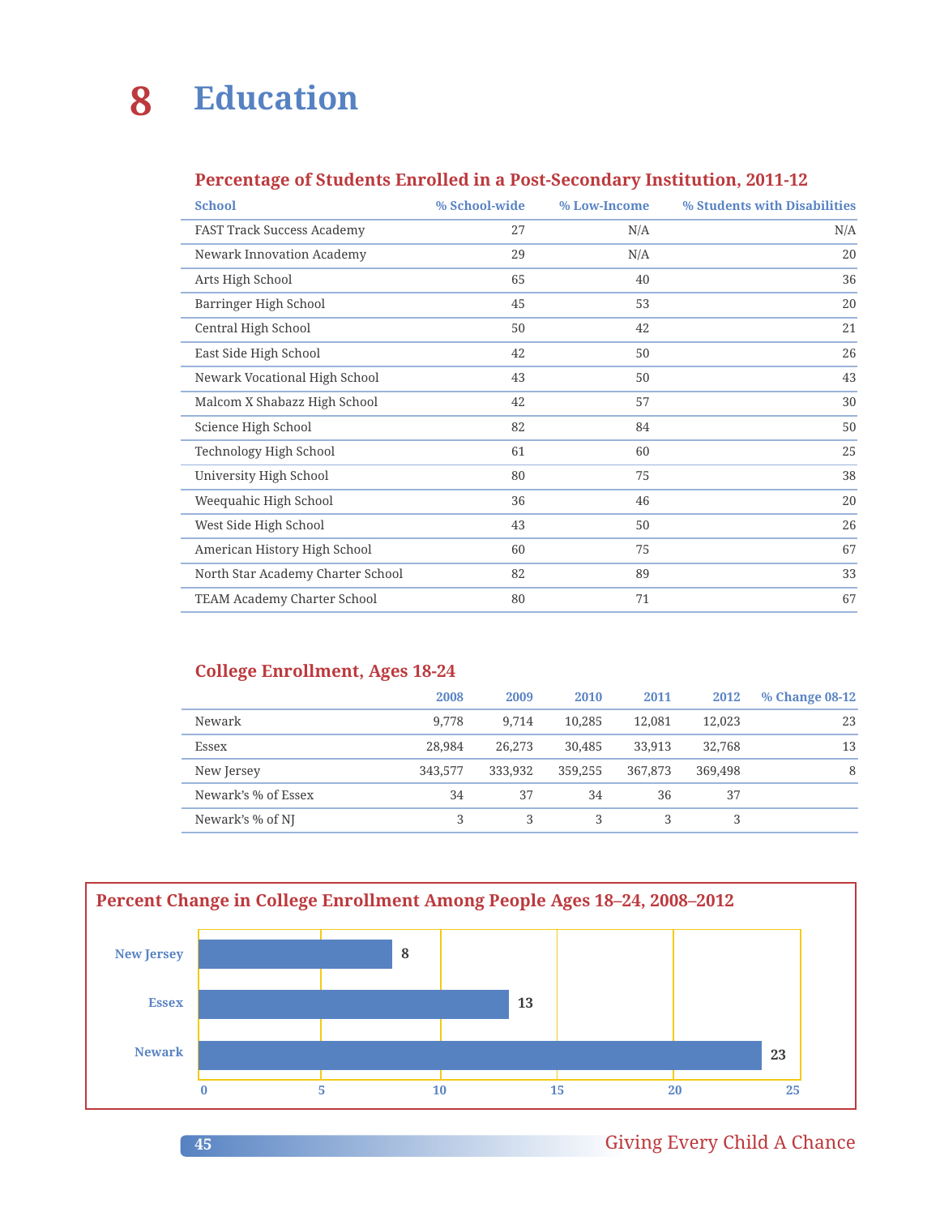# 8 Education

## Percentage of Students Enrolled in a Post-Secondary Institution, 2011-12

| School | % School-wide | % Low-Income | % Students with Disabilities |
|---|---|---|---|
| FAST Track Success Academy | 27 | N/A | N/A |
| Newark Innovation Academy | 29 | N/A | 20 |
| Arts High School | 65 | 40 | 36 |
| Barringer High School | 45 | 53 | 20 |
| Central High School | 50 | 42 | 21 |
| East Side High School | 42 | 50 | 26 |
| Newark Vocational High School | 43 | 50 | 43 |
| Malcom X Shabazz High School | 42 | 57 | 30 |
| Science High School | 82 | 84 | 50 |
| Technology High School | 61 | 60 | 25 |
| University High School | 80 | 75 | 38 |
| Weequahic High School | 36 | 46 | 20 |
| West Side High School | 43 | 50 | 26 |
| American History High School | 60 | 75 | 67 |
| North Star Academy Charter School | 82 | 89 | 33 |
| TEAM Academy Charter School | 80 | 71 | 67 |

## College Enrollment, Ages 18-24

| | 2008 | 2009 | 2010 | 2011 | 2012 | % Change 08-12 |
|---|---|---|---|---|---|---|
| Newark | 9,778 | 9,714 | 10,285 | 12,081 | 12,023 | 23 |
| Essex | 28,984 | 26,273 | 30,485 | 33,913 | 32,768 | 13 |
| New Jersey | 343,577 | 333,932 | 359,255 | 367,873 | 369,498 | 8 |
| Newark's % of Essex | 34 | 37 | 34 | 36 | 37 | |
| Newark's % of NJ | 3 | 3 | 3 | 3 | 3 | |

## Percent Change in College Enrollment Among People Ages 18–24, 2008–2012

| | Percent Change |
|---|---|
| New Jersey | 8 |
| Essex | 13 |
| Newark | 23 |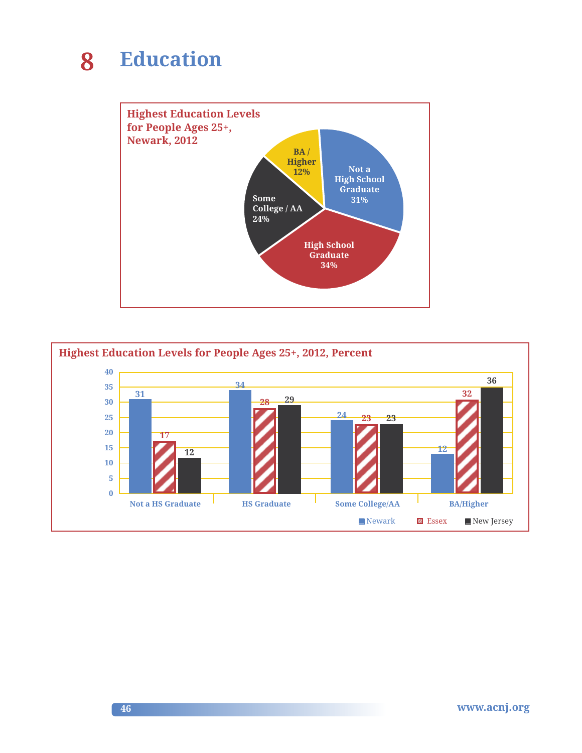# 8 Education

**Highest Education Levels for People Ages 25+, Newark, 2012**

| Education Level | Percent |
|---|---|
| Not a High School Graduate | 31% |
| High School Graduate | 34% |
| Some College / AA | 24% |
| BA / Higher | 12% |

**Highest Education Levels for People Ages 25+, 2012, Percent**

| | Newark | Essex | New Jersey |
|---|---|---|---|
| Not a HS Graduate | 31 | 17 | 12 |
| HS Graduate | 34 | 28 | 29 |
| Some College/AA | 24 | 23 | 23 |
| BA/Higher | 12 | 32 | 36 |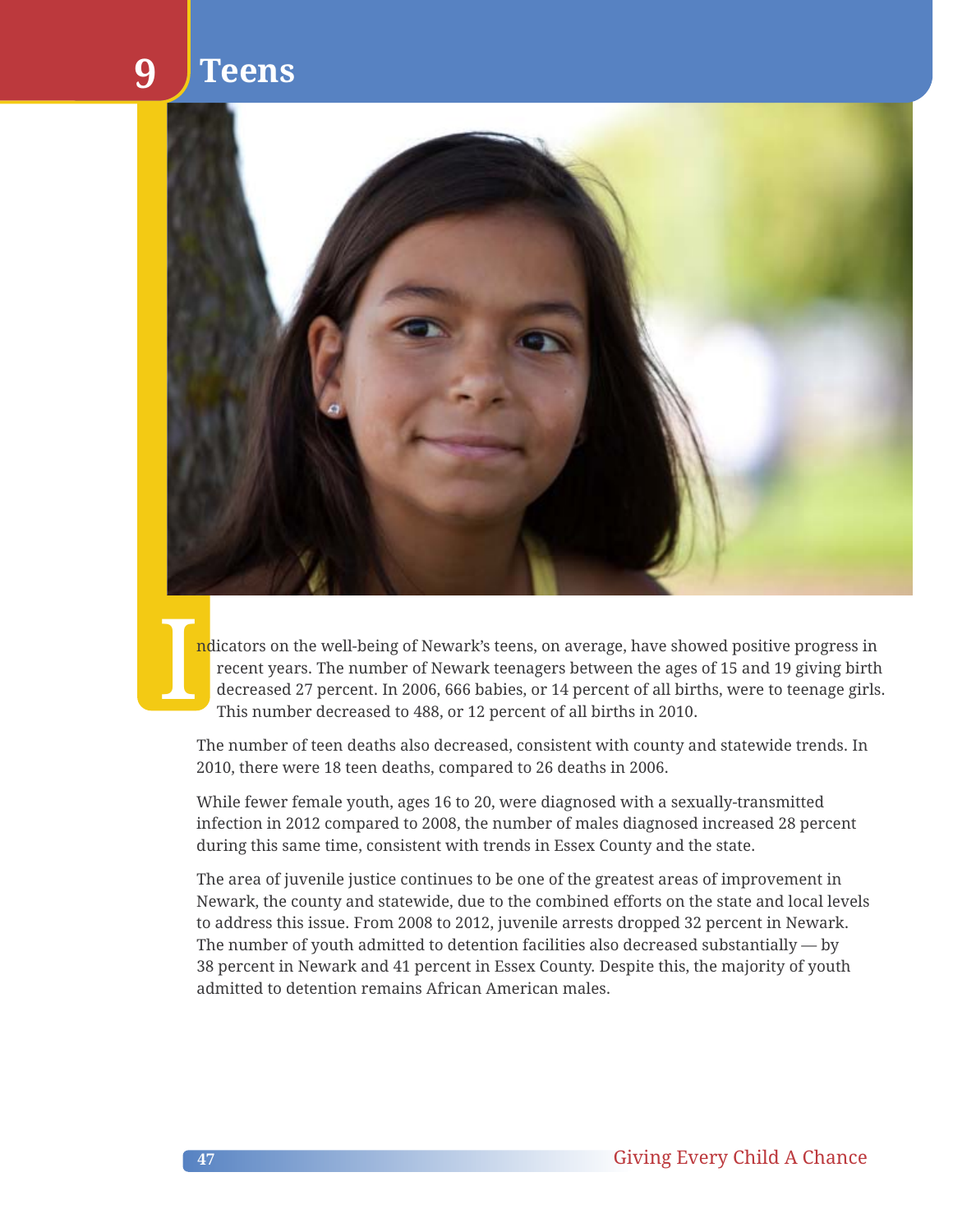# 9 Teens

Indicators on the well-being of Newark's teens, on average, have showed positive progress in recent years. The number of Newark teenagers between the ages of 15 and 19 giving birth decreased 27 percent. In 2006, 666 babies, or 14 percent of all births, were to teenage girls. This number decreased to 488, or 12 percent of all births in 2010.

The number of teen deaths also decreased, consistent with county and statewide trends. In 2010, there were 18 teen deaths, compared to 26 deaths in 2006.

While fewer female youth, ages 16 to 20, were diagnosed with a sexually-transmitted infection in 2012 compared to 2008, the number of males diagnosed increased 28 percent during this same time, consistent with trends in Essex County and the state.

The area of juvenile justice continues to be one of the greatest areas of improvement in Newark, the county and statewide, due to the combined efforts on the state and local levels to address this issue. From 2008 to 2012, juvenile arrests dropped 32 percent in Newark. The number of youth admitted to detention facilities also decreased substantially — by 38 percent in Newark and 41 percent in Essex County. Despite this, the majority of youth admitted to detention remains African American males.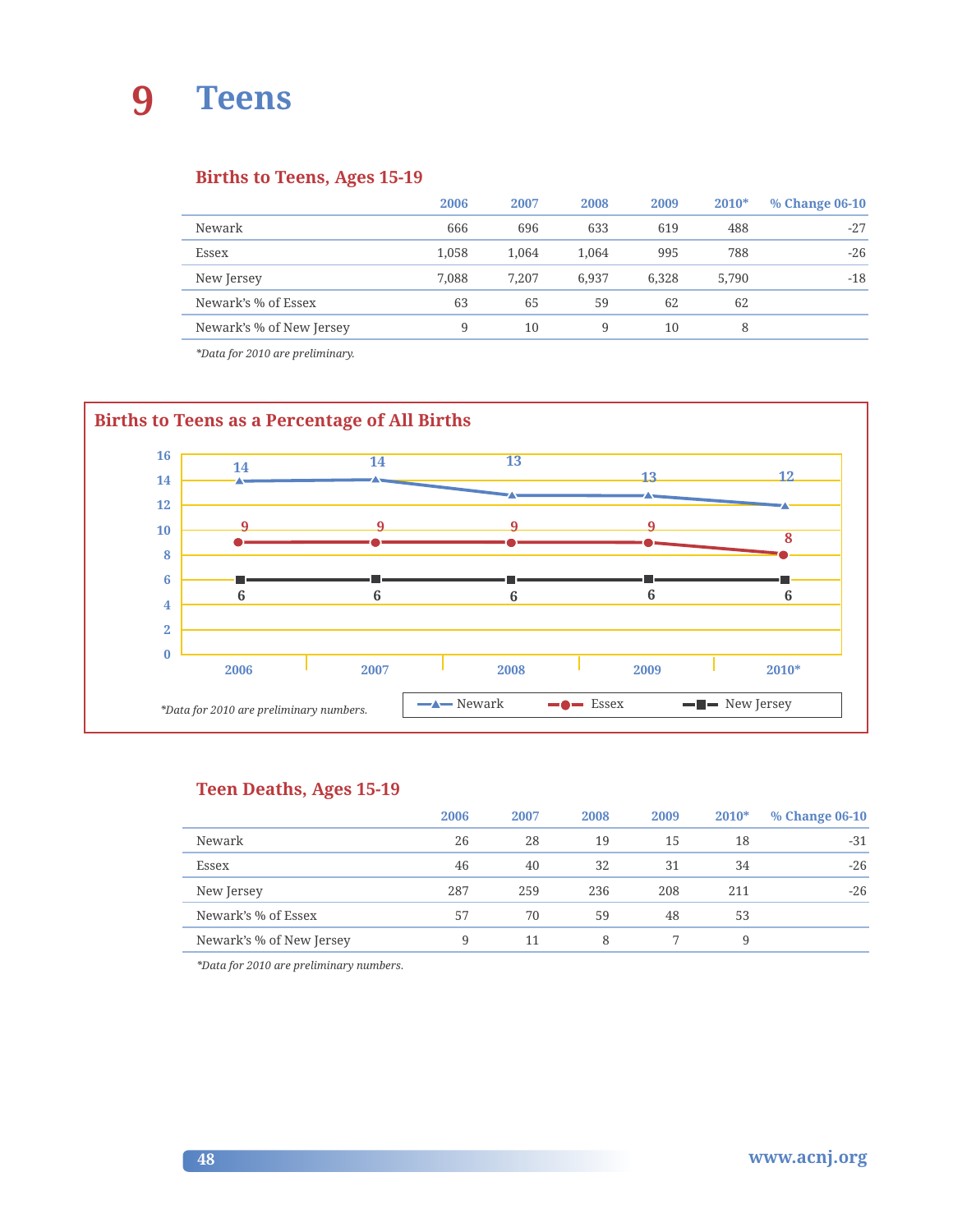# 9 Teens

## Births to Teens, Ages 15-19

| | 2006 | 2007 | 2008 | 2009 | 2010* | % Change 06-10 |
|---|---|---|---|---|---|---|
| Newark | 666 | 696 | 633 | 619 | 488 | -27 |
| Essex | 1,058 | 1,064 | 1,064 | 995 | 788 | -26 |
| New Jersey | 7,088 | 7,207 | 6,937 | 6,328 | 5,790 | -18 |
| Newark's % of Essex | 63 | 65 | 59 | 62 | 62 | |
| Newark's % of New Jersey | 9 | 10 | 9 | 10 | 8 | |

*Data for 2010 are preliminary.*

## Births to Teens as a Percentage of All Births

| | 2006 | 2007 | 2008 | 2009 | 2010* |
|---|---|---|---|---|---|
| Newark | 14 | 14 | 13 | 13 | 12 |
| Essex | 9 | 9 | 9 | 9 | 8 |
| New Jersey | 6 | 6 | 6 | 6 | 6 |

*Data for 2010 are preliminary numbers.*

## Teen Deaths, Ages 15-19

| | 2006 | 2007 | 2008 | 2009 | 2010* | % Change 06-10 |
|---|---|---|---|---|---|---|
| Newark | 26 | 28 | 19 | 15 | 18 | -31 |
| Essex | 46 | 40 | 32 | 31 | 34 | -26 |
| New Jersey | 287 | 259 | 236 | 208 | 211 | -26 |
| Newark's % of Essex | 57 | 70 | 59 | 48 | 53 | |
| Newark's % of New Jersey | 9 | 11 | 8 | 7 | 9 | |

*Data for 2010 are preliminary numbers.*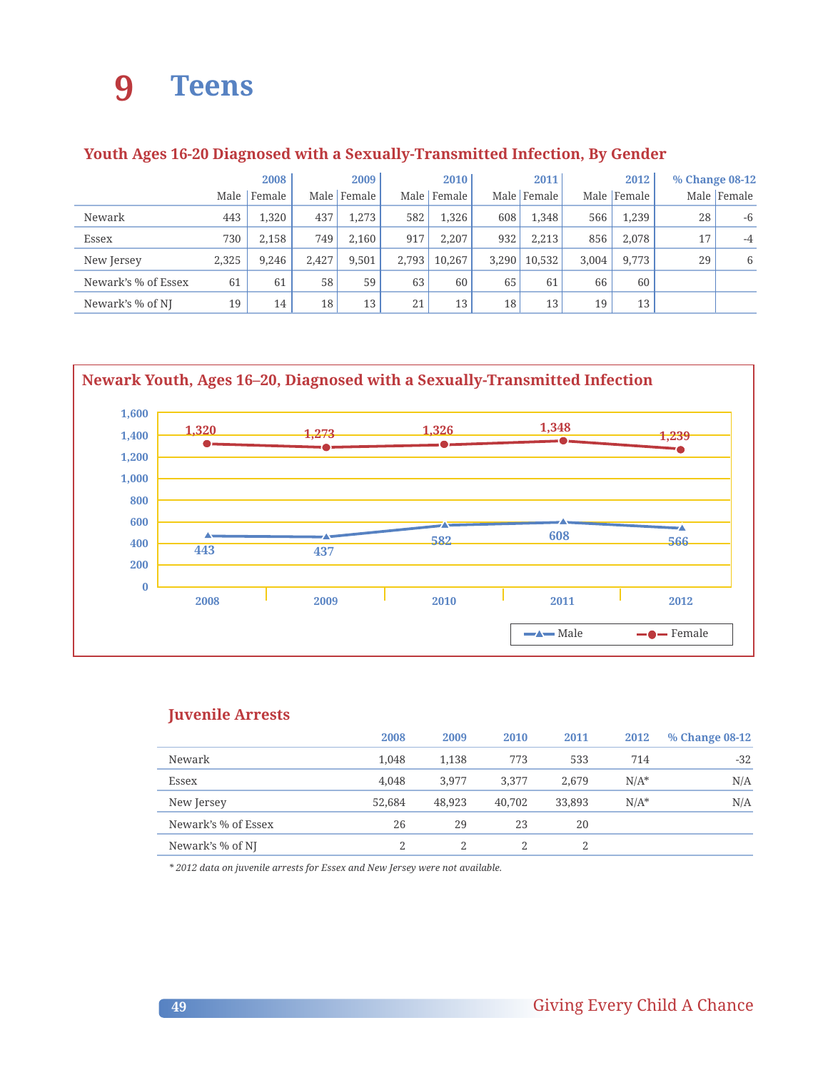# 9 Teens

### Youth Ages 16-20 Diagnosed with a Sexually-Transmitted Infection, By Gender

| | 2008 | | 2009 | | 2010 | | 2011 | | 2012 | | % Change 08-12 | |
|---|---|---|---|---|---|---|---|---|---|---|---|---|
| | Male | Female | Male | Female | Male | Female | Male | Female | Male | Female | Male | Female |
| Newark | 443 | 1,320 | 437 | 1,273 | 582 | 1,326 | 608 | 1,348 | 566 | 1,239 | 28 | -6 |
| Essex | 730 | 2,158 | 749 | 2,160 | 917 | 2,207 | 932 | 2,213 | 856 | 2,078 | 17 | -4 |
| New Jersey | 2,325 | 9,246 | 2,427 | 9,501 | 2,793 | 10,267 | 3,290 | 10,532 | 3,004 | 9,773 | 29 | 6 |
| Newark's % of Essex | 61 | 61 | 58 | 59 | 63 | 60 | 65 | 61 | 66 | 60 | | |
| Newark's % of NJ | 19 | 14 | 18 | 13 | 21 | 13 | 18 | 13 | 19 | 13 | | |

### Newark Youth, Ages 16–20, Diagnosed with a Sexually-Transmitted Infection

| | 2008 | 2009 | 2010 | 2011 | 2012 |
|---|---|---|---|---|---|
| Male | 443 | 437 | 582 | 608 | 566 |
| Female | 1,320 | 1,273 | 1,326 | 1,348 | 1,239 |

### Juvenile Arrests

| | 2008 | 2009 | 2010 | 2011 | 2012 | % Change 08-12 |
|---|---|---|---|---|---|---|
| Newark | 1,048 | 1,138 | 773 | 533 | 714 | -32 |
| Essex | 4,048 | 3,977 | 3,377 | 2,679 | N/A* | N/A |
| New Jersey | 52,684 | 48,923 | 40,702 | 33,893 | N/A* | N/A |
| Newark's % of Essex | 26 | 29 | 23 | 20 | | |
| Newark's % of NJ | 2 | 2 | 2 | 2 | | |

*\* 2012 data on juvenile arrests for Essex and New Jersey were not available.*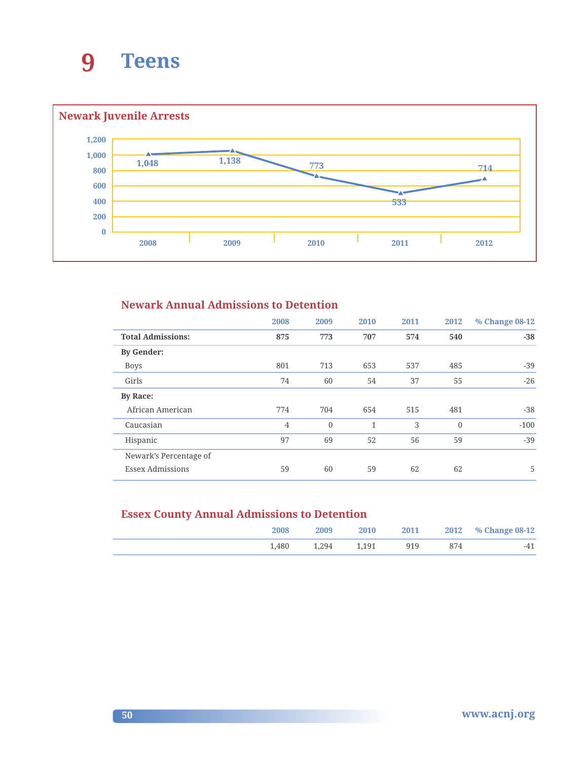# 9 Teens

## Newark Juvenile Arrests

| 2008 | 2009 | 2010 | 2011 | 2012 |
|---|---|---|---|---|
| 1,048 | 1,138 | 773 | 533 | 714 |

## Newark Annual Admissions to Detention

| | 2008 | 2009 | 2010 | 2011 | 2012 | % Change 08-12 |
|---|---|---|---|---|---|---|
| **Total Admissions:** | **875** | **773** | **707** | **574** | **540** | **-38** |
| **By Gender:** | | | | | | |
| Boys | 801 | 713 | 653 | 537 | 485 | -39 |
| Girls | 74 | 60 | 54 | 37 | 55 | -26 |
| **By Race:** | | | | | | |
| African American | 774 | 704 | 654 | 515 | 481 | -38 |
| Caucasian | 4 | 0 | 1 | 3 | 0 | -100 |
| Hispanic | 97 | 69 | 52 | 56 | 59 | -39 |
| Newark's Percentage of Essex Admissions | 59 | 60 | 59 | 62 | 62 | 5 |

## Essex County Annual Admissions to Detention

| 2008 | 2009 | 2010 | 2011 | 2012 | % Change 08-12 |
|---|---|---|---|---|---|
| 1,480 | 1,294 | 1,191 | 919 | 874 | -41 |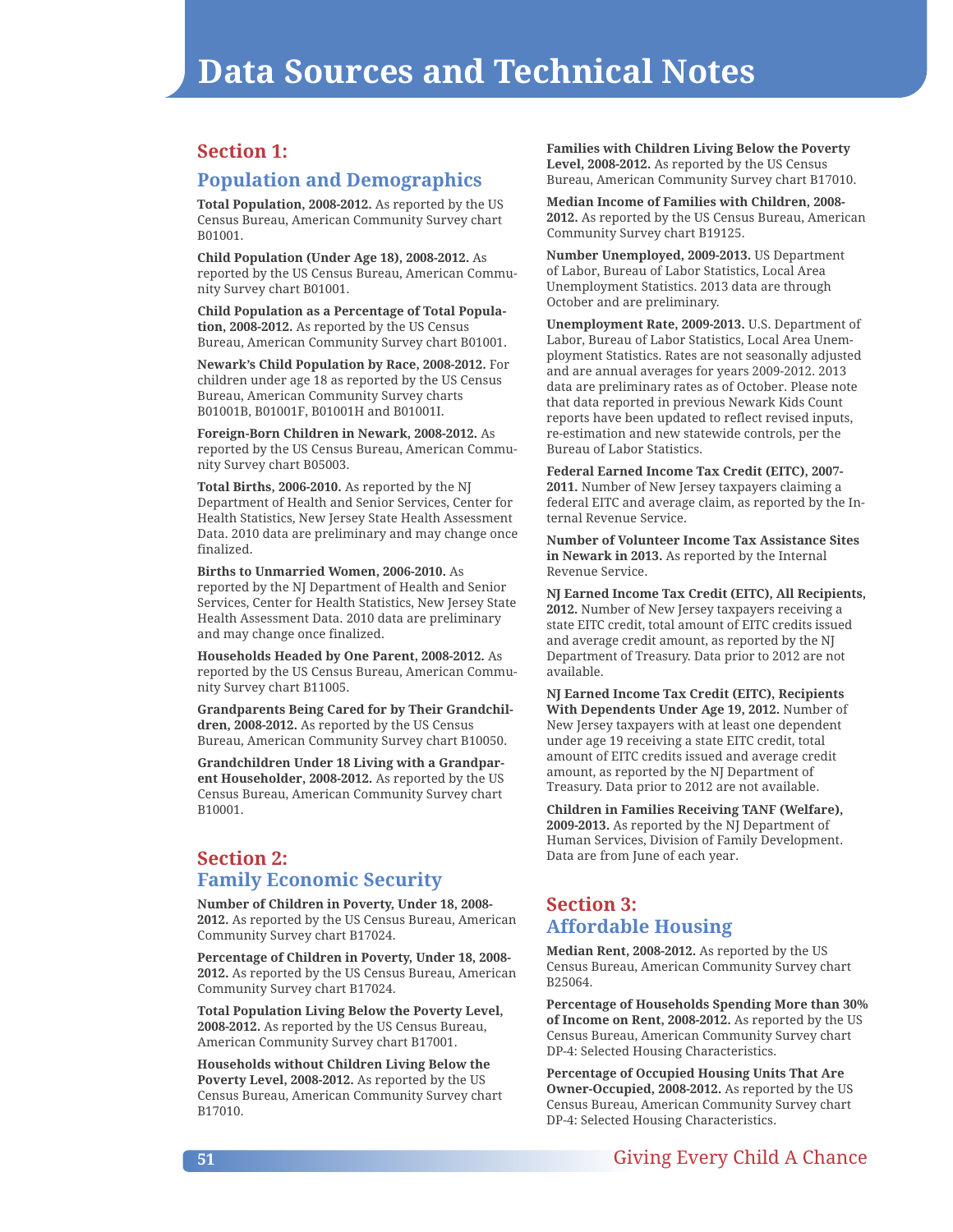# Data Sources and Technical Notes

## Section 1:

## Population and Demographics

**Total Population, 2008-2012.** As reported by the US Census Bureau, American Community Survey chart B01001.

**Child Population (Under Age 18), 2008-2012.** As reported by the US Census Bureau, American Community Survey chart B01001.

**Child Population as a Percentage of Total Population, 2008-2012.** As reported by the US Census Bureau, American Community Survey chart B01001.

**Newark's Child Population by Race, 2008-2012.** For children under age 18 as reported by the US Census Bureau, American Community Survey charts B01001B, B01001F, B01001H and B01001I.

**Foreign-Born Children in Newark, 2008-2012.** As reported by the US Census Bureau, American Community Survey chart B05003.

**Total Births, 2006-2010.** As reported by the NJ Department of Health and Senior Services, Center for Health Statistics, New Jersey State Health Assessment Data. 2010 data are preliminary and may change once finalized.

**Births to Unmarried Women, 2006-2010.** As reported by the NJ Department of Health and Senior Services, Center for Health Statistics, New Jersey State Health Assessment Data. 2010 data are preliminary and may change once finalized.

**Households Headed by One Parent, 2008-2012.** As reported by the US Census Bureau, American Community Survey chart B11005.

**Grandparents Being Cared for by Their Grandchildren, 2008-2012.** As reported by the US Census Bureau, American Community Survey chart B10050.

**Grandchildren Under 18 Living with a Grandparent Householder, 2008-2012.** As reported by the US Census Bureau, American Community Survey chart B10001.

## Section 2:

## Family Economic Security

**Number of Children in Poverty, Under 18, 2008-2012.** As reported by the US Census Bureau, American Community Survey chart B17024.

**Percentage of Children in Poverty, Under 18, 2008-2012.** As reported by the US Census Bureau, American Community Survey chart B17024.

**Total Population Living Below the Poverty Level, 2008-2012.** As reported by the US Census Bureau, American Community Survey chart B17001.

**Households without Children Living Below the Poverty Level, 2008-2012.** As reported by the US Census Bureau, American Community Survey chart B17010.

**Families with Children Living Below the Poverty Level, 2008-2012.** As reported by the US Census Bureau, American Community Survey chart B17010.

**Median Income of Families with Children, 2008-2012.** As reported by the US Census Bureau, American Community Survey chart B19125.

**Number Unemployed, 2009-2013.** US Department of Labor, Bureau of Labor Statistics, Local Area Unemployment Statistics. 2013 data are through October and are preliminary.

**Unemployment Rate, 2009-2013.** U.S. Department of Labor, Bureau of Labor Statistics, Local Area Unemployment Statistics. Rates are not seasonally adjusted and are annual averages for years 2009-2012. 2013 data are preliminary rates as of October. Please note that data reported in previous Newark Kids Count reports have been updated to reflect revised inputs, re-estimation and new statewide controls, per the Bureau of Labor Statistics.

**Federal Earned Income Tax Credit (EITC), 2007-2011.** Number of New Jersey taxpayers claiming a federal EITC and average claim, as reported by the Internal Revenue Service.

**Number of Volunteer Income Tax Assistance Sites in Newark in 2013.** As reported by the Internal Revenue Service.

**NJ Earned Income Tax Credit (EITC), All Recipients, 2012.** Number of New Jersey taxpayers receiving a state EITC credit, total amount of EITC credits issued and average credit amount, as reported by the NJ Department of Treasury. Data prior to 2012 are not available.

**NJ Earned Income Tax Credit (EITC), Recipients With Dependents Under Age 19, 2012.** Number of New Jersey taxpayers with at least one dependent under age 19 receiving a state EITC credit, total amount of EITC credits issued and average credit amount, as reported by the NJ Department of Treasury. Data prior to 2012 are not available.

**Children in Families Receiving TANF (Welfare), 2009-2013.** As reported by the NJ Department of Human Services, Division of Family Development. Data are from June of each year.

## Section 3:

## Affordable Housing

**Median Rent, 2008-2012.** As reported by the US Census Bureau, American Community Survey chart B25064.

**Percentage of Households Spending More than 30% of Income on Rent, 2008-2012.** As reported by the US Census Bureau, American Community Survey chart DP-4: Selected Housing Characteristics.

**Percentage of Occupied Housing Units That Are Owner-Occupied, 2008-2012.** As reported by the US Census Bureau, American Community Survey chart DP-4: Selected Housing Characteristics.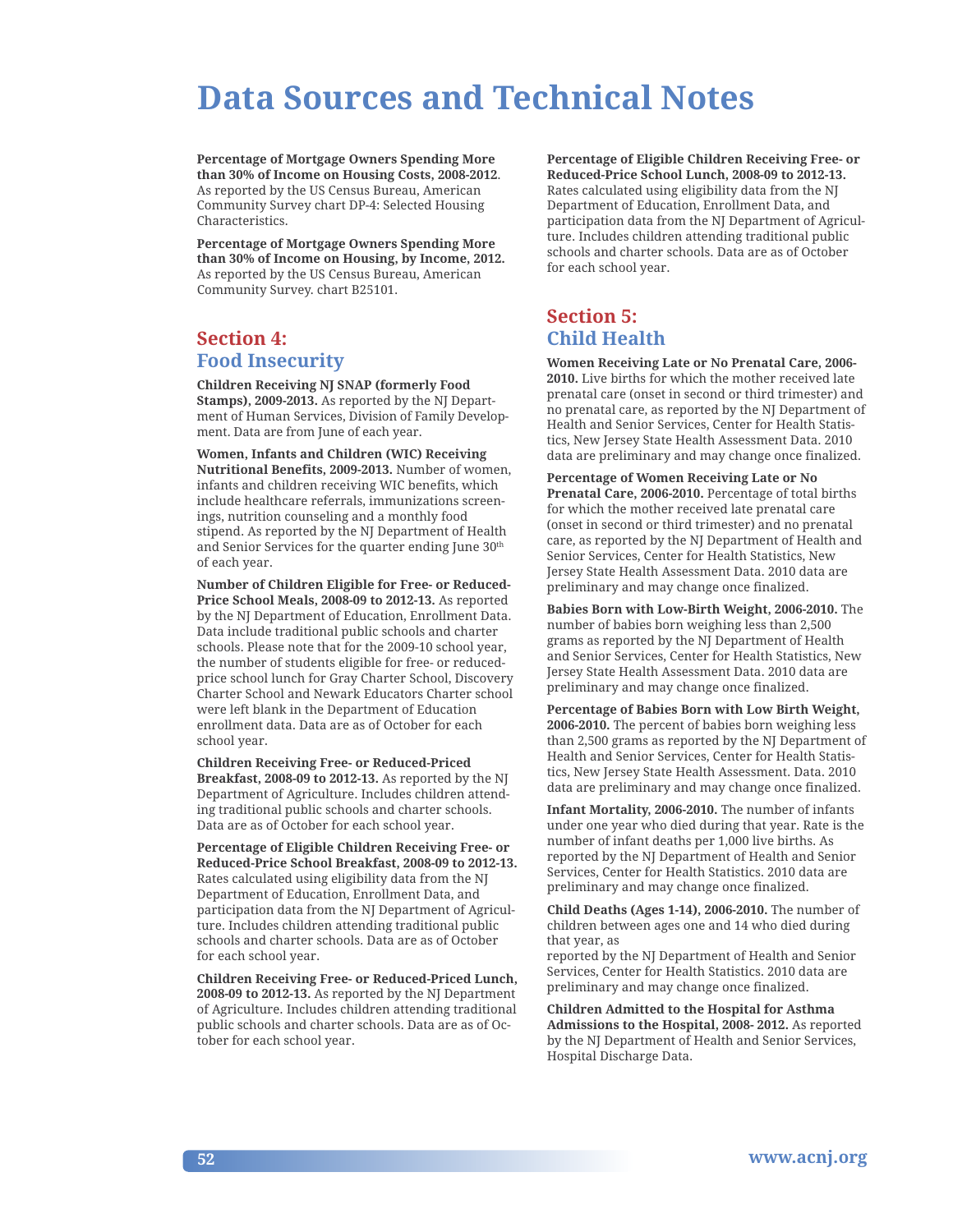# Data Sources and Technical Notes

**Percentage of Mortgage Owners Spending More than 30% of Income on Housing Costs, 2008-2012**. As reported by the US Census Bureau, American Community Survey chart DP-4: Selected Housing Characteristics.

**Percentage of Mortgage Owners Spending More than 30% of Income on Housing, by Income, 2012.** As reported by the US Census Bureau, American Community Survey. chart B25101.

## Section 4: Food Insecurity

**Children Receiving NJ SNAP (formerly Food Stamps), 2009-2013.** As reported by the NJ Department of Human Services, Division of Family Development. Data are from June of each year.

**Women, Infants and Children (WIC) Receiving Nutritional Benefits, 2009-2013.** Number of women, infants and children receiving WIC benefits, which include healthcare referrals, immunizations screenings, nutrition counseling and a monthly food stipend. As reported by the NJ Department of Health and Senior Services for the quarter ending June 30th of each year.

**Number of Children Eligible for Free- or Reduced-Price School Meals, 2008-09 to 2012-13.** As reported by the NJ Department of Education, Enrollment Data. Data include traditional public schools and charter schools. Please note that for the 2009-10 school year, the number of students eligible for free- or reduced-price school lunch for Gray Charter School, Discovery Charter School and Newark Educators Charter school were left blank in the Department of Education enrollment data. Data are as of October for each school year.

**Children Receiving Free- or Reduced-Priced Breakfast, 2008-09 to 2012-13.** As reported by the NJ Department of Agriculture. Includes children attending traditional public schools and charter schools. Data are as of October for each school year.

**Percentage of Eligible Children Receiving Free- or Reduced-Price School Breakfast, 2008-09 to 2012-13.** Rates calculated using eligibility data from the NJ Department of Education, Enrollment Data, and participation data from the NJ Department of Agriculture. Includes children attending traditional public schools and charter schools. Data are as of October for each school year.

**Children Receiving Free- or Reduced-Priced Lunch, 2008-09 to 2012-13.** As reported by the NJ Department of Agriculture. Includes children attending traditional public schools and charter schools. Data are as of October for each school year.

**Percentage of Eligible Children Receiving Free- or Reduced-Price School Lunch, 2008-09 to 2012-13.** Rates calculated using eligibility data from the NJ Department of Education, Enrollment Data, and participation data from the NJ Department of Agriculture. Includes children attending traditional public schools and charter schools. Data are as of October for each school year.

## Section 5: Child Health

**Women Receiving Late or No Prenatal Care, 2006-2010.** Live births for which the mother received late prenatal care (onset in second or third trimester) and no prenatal care, as reported by the NJ Department of Health and Senior Services, Center for Health Statistics, New Jersey State Health Assessment Data. 2010 data are preliminary and may change once finalized.

**Percentage of Women Receiving Late or No Prenatal Care, 2006-2010.** Percentage of total births for which the mother received late prenatal care (onset in second or third trimester) and no prenatal care, as reported by the NJ Department of Health and Senior Services, Center for Health Statistics, New Jersey State Health Assessment Data. 2010 data are preliminary and may change once finalized.

**Babies Born with Low-Birth Weight, 2006-2010.** The number of babies born weighing less than 2,500 grams as reported by the NJ Department of Health and Senior Services, Center for Health Statistics, New Jersey State Health Assessment Data. 2010 data are preliminary and may change once finalized.

**Percentage of Babies Born with Low Birth Weight, 2006-2010.** The percent of babies born weighing less than 2,500 grams as reported by the NJ Department of Health and Senior Services, Center for Health Statistics, New Jersey State Health Assessment. Data. 2010 data are preliminary and may change once finalized.

**Infant Mortality, 2006-2010.** The number of infants under one year who died during that year. Rate is the number of infant deaths per 1,000 live births. As reported by the NJ Department of Health and Senior Services, Center for Health Statistics. 2010 data are preliminary and may change once finalized.

**Child Deaths (Ages 1-14), 2006-2010.** The number of children between ages one and 14 who died during that year, as reported by the NJ Department of Health and Senior Services, Center for Health Statistics. 2010 data are preliminary and may change once finalized.

**Children Admitted to the Hospital for Asthma Admissions to the Hospital, 2008- 2012.** As reported by the NJ Department of Health and Senior Services, Hospital Discharge Data.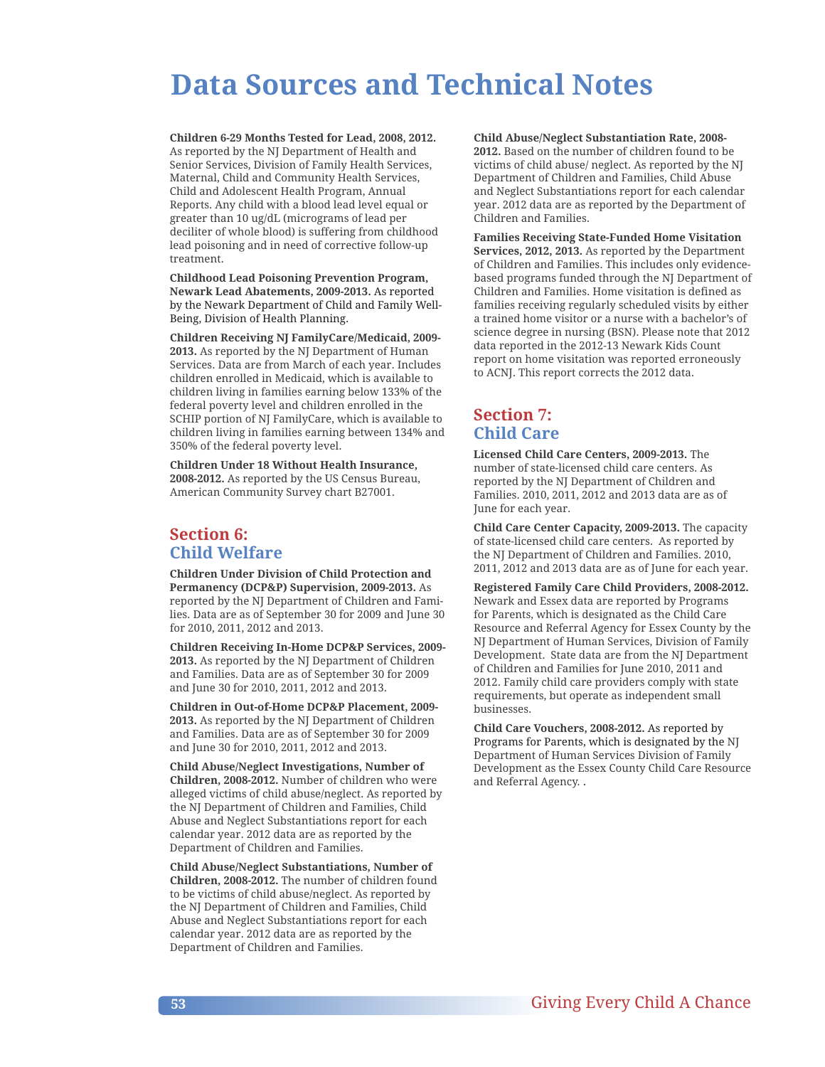# Data Sources and Technical Notes

**Children 6-29 Months Tested for Lead, 2008, 2012.** As reported by the NJ Department of Health and Senior Services, Division of Family Health Services, Maternal, Child and Community Health Services, Child and Adolescent Health Program, Annual Reports. Any child with a blood lead level equal or greater than 10 ug/dL (micrograms of lead per deciliter of whole blood) is suffering from childhood lead poisoning and in need of corrective follow-up treatment.

**Childhood Lead Poisoning Prevention Program, Newark Lead Abatements, 2009-2013.** As reported by the Newark Department of Child and Family Well-Being, Division of Health Planning.

**Children Receiving NJ FamilyCare/Medicaid, 2009-2013.** As reported by the NJ Department of Human Services. Data are from March of each year. Includes children enrolled in Medicaid, which is available to children living in families earning below 133% of the federal poverty level and children enrolled in the SCHIP portion of NJ FamilyCare, which is available to children living in families earning between 134% and 350% of the federal poverty level.

**Children Under 18 Without Health Insurance, 2008-2012.** As reported by the US Census Bureau, American Community Survey chart B27001.

## Section 6: Child Welfare

**Children Under Division of Child Protection and Permanency (DCP&P) Supervision, 2009-2013.** As reported by the NJ Department of Children and Families. Data are as of September 30 for 2009 and June 30 for 2010, 2011, 2012 and 2013.

**Children Receiving In-Home DCP&P Services, 2009-2013.** As reported by the NJ Department of Children and Families. Data are as of September 30 for 2009 and June 30 for 2010, 2011, 2012 and 2013.

**Children in Out-of-Home DCP&P Placement, 2009-2013.** As reported by the NJ Department of Children and Families. Data are as of September 30 for 2009 and June 30 for 2010, 2011, 2012 and 2013.

**Child Abuse/Neglect Investigations, Number of Children, 2008-2012.** Number of children who were alleged victims of child abuse/neglect. As reported by the NJ Department of Children and Families, Child Abuse and Neglect Substantiations report for each calendar year. 2012 data are as reported by the Department of Children and Families.

**Child Abuse/Neglect Substantiations, Number of Children, 2008-2012.** The number of children found to be victims of child abuse/neglect. As reported by the NJ Department of Children and Families, Child Abuse and Neglect Substantiations report for each calendar year. 2012 data are as reported by the Department of Children and Families.

**Child Abuse/Neglect Substantiation Rate, 2008-2012.** Based on the number of children found to be victims of child abuse/ neglect. As reported by the NJ Department of Children and Families, Child Abuse and Neglect Substantiations report for each calendar year. 2012 data are as reported by the Department of Children and Families.

**Families Receiving State-Funded Home Visitation Services, 2012, 2013.** As reported by the Department of Children and Families. This includes only evidence-based programs funded through the NJ Department of Children and Families. Home visitation is defined as families receiving regularly scheduled visits by either a trained home visitor or a nurse with a bachelor's of science degree in nursing (BSN). Please note that 2012 data reported in the 2012-13 Newark Kids Count report on home visitation was reported erroneously to ACNJ. This report corrects the 2012 data.

## Section 7: Child Care

**Licensed Child Care Centers, 2009-2013.** The number of state-licensed child care centers. As reported by the NJ Department of Children and Families. 2010, 2011, 2012 and 2013 data are as of June for each year.

**Child Care Center Capacity, 2009-2013.** The capacity of state-licensed child care centers. As reported by the NJ Department of Children and Families. 2010, 2011, 2012 and 2013 data are as of June for each year.

**Registered Family Care Child Providers, 2008-2012.** Newark and Essex data are reported by Programs for Parents, which is designated as the Child Care Resource and Referral Agency for Essex County by the NJ Department of Human Services, Division of Family Development. State data are from the NJ Department of Children and Families for June 2010, 2011 and 2012. Family child care providers comply with state requirements, but operate as independent small businesses.

**Child Care Vouchers, 2008-2012.** As reported by Programs for Parents, which is designated by the NJ Department of Human Services Division of Family Development as the Essex County Child Care Resource and Referral Agency. .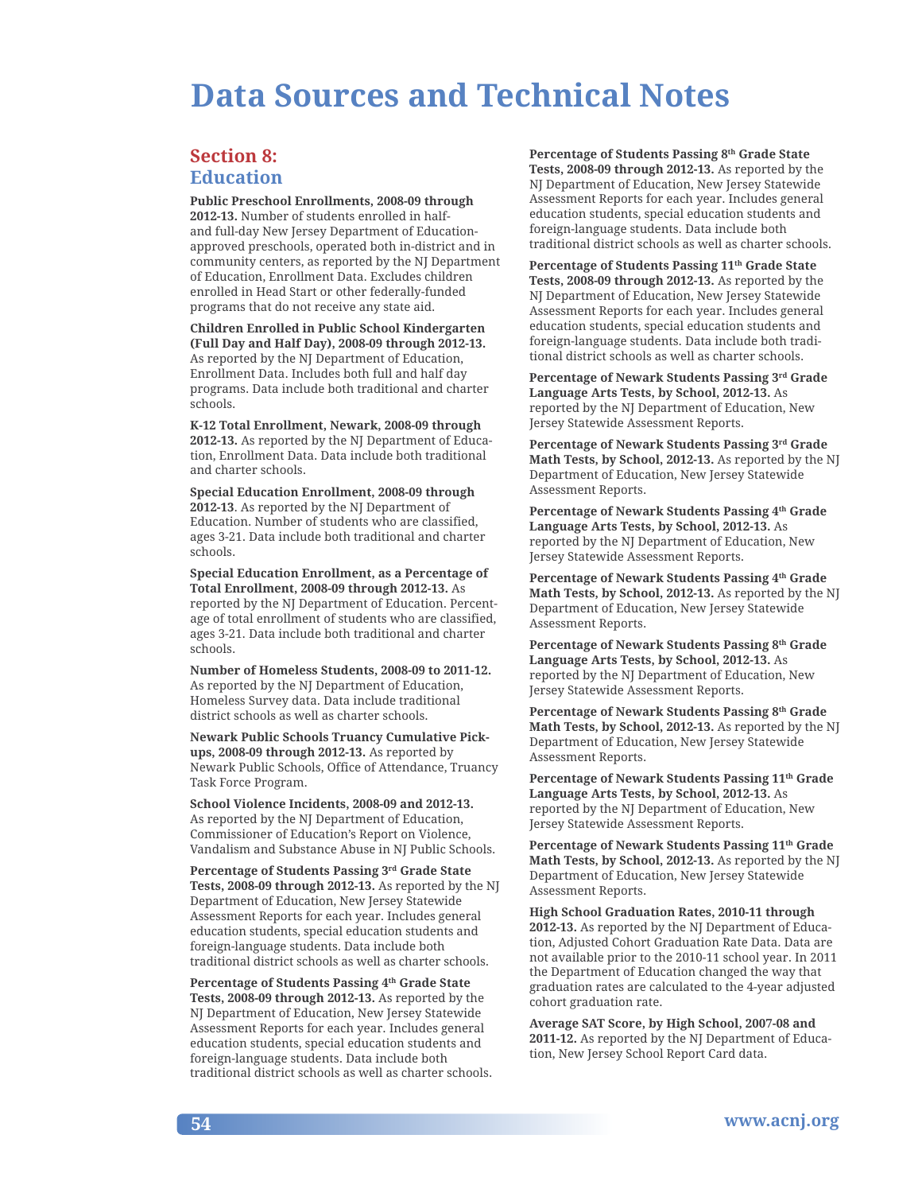# Data Sources and Technical Notes

## Section 8: Education

**Public Preschool Enrollments, 2008-09 through 2012-13.** Number of students enrolled in half- and full-day New Jersey Department of Education-approved preschools, operated both in-district and in community centers, as reported by the NJ Department of Education, Enrollment Data. Excludes children enrolled in Head Start or other federally-funded programs that do not receive any state aid.

**Children Enrolled in Public School Kindergarten (Full Day and Half Day), 2008-09 through 2012-13.** As reported by the NJ Department of Education, Enrollment Data. Includes both full and half day programs. Data include both traditional and charter schools.

**K-12 Total Enrollment, Newark, 2008-09 through 2012-13.** As reported by the NJ Department of Education, Enrollment Data. Data include both traditional and charter schools.

**Special Education Enrollment, 2008-09 through 2012-13**. As reported by the NJ Department of Education. Number of students who are classified, ages 3-21. Data include both traditional and charter schools.

**Special Education Enrollment, as a Percentage of Total Enrollment, 2008-09 through 2012-13.** As reported by the NJ Department of Education. Percentage of total enrollment of students who are classified, ages 3-21. Data include both traditional and charter schools.

**Number of Homeless Students, 2008-09 to 2011-12.** As reported by the NJ Department of Education, Homeless Survey data. Data include traditional district schools as well as charter schools.

**Newark Public Schools Truancy Cumulative Pick-ups, 2008-09 through 2012-13.** As reported by Newark Public Schools, Office of Attendance, Truancy Task Force Program.

**School Violence Incidents, 2008-09 and 2012-13.** As reported by the NJ Department of Education, Commissioner of Education's Report on Violence, Vandalism and Substance Abuse in NJ Public Schools.

**Percentage of Students Passing 3rd Grade State Tests, 2008-09 through 2012-13.** As reported by the NJ Department of Education, New Jersey Statewide Assessment Reports for each year. Includes general education students, special education students and foreign-language students. Data include both traditional district schools as well as charter schools.

**Percentage of Students Passing 4th Grade State Tests, 2008-09 through 2012-13.** As reported by the NJ Department of Education, New Jersey Statewide Assessment Reports for each year. Includes general education students, special education students and foreign-language students. Data include both traditional district schools as well as charter schools.

**Percentage of Students Passing 8th Grade State Tests, 2008-09 through 2012-13.** As reported by the NJ Department of Education, New Jersey Statewide Assessment Reports for each year. Includes general education students, special education students and foreign-language students. Data include both traditional district schools as well as charter schools.

**Percentage of Students Passing 11th Grade State Tests, 2008-09 through 2012-13.** As reported by the NJ Department of Education, New Jersey Statewide Assessment Reports for each year. Includes general education students, special education students and foreign-language students. Data include both traditional district schools as well as charter schools.

**Percentage of Newark Students Passing 3rd Grade Language Arts Tests, by School, 2012-13.** As reported by the NJ Department of Education, New Jersey Statewide Assessment Reports.

**Percentage of Newark Students Passing 3rd Grade Math Tests, by School, 2012-13.** As reported by the NJ Department of Education, New Jersey Statewide Assessment Reports.

**Percentage of Newark Students Passing 4th Grade Language Arts Tests, by School, 2012-13.** As reported by the NJ Department of Education, New Jersey Statewide Assessment Reports.

**Percentage of Newark Students Passing 4th Grade Math Tests, by School, 2012-13.** As reported by the NJ Department of Education, New Jersey Statewide Assessment Reports.

**Percentage of Newark Students Passing 8th Grade Language Arts Tests, by School, 2012-13.** As reported by the NJ Department of Education, New Jersey Statewide Assessment Reports.

**Percentage of Newark Students Passing 8th Grade Math Tests, by School, 2012-13.** As reported by the NJ Department of Education, New Jersey Statewide Assessment Reports.

**Percentage of Newark Students Passing 11th Grade Language Arts Tests, by School, 2012-13.** As reported by the NJ Department of Education, New Jersey Statewide Assessment Reports.

**Percentage of Newark Students Passing 11th Grade Math Tests, by School, 2012-13.** As reported by the NJ Department of Education, New Jersey Statewide Assessment Reports.

**High School Graduation Rates, 2010-11 through 2012-13.** As reported by the NJ Department of Education, Adjusted Cohort Graduation Rate Data. Data are not available prior to the 2010-11 school year. In 2011 the Department of Education changed the way that graduation rates are calculated to the 4-year adjusted cohort graduation rate.

**Average SAT Score, by High School, 2007-08 and 2011-12.** As reported by the NJ Department of Education, New Jersey School Report Card data.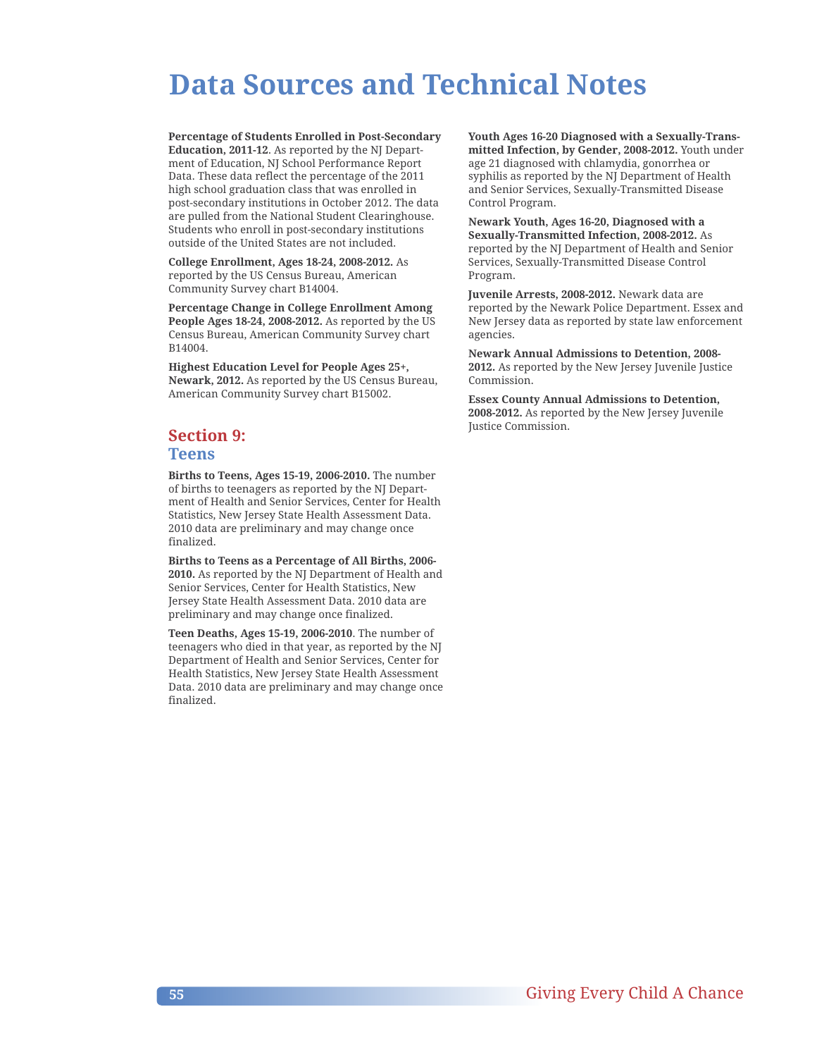# Data Sources and Technical Notes

**Percentage of Students Enrolled in Post-Secondary Education, 2011-12**. As reported by the NJ Department of Education, NJ School Performance Report Data. These data reflect the percentage of the 2011 high school graduation class that was enrolled in post-secondary institutions in October 2012. The data are pulled from the National Student Clearinghouse. Students who enroll in post-secondary institutions outside of the United States are not included.

**College Enrollment, Ages 18-24, 2008-2012.** As reported by the US Census Bureau, American Community Survey chart B14004.

**Percentage Change in College Enrollment Among People Ages 18-24, 2008-2012.** As reported by the US Census Bureau, American Community Survey chart B14004.

**Highest Education Level for People Ages 25+, Newark, 2012.** As reported by the US Census Bureau, American Community Survey chart B15002.

## Section 9: Teens

**Births to Teens, Ages 15-19, 2006-2010.** The number of births to teenagers as reported by the NJ Department of Health and Senior Services, Center for Health Statistics, New Jersey State Health Assessment Data. 2010 data are preliminary and may change once finalized.

**Births to Teens as a Percentage of All Births, 2006-2010.** As reported by the NJ Department of Health and Senior Services, Center for Health Statistics, New Jersey State Health Assessment Data. 2010 data are preliminary and may change once finalized.

**Teen Deaths, Ages 15-19, 2006-2010**. The number of teenagers who died in that year, as reported by the NJ Department of Health and Senior Services, Center for Health Statistics, New Jersey State Health Assessment Data. 2010 data are preliminary and may change once finalized.

**Youth Ages 16-20 Diagnosed with a Sexually-Transmitted Infection, by Gender, 2008-2012.** Youth under age 21 diagnosed with chlamydia, gonorrhea or syphilis as reported by the NJ Department of Health and Senior Services, Sexually-Transmitted Disease Control Program.

**Newark Youth, Ages 16-20, Diagnosed with a Sexually-Transmitted Infection, 2008-2012.** As reported by the NJ Department of Health and Senior Services, Sexually-Transmitted Disease Control Program.

**Juvenile Arrests, 2008-2012.** Newark data are reported by the Newark Police Department. Essex and New Jersey data as reported by state law enforcement agencies.

**Newark Annual Admissions to Detention, 2008-2012.** As reported by the New Jersey Juvenile Justice Commission.

**Essex County Annual Admissions to Detention, 2008-2012.** As reported by the New Jersey Juvenile Justice Commission.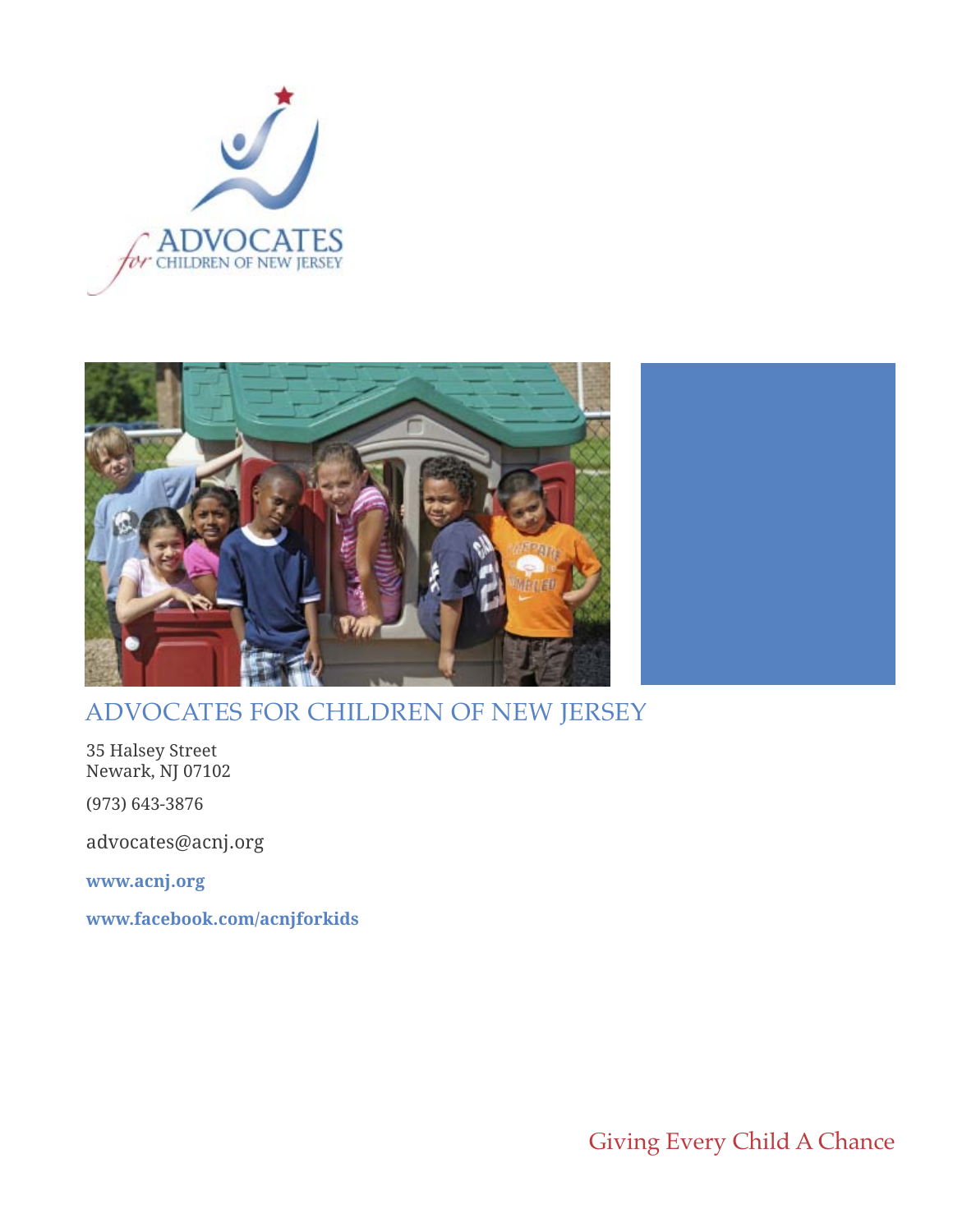ADVOCATES for CHILDREN OF NEW JERSEY

## ADVOCATES FOR CHILDREN OF NEW JERSEY

35 Halsey Street
Newark, NJ 07102

(973) 643-3876

advocates@acnj.org

**www.acnj.org**

**www.facebook.com/acnjforkids**

Giving Every Child A Chance